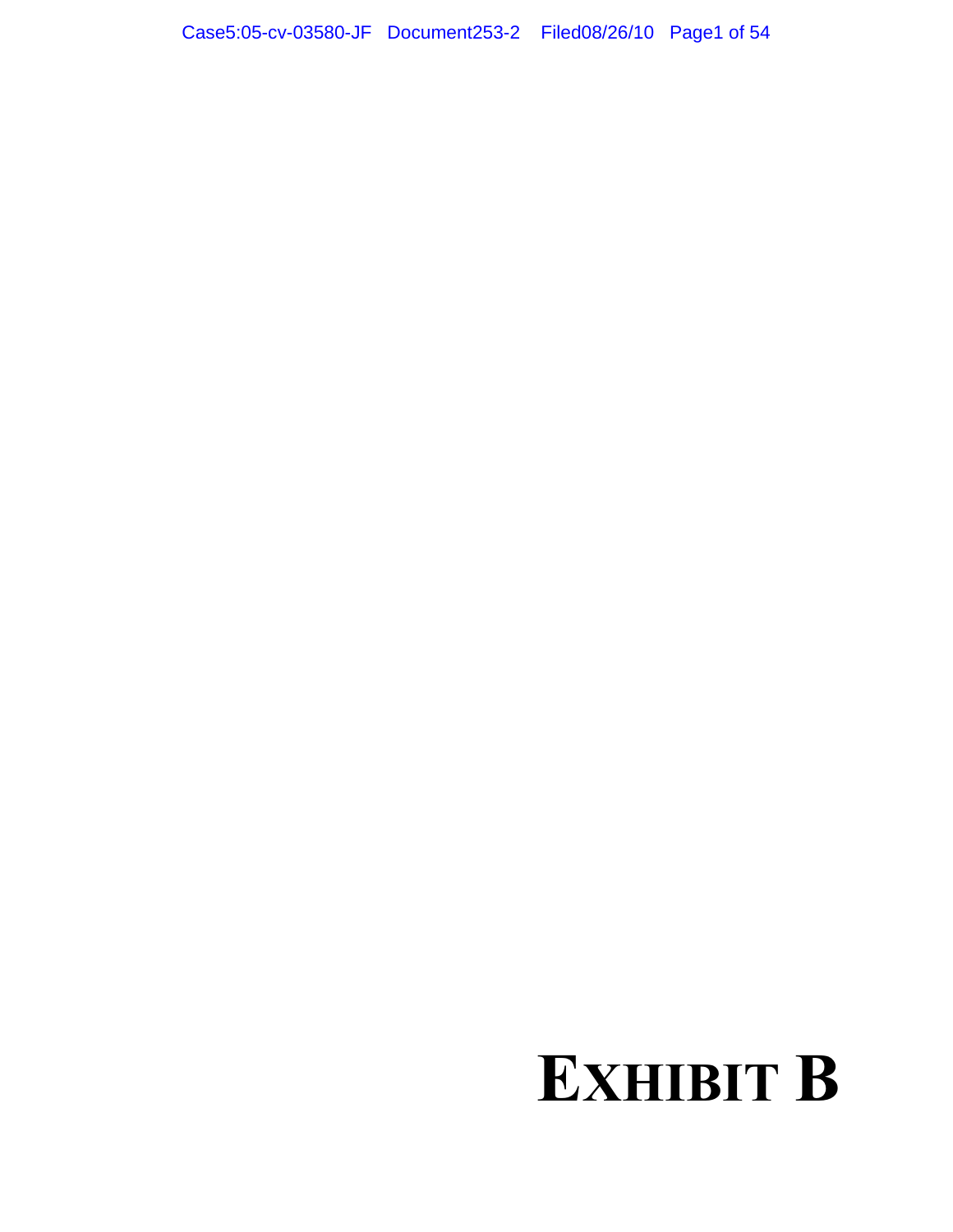# EXHIBIT B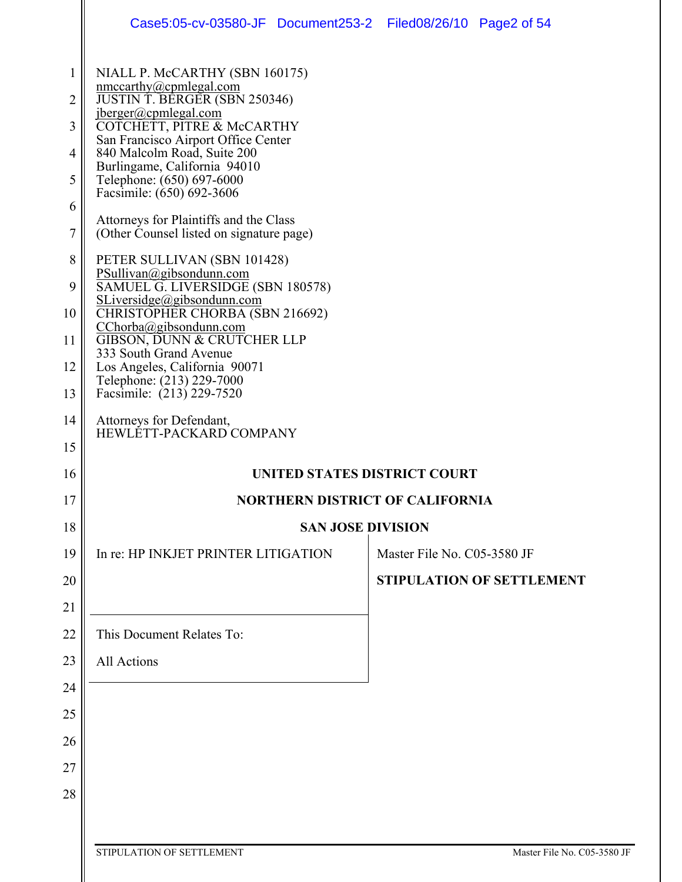NIALL P. McCARTHY (SBN 160175)
nmccarthy@cpmlegal.com
JUSTIN T. BERGER (SBN 250346)
jberger@cpmlegal.com
COTCHETT, PITRE & McCARTHY
San Francisco Airport Office Center
840 Malcolm Road, Suite 200
Burlingame, California 94010
Telephone: (650) 697-6000
Facsimile: (650) 692-3606

Attorneys for Plaintiffs and the Class
(Other Counsel listed on signature page)

PETER SULLIVAN (SBN 101428)
PSullivan@gibsondunn.com
SAMUEL G. LIVERSIDGE (SBN 180578)
SLiversidge@gibsondunn.com
CHRISTOPHER CHORBA (SBN 216692)
CChorba@gibsondunn.com
GIBSON, DUNN & CRUTCHER LLP
333 South Grand Avenue
Los Angeles, California 90071
Telephone: (213) 229-7000
Facsimile: (213) 229-7520

Attorneys for Defendant,
HEWLETT-PACKARD COMPANY

**UNITED STATES DISTRICT COURT**

**NORTHERN DISTRICT OF CALIFORNIA**

**SAN JOSE DIVISION**

| | |
|---|---|
| In re: HP INKJET PRINTER LITIGATION | Master File No. C05-3580 JF |
| | **STIPULATION OF SETTLEMENT** |
| This Document Relates To: | |
| All Actions | |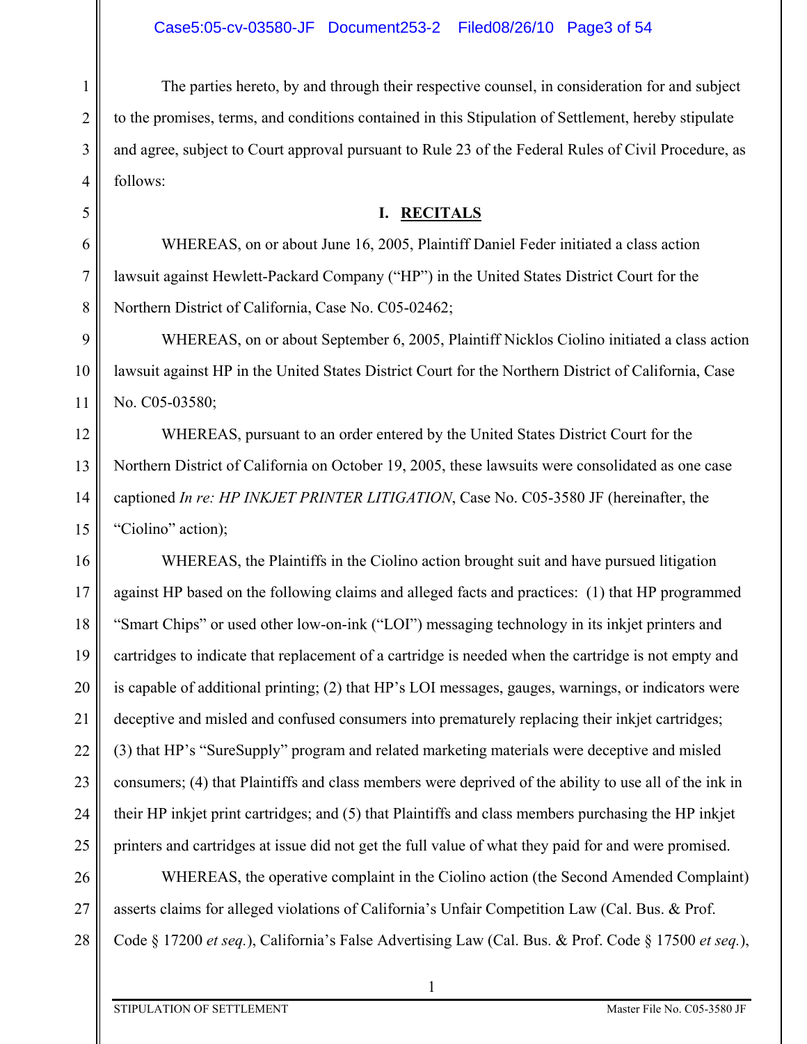The parties hereto, by and through their respective counsel, in consideration for and subject to the promises, terms, and conditions contained in this Stipulation of Settlement, hereby stipulate and agree, subject to Court approval pursuant to Rule 23 of the Federal Rules of Civil Procedure, as follows:

## I. RECITALS

WHEREAS, on or about June 16, 2005, Plaintiff Daniel Feder initiated a class action lawsuit against Hewlett-Packard Company ("HP") in the United States District Court for the Northern District of California, Case No. C05-02462;

WHEREAS, on or about September 6, 2005, Plaintiff Nicklos Ciolino initiated a class action lawsuit against HP in the United States District Court for the Northern District of California, Case No. C05-03580;

WHEREAS, pursuant to an order entered by the United States District Court for the Northern District of California on October 19, 2005, these lawsuits were consolidated as one case captioned *In re: HP INKJET PRINTER LITIGATION*, Case No. C05-3580 JF (hereinafter, the "Ciolino" action);

WHEREAS, the Plaintiffs in the Ciolino action brought suit and have pursued litigation against HP based on the following claims and alleged facts and practices: (1) that HP programmed "Smart Chips" or used other low-on-ink ("LOI") messaging technology in its inkjet printers and cartridges to indicate that replacement of a cartridge is needed when the cartridge is not empty and is capable of additional printing; (2) that HP's LOI messages, gauges, warnings, or indicators were deceptive and misled and confused consumers into prematurely replacing their inkjet cartridges; (3) that HP's "SureSupply" program and related marketing materials were deceptive and misled consumers; (4) that Plaintiffs and class members were deprived of the ability to use all of the ink in their HP inkjet print cartridges; and (5) that Plaintiffs and class members purchasing the HP inkjet printers and cartridges at issue did not get the full value of what they paid for and were promised.

WHEREAS, the operative complaint in the Ciolino action (the Second Amended Complaint) asserts claims for alleged violations of California's Unfair Competition Law (Cal. Bus. & Prof. Code § 17200 *et seq.*), California's False Advertising Law (Cal. Bus. & Prof. Code § 17500 *et seq.*),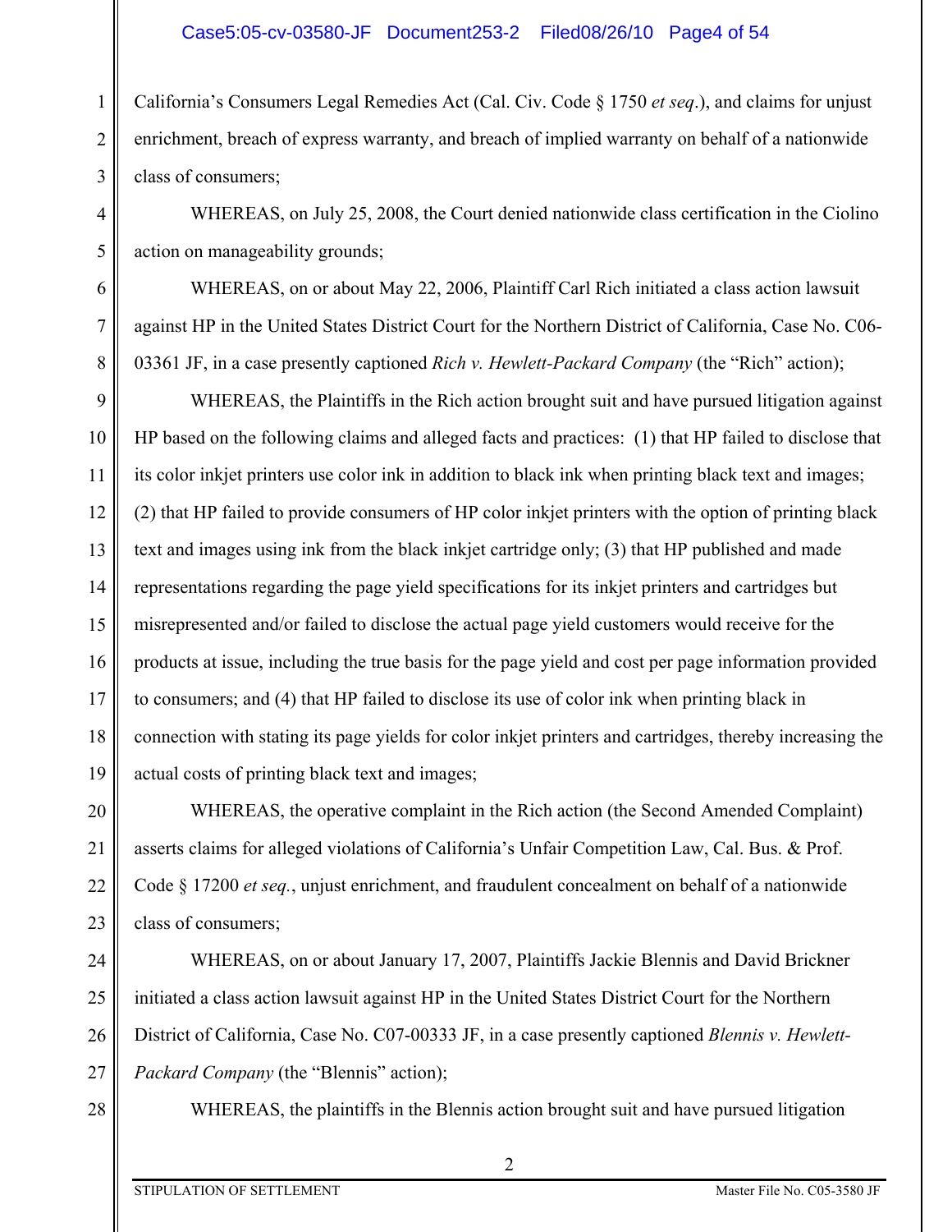California's Consumers Legal Remedies Act (Cal. Civ. Code § 1750 *et seq*.), and claims for unjust enrichment, breach of express warranty, and breach of implied warranty on behalf of a nationwide class of consumers;

WHEREAS, on July 25, 2008, the Court denied nationwide class certification in the Ciolino action on manageability grounds;

WHEREAS, on or about May 22, 2006, Plaintiff Carl Rich initiated a class action lawsuit against HP in the United States District Court for the Northern District of California, Case No. C06-03361 JF, in a case presently captioned *Rich v. Hewlett-Packard Company* (the "Rich" action);

WHEREAS, the Plaintiffs in the Rich action brought suit and have pursued litigation against HP based on the following claims and alleged facts and practices: (1) that HP failed to disclose that its color inkjet printers use color ink in addition to black ink when printing black text and images; (2) that HP failed to provide consumers of HP color inkjet printers with the option of printing black text and images using ink from the black inkjet cartridge only; (3) that HP published and made representations regarding the page yield specifications for its inkjet printers and cartridges but misrepresented and/or failed to disclose the actual page yield customers would receive for the products at issue, including the true basis for the page yield and cost per page information provided to consumers; and (4) that HP failed to disclose its use of color ink when printing black in connection with stating its page yields for color inkjet printers and cartridges, thereby increasing the actual costs of printing black text and images;

WHEREAS, the operative complaint in the Rich action (the Second Amended Complaint) asserts claims for alleged violations of California's Unfair Competition Law, Cal. Bus. & Prof. Code § 17200 *et seq*., unjust enrichment, and fraudulent concealment on behalf of a nationwide class of consumers;

WHEREAS, on or about January 17, 2007, Plaintiffs Jackie Blennis and David Brickner initiated a class action lawsuit against HP in the United States District Court for the Northern District of California, Case No. C07-00333 JF, in a case presently captioned *Blennis v. Hewlett-Packard Company* (the "Blennis" action);

WHEREAS, the plaintiffs in the Blennis action brought suit and have pursued litigation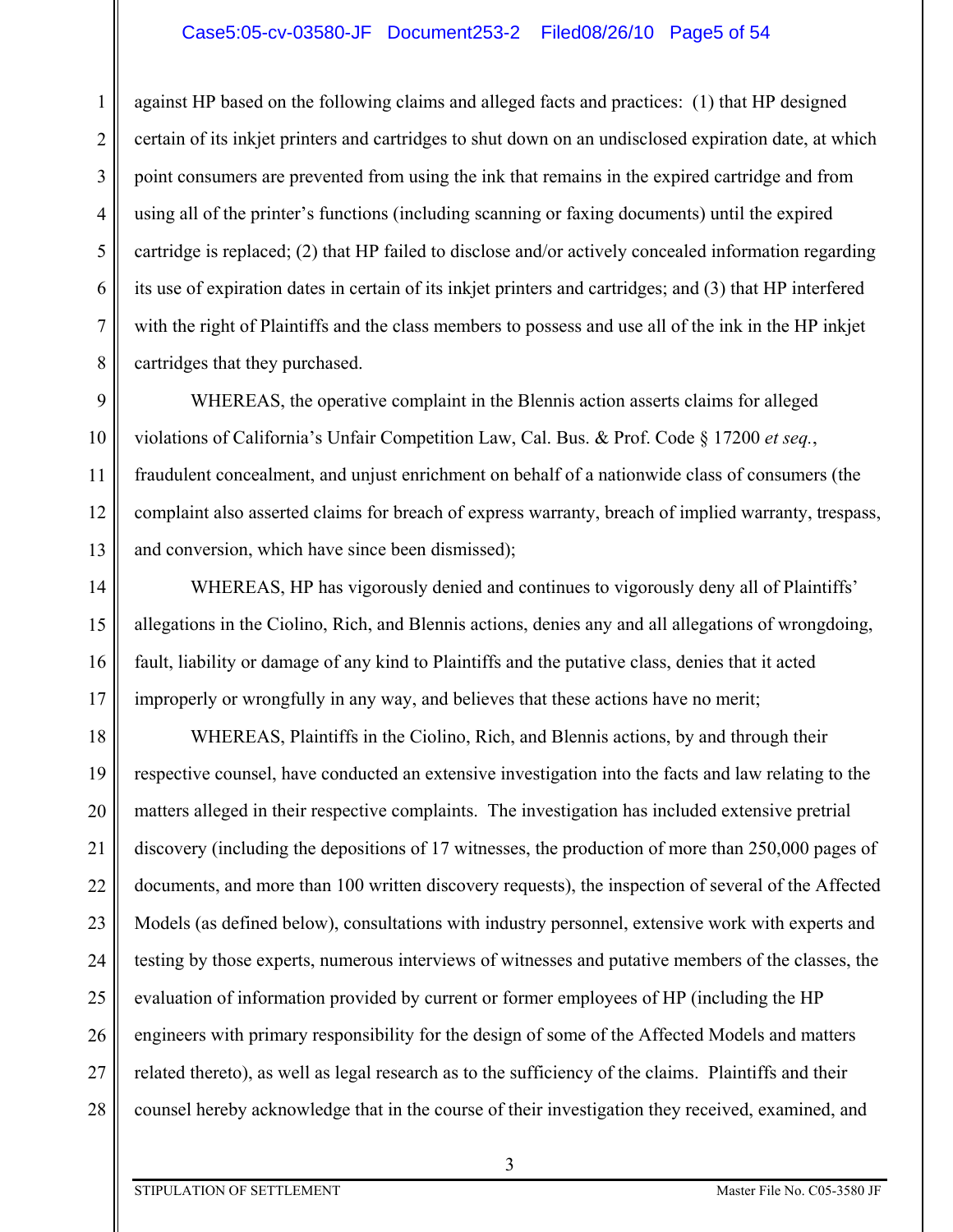against HP based on the following claims and alleged facts and practices: (1) that HP designed certain of its inkjet printers and cartridges to shut down on an undisclosed expiration date, at which point consumers are prevented from using the ink that remains in the expired cartridge and from using all of the printer's functions (including scanning or faxing documents) until the expired cartridge is replaced; (2) that HP failed to disclose and/or actively concealed information regarding its use of expiration dates in certain of its inkjet printers and cartridges; and (3) that HP interfered with the right of Plaintiffs and the class members to possess and use all of the ink in the HP inkjet cartridges that they purchased.

WHEREAS, the operative complaint in the Blennis action asserts claims for alleged violations of California's Unfair Competition Law, Cal. Bus. & Prof. Code § 17200 *et seq.*, fraudulent concealment, and unjust enrichment on behalf of a nationwide class of consumers (the complaint also asserted claims for breach of express warranty, breach of implied warranty, trespass, and conversion, which have since been dismissed);

WHEREAS, HP has vigorously denied and continues to vigorously deny all of Plaintiffs' allegations in the Ciolino, Rich, and Blennis actions, denies any and all allegations of wrongdoing, fault, liability or damage of any kind to Plaintiffs and the putative class, denies that it acted improperly or wrongfully in any way, and believes that these actions have no merit;

WHEREAS, Plaintiffs in the Ciolino, Rich, and Blennis actions, by and through their respective counsel, have conducted an extensive investigation into the facts and law relating to the matters alleged in their respective complaints. The investigation has included extensive pretrial discovery (including the depositions of 17 witnesses, the production of more than 250,000 pages of documents, and more than 100 written discovery requests), the inspection of several of the Affected Models (as defined below), consultations with industry personnel, extensive work with experts and testing by those experts, numerous interviews of witnesses and putative members of the classes, the evaluation of information provided by current or former employees of HP (including the HP engineers with primary responsibility for the design of some of the Affected Models and matters related thereto), as well as legal research as to the sufficiency of the claims. Plaintiffs and their counsel hereby acknowledge that in the course of their investigation they received, examined, and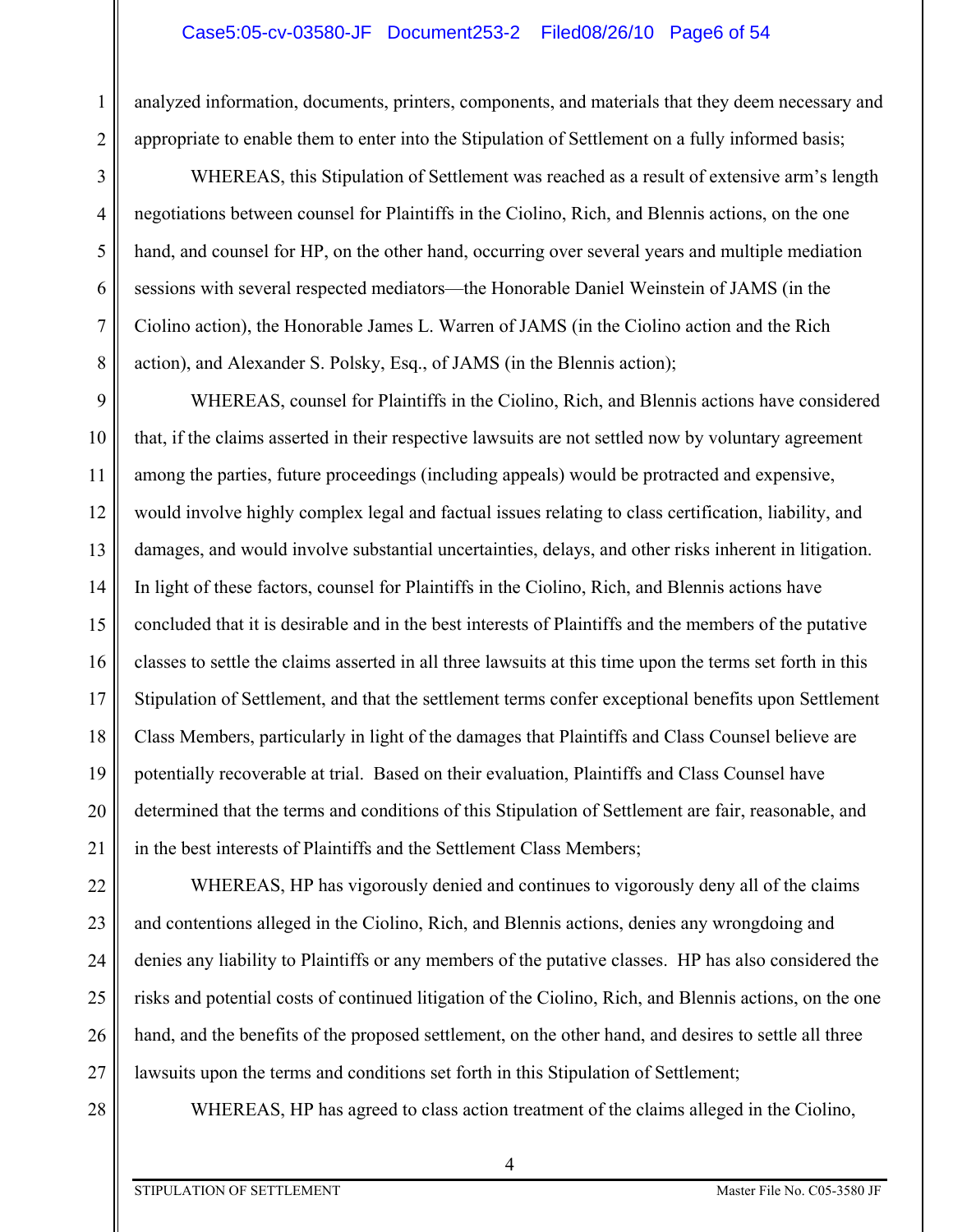analyzed information, documents, printers, components, and materials that they deem necessary and appropriate to enable them to enter into the Stipulation of Settlement on a fully informed basis;

WHEREAS, this Stipulation of Settlement was reached as a result of extensive arm's length negotiations between counsel for Plaintiffs in the Ciolino, Rich, and Blennis actions, on the one hand, and counsel for HP, on the other hand, occurring over several years and multiple mediation sessions with several respected mediators—the Honorable Daniel Weinstein of JAMS (in the Ciolino action), the Honorable James L. Warren of JAMS (in the Ciolino action and the Rich action), and Alexander S. Polsky, Esq., of JAMS (in the Blennis action);

WHEREAS, counsel for Plaintiffs in the Ciolino, Rich, and Blennis actions have considered that, if the claims asserted in their respective lawsuits are not settled now by voluntary agreement among the parties, future proceedings (including appeals) would be protracted and expensive, would involve highly complex legal and factual issues relating to class certification, liability, and damages, and would involve substantial uncertainties, delays, and other risks inherent in litigation. In light of these factors, counsel for Plaintiffs in the Ciolino, Rich, and Blennis actions have concluded that it is desirable and in the best interests of Plaintiffs and the members of the putative classes to settle the claims asserted in all three lawsuits at this time upon the terms set forth in this Stipulation of Settlement, and that the settlement terms confer exceptional benefits upon Settlement Class Members, particularly in light of the damages that Plaintiffs and Class Counsel believe are potentially recoverable at trial. Based on their evaluation, Plaintiffs and Class Counsel have determined that the terms and conditions of this Stipulation of Settlement are fair, reasonable, and in the best interests of Plaintiffs and the Settlement Class Members;

WHEREAS, HP has vigorously denied and continues to vigorously deny all of the claims and contentions alleged in the Ciolino, Rich, and Blennis actions, denies any wrongdoing and denies any liability to Plaintiffs or any members of the putative classes. HP has also considered the risks and potential costs of continued litigation of the Ciolino, Rich, and Blennis actions, on the one hand, and the benefits of the proposed settlement, on the other hand, and desires to settle all three lawsuits upon the terms and conditions set forth in this Stipulation of Settlement;

WHEREAS, HP has agreed to class action treatment of the claims alleged in the Ciolino,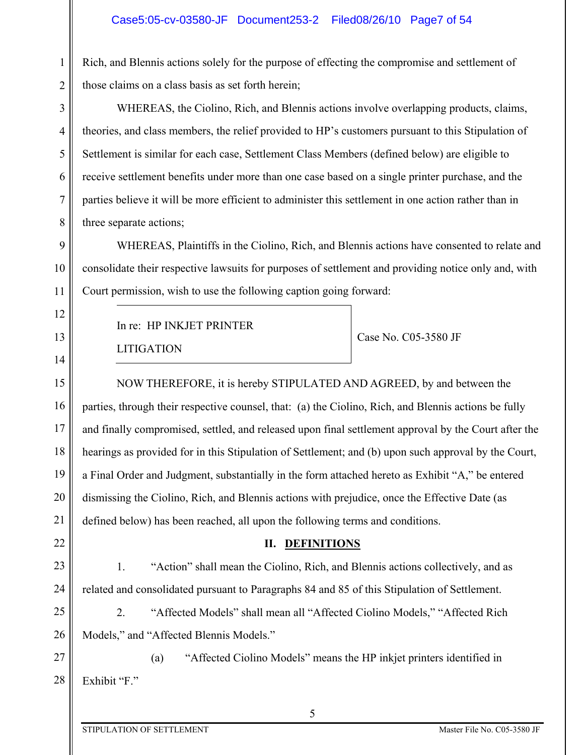Rich, and Blennis actions solely for the purpose of effecting the compromise and settlement of those claims on a class basis as set forth herein;

WHEREAS, the Ciolino, Rich, and Blennis actions involve overlapping products, claims, theories, and class members, the relief provided to HP's customers pursuant to this Stipulation of Settlement is similar for each case, Settlement Class Members (defined below) are eligible to receive settlement benefits under more than one case based on a single printer purchase, and the parties believe it will be more efficient to administer this settlement in one action rather than in three separate actions;

WHEREAS, Plaintiffs in the Ciolino, Rich, and Blennis actions have consented to relate and consolidate their respective lawsuits for purposes of settlement and providing notice only and, with Court permission, wish to use the following caption going forward:

| In re: HP INKJET PRINTER LITIGATION | Case No. C05-3580 JF |
|---|---|

NOW THEREFORE, it is hereby STIPULATED AND AGREED, by and between the parties, through their respective counsel, that: (a) the Ciolino, Rich, and Blennis actions be fully and finally compromised, settled, and released upon final settlement approval by the Court after the hearings as provided for in this Stipulation of Settlement; and (b) upon such approval by the Court, a Final Order and Judgment, substantially in the form attached hereto as Exhibit "A," be entered dismissing the Ciolino, Rich, and Blennis actions with prejudice, once the Effective Date (as defined below) has been reached, all upon the following terms and conditions.

## II. DEFINITIONS

1. "Action" shall mean the Ciolino, Rich, and Blennis actions collectively, and as related and consolidated pursuant to Paragraphs 84 and 85 of this Stipulation of Settlement.

2. "Affected Models" shall mean all "Affected Ciolino Models," "Affected Rich Models," and "Affected Blennis Models."

   (a) "Affected Ciolino Models" means the HP inkjet printers identified in Exhibit "F."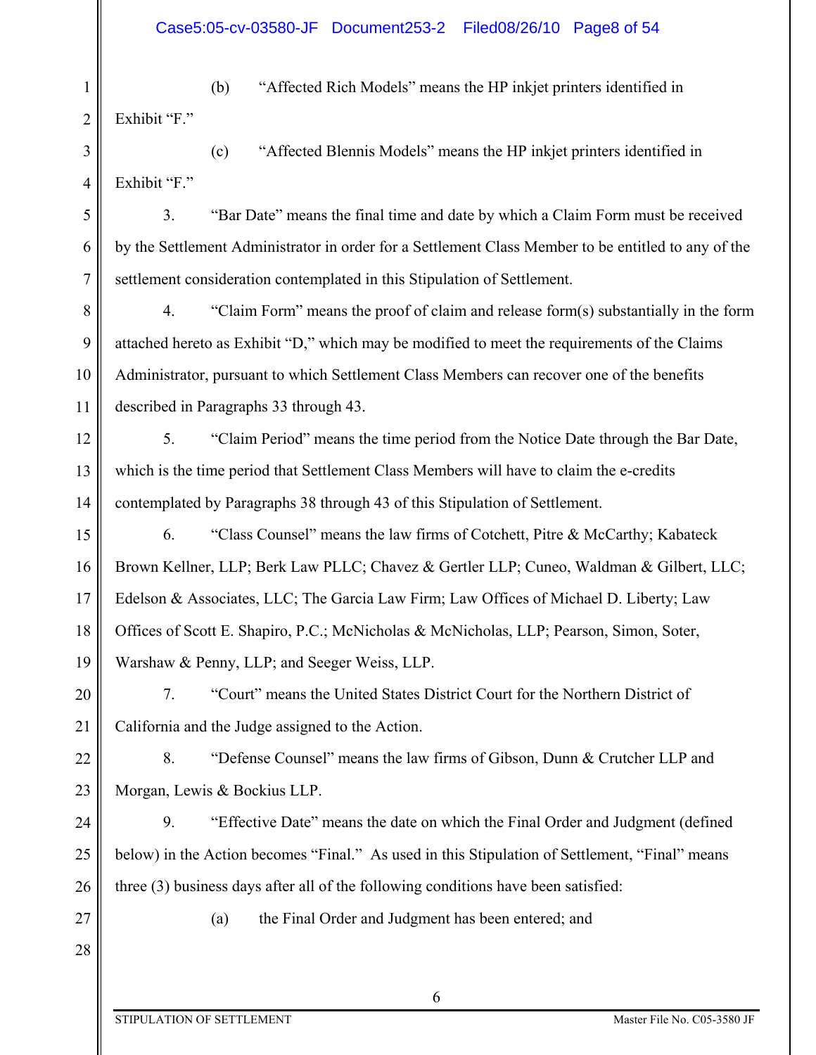(b) "Affected Rich Models" means the HP inkjet printers identified in Exhibit "F."

(c) "Affected Blennis Models" means the HP inkjet printers identified in Exhibit "F."

3. "Bar Date" means the final time and date by which a Claim Form must be received by the Settlement Administrator in order for a Settlement Class Member to be entitled to any of the settlement consideration contemplated in this Stipulation of Settlement.

4. "Claim Form" means the proof of claim and release form(s) substantially in the form attached hereto as Exhibit "D," which may be modified to meet the requirements of the Claims Administrator, pursuant to which Settlement Class Members can recover one of the benefits described in Paragraphs 33 through 43.

5. "Claim Period" means the time period from the Notice Date through the Bar Date, which is the time period that Settlement Class Members will have to claim the e-credits contemplated by Paragraphs 38 through 43 of this Stipulation of Settlement.

6. "Class Counsel" means the law firms of Cotchett, Pitre & McCarthy; Kabateck Brown Kellner, LLP; Berk Law PLLC; Chavez & Gertler LLP; Cuneo, Waldman & Gilbert, LLC; Edelson & Associates, LLC; The Garcia Law Firm; Law Offices of Michael D. Liberty; Law Offices of Scott E. Shapiro, P.C.; McNicholas & McNicholas, LLP; Pearson, Simon, Soter, Warshaw & Penny, LLP; and Seeger Weiss, LLP.

7. "Court" means the United States District Court for the Northern District of California and the Judge assigned to the Action.

8. "Defense Counsel" means the law firms of Gibson, Dunn & Crutcher LLP and Morgan, Lewis & Bockius LLP.

9. "Effective Date" means the date on which the Final Order and Judgment (defined below) in the Action becomes "Final." As used in this Stipulation of Settlement, "Final" means three (3) business days after all of the following conditions have been satisfied:

(a) the Final Order and Judgment has been entered; and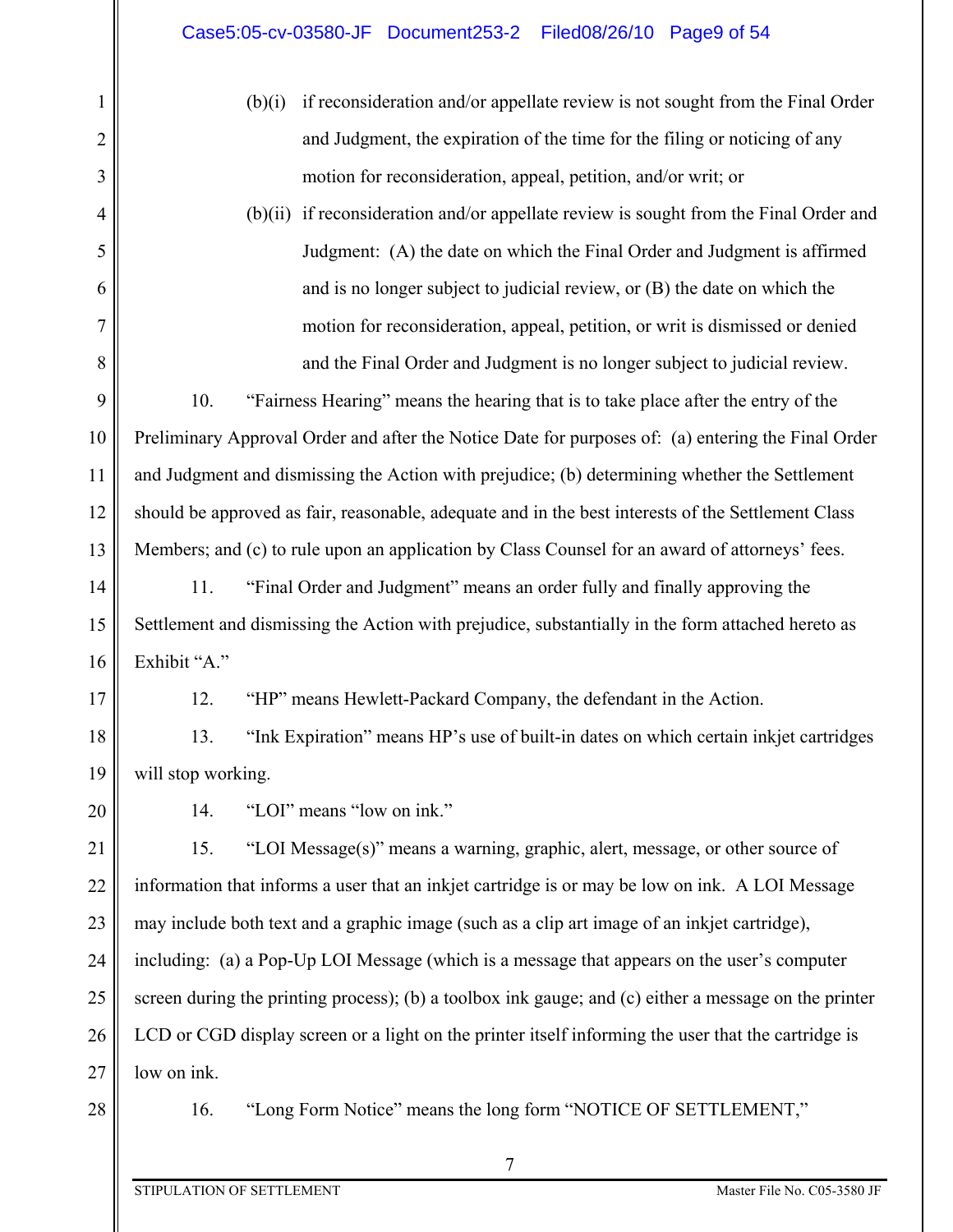(b)(i) if reconsideration and/or appellate review is not sought from the Final Order and Judgment, the expiration of the time for the filing or noticing of any motion for reconsideration, appeal, petition, and/or writ; or

(b)(ii) if reconsideration and/or appellate review is sought from the Final Order and Judgment: (A) the date on which the Final Order and Judgment is affirmed and is no longer subject to judicial review, or (B) the date on which the motion for reconsideration, appeal, petition, or writ is dismissed or denied and the Final Order and Judgment is no longer subject to judicial review.

10. "Fairness Hearing" means the hearing that is to take place after the entry of the Preliminary Approval Order and after the Notice Date for purposes of: (a) entering the Final Order and Judgment and dismissing the Action with prejudice; (b) determining whether the Settlement should be approved as fair, reasonable, adequate and in the best interests of the Settlement Class Members; and (c) to rule upon an application by Class Counsel for an award of attorneys' fees.

11. "Final Order and Judgment" means an order fully and finally approving the Settlement and dismissing the Action with prejudice, substantially in the form attached hereto as Exhibit "A."

12. "HP" means Hewlett-Packard Company, the defendant in the Action.

13. "Ink Expiration" means HP's use of built-in dates on which certain inkjet cartridges will stop working.

14. "LOI" means "low on ink."

15. "LOI Message(s)" means a warning, graphic, alert, message, or other source of information that informs a user that an inkjet cartridge is or may be low on ink. A LOI Message may include both text and a graphic image (such as a clip art image of an inkjet cartridge), including: (a) a Pop-Up LOI Message (which is a message that appears on the user's computer screen during the printing process); (b) a toolbox ink gauge; and (c) either a message on the printer LCD or CGD display screen or a light on the printer itself informing the user that the cartridge is low on ink.

16. "Long Form Notice" means the long form "NOTICE OF SETTLEMENT,"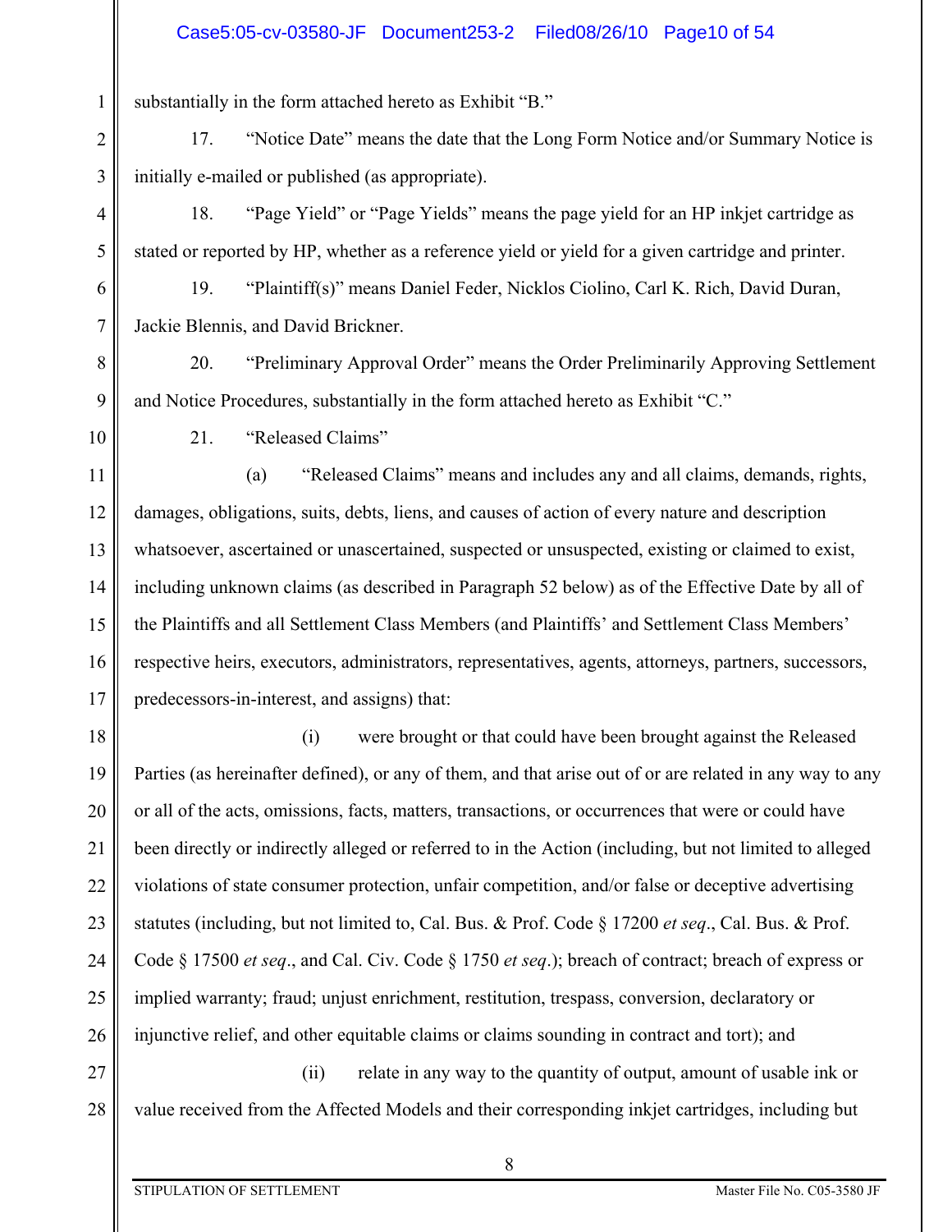substantially in the form attached hereto as Exhibit "B."

17. "Notice Date" means the date that the Long Form Notice and/or Summary Notice is initially e-mailed or published (as appropriate).

18. "Page Yield" or "Page Yields" means the page yield for an HP inkjet cartridge as stated or reported by HP, whether as a reference yield or yield for a given cartridge and printer.

19. "Plaintiff(s)" means Daniel Feder, Nicklos Ciolino, Carl K. Rich, David Duran, Jackie Blennis, and David Brickner.

20. "Preliminary Approval Order" means the Order Preliminarily Approving Settlement and Notice Procedures, substantially in the form attached hereto as Exhibit "C."

21. "Released Claims"

(a) "Released Claims" means and includes any and all claims, demands, rights, damages, obligations, suits, debts, liens, and causes of action of every nature and description whatsoever, ascertained or unascertained, suspected or unsuspected, existing or claimed to exist, including unknown claims (as described in Paragraph 52 below) as of the Effective Date by all of the Plaintiffs and all Settlement Class Members (and Plaintiffs' and Settlement Class Members' respective heirs, executors, administrators, representatives, agents, attorneys, partners, successors, predecessors-in-interest, and assigns) that:

(i) were brought or that could have been brought against the Released Parties (as hereinafter defined), or any of them, and that arise out of or are related in any way to any or all of the acts, omissions, facts, matters, transactions, or occurrences that were or could have been directly or indirectly alleged or referred to in the Action (including, but not limited to alleged violations of state consumer protection, unfair competition, and/or false or deceptive advertising statutes (including, but not limited to, Cal. Bus. & Prof. Code § 17200 *et seq*., Cal. Bus. & Prof. Code § 17500 *et seq*., and Cal. Civ. Code § 1750 *et seq*.); breach of contract; breach of express or implied warranty; fraud; unjust enrichment, restitution, trespass, conversion, declaratory or injunctive relief, and other equitable claims or claims sounding in contract and tort); and

(ii) relate in any way to the quantity of output, amount of usable ink or value received from the Affected Models and their corresponding inkjet cartridges, including but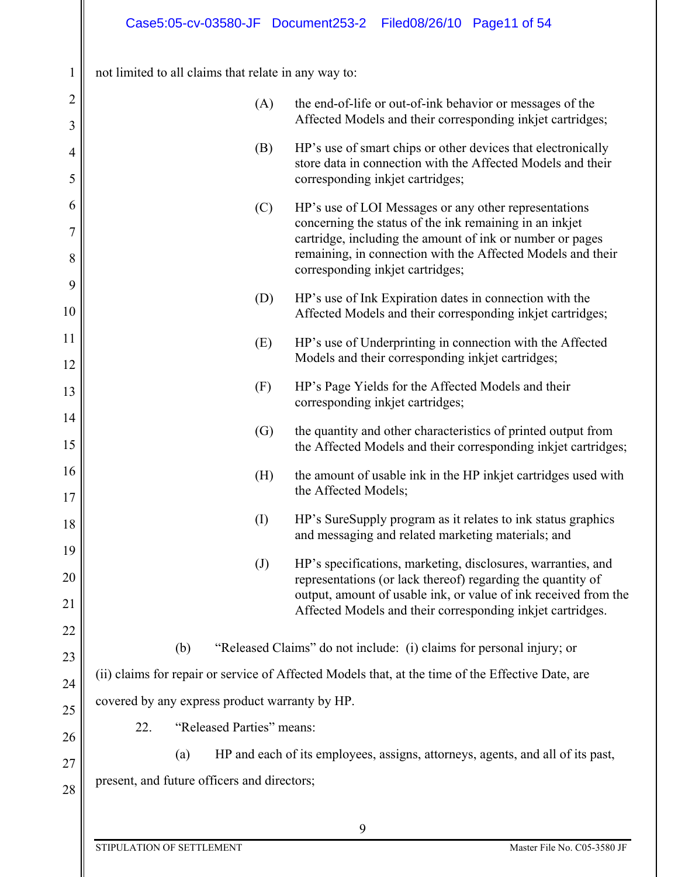not limited to all claims that relate in any way to:

(A) the end-of-life or out-of-ink behavior or messages of the Affected Models and their corresponding inkjet cartridges;

(B) HP's use of smart chips or other devices that electronically store data in connection with the Affected Models and their corresponding inkjet cartridges;

(C) HP's use of LOI Messages or any other representations concerning the status of the ink remaining in an inkjet cartridge, including the amount of ink or number or pages remaining, in connection with the Affected Models and their corresponding inkjet cartridges;

(D) HP's use of Ink Expiration dates in connection with the Affected Models and their corresponding inkjet cartridges;

(E) HP's use of Underprinting in connection with the Affected Models and their corresponding inkjet cartridges;

(F) HP's Page Yields for the Affected Models and their corresponding inkjet cartridges;

(G) the quantity and other characteristics of printed output from the Affected Models and their corresponding inkjet cartridges;

(H) the amount of usable ink in the HP inkjet cartridges used with the Affected Models;

(I) HP's SureSupply program as it relates to ink status graphics and messaging and related marketing materials; and

(J) HP's specifications, marketing, disclosures, warranties, and representations (or lack thereof) regarding the quantity of output, amount of usable ink, or value of ink received from the Affected Models and their corresponding inkjet cartridges.

(b) "Released Claims" do not include: (i) claims for personal injury; or (ii) claims for repair or service of Affected Models that, at the time of the Effective Date, are covered by any express product warranty by HP.

22. "Released Parties" means:

(a) HP and each of its employees, assigns, attorneys, agents, and all of its past, present, and future officers and directors;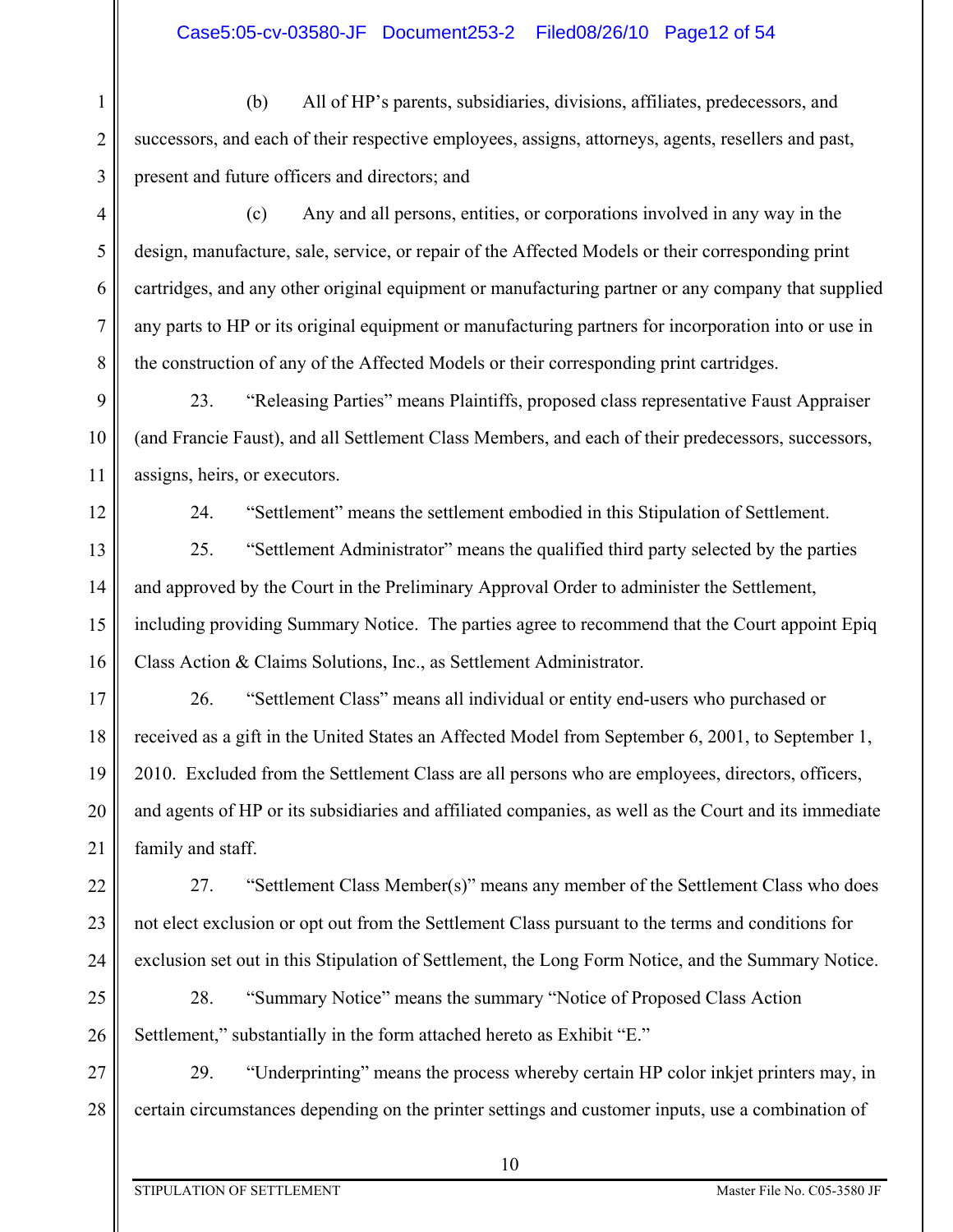(b) All of HP's parents, subsidiaries, divisions, affiliates, predecessors, and successors, and each of their respective employees, assigns, attorneys, agents, resellers and past, present and future officers and directors; and

(c) Any and all persons, entities, or corporations involved in any way in the design, manufacture, sale, service, or repair of the Affected Models or their corresponding print cartridges, and any other original equipment or manufacturing partner or any company that supplied any parts to HP or its original equipment or manufacturing partners for incorporation into or use in the construction of any of the Affected Models or their corresponding print cartridges.

23. "Releasing Parties" means Plaintiffs, proposed class representative Faust Appraiser (and Francie Faust), and all Settlement Class Members, and each of their predecessors, successors, assigns, heirs, or executors.

24. "Settlement" means the settlement embodied in this Stipulation of Settlement.

25. "Settlement Administrator" means the qualified third party selected by the parties and approved by the Court in the Preliminary Approval Order to administer the Settlement, including providing Summary Notice. The parties agree to recommend that the Court appoint Epiq Class Action & Claims Solutions, Inc., as Settlement Administrator.

26. "Settlement Class" means all individual or entity end-users who purchased or received as a gift in the United States an Affected Model from September 6, 2001, to September 1, 2010. Excluded from the Settlement Class are all persons who are employees, directors, officers, and agents of HP or its subsidiaries and affiliated companies, as well as the Court and its immediate family and staff.

27. "Settlement Class Member(s)" means any member of the Settlement Class who does not elect exclusion or opt out from the Settlement Class pursuant to the terms and conditions for exclusion set out in this Stipulation of Settlement, the Long Form Notice, and the Summary Notice.

28. "Summary Notice" means the summary "Notice of Proposed Class Action Settlement," substantially in the form attached hereto as Exhibit "E."

29. "Underprinting" means the process whereby certain HP color inkjet printers may, in certain circumstances depending on the printer settings and customer inputs, use a combination of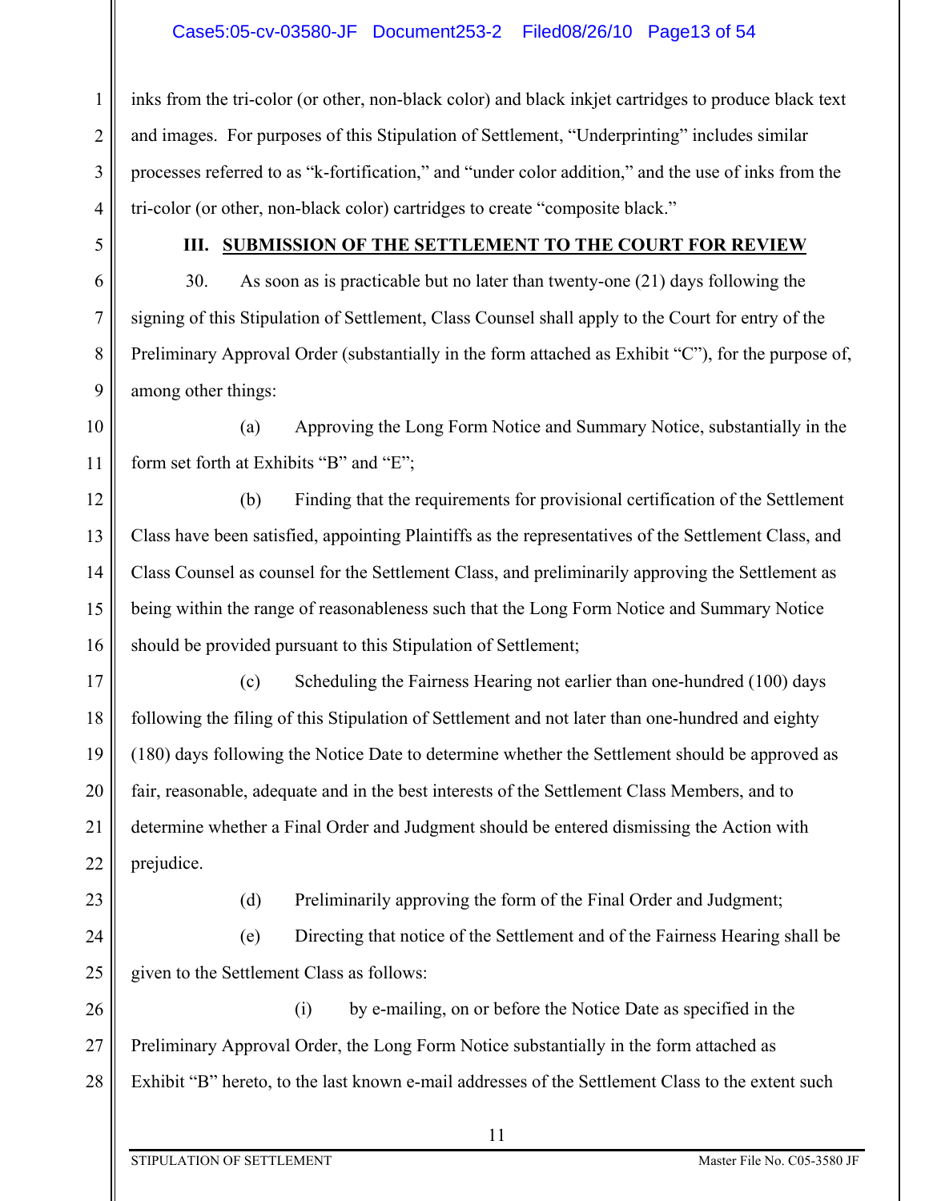inks from the tri-color (or other, non-black color) and black inkjet cartridges to produce black text and images. For purposes of this Stipulation of Settlement, "Underprinting" includes similar processes referred to as "k-fortification," and "under color addition," and the use of inks from the tri-color (or other, non-black color) cartridges to create "composite black."

## III. SUBMISSION OF THE SETTLEMENT TO THE COURT FOR REVIEW

30. As soon as is practicable but no later than twenty-one (21) days following the signing of this Stipulation of Settlement, Class Counsel shall apply to the Court for entry of the Preliminary Approval Order (substantially in the form attached as Exhibit "C"), for the purpose of, among other things:

(a) Approving the Long Form Notice and Summary Notice, substantially in the form set forth at Exhibits "B" and "E";

(b) Finding that the requirements for provisional certification of the Settlement Class have been satisfied, appointing Plaintiffs as the representatives of the Settlement Class, and Class Counsel as counsel for the Settlement Class, and preliminarily approving the Settlement as being within the range of reasonableness such that the Long Form Notice and Summary Notice should be provided pursuant to this Stipulation of Settlement;

(c) Scheduling the Fairness Hearing not earlier than one-hundred (100) days following the filing of this Stipulation of Settlement and not later than one-hundred and eighty (180) days following the Notice Date to determine whether the Settlement should be approved as fair, reasonable, adequate and in the best interests of the Settlement Class Members, and to determine whether a Final Order and Judgment should be entered dismissing the Action with prejudice.

(d) Preliminarily approving the form of the Final Order and Judgment;

(e) Directing that notice of the Settlement and of the Fairness Hearing shall be given to the Settlement Class as follows:

(i) by e-mailing, on or before the Notice Date as specified in the Preliminary Approval Order, the Long Form Notice substantially in the form attached as Exhibit "B" hereto, to the last known e-mail addresses of the Settlement Class to the extent such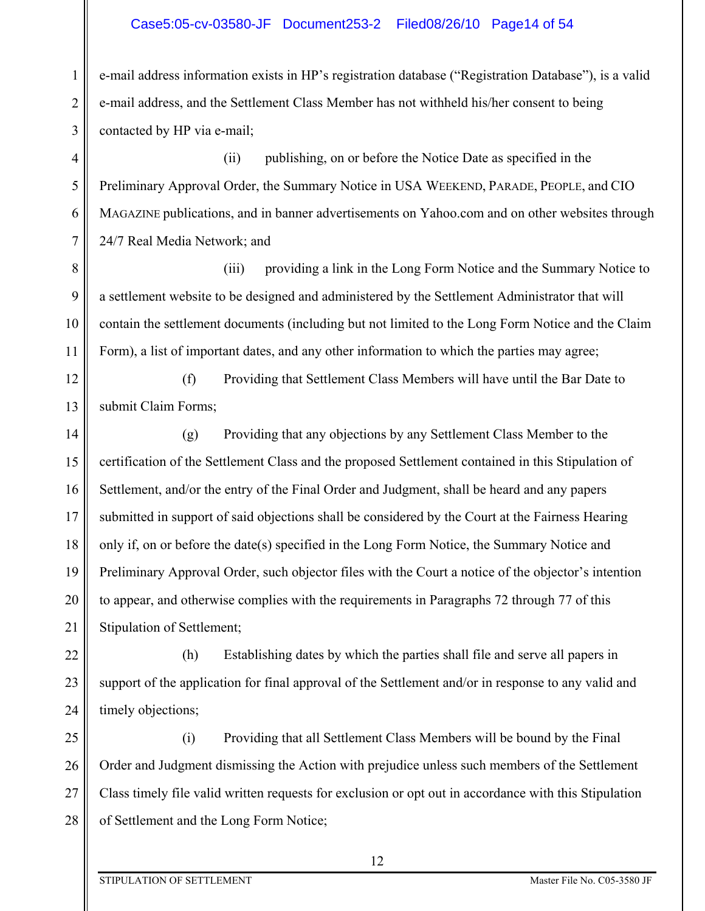e-mail address information exists in HP's registration database ("Registration Database"), is a valid e-mail address, and the Settlement Class Member has not withheld his/her consent to being contacted by HP via e-mail;

(ii) publishing, on or before the Notice Date as specified in the Preliminary Approval Order, the Summary Notice in USA WEEKEND, PARADE, PEOPLE, and CIO MAGAZINE publications, and in banner advertisements on Yahoo.com and on other websites through 24/7 Real Media Network; and

(iii) providing a link in the Long Form Notice and the Summary Notice to a settlement website to be designed and administered by the Settlement Administrator that will contain the settlement documents (including but not limited to the Long Form Notice and the Claim Form), a list of important dates, and any other information to which the parties may agree;

(f) Providing that Settlement Class Members will have until the Bar Date to submit Claim Forms;

(g) Providing that any objections by any Settlement Class Member to the certification of the Settlement Class and the proposed Settlement contained in this Stipulation of Settlement, and/or the entry of the Final Order and Judgment, shall be heard and any papers submitted in support of said objections shall be considered by the Court at the Fairness Hearing only if, on or before the date(s) specified in the Long Form Notice, the Summary Notice and Preliminary Approval Order, such objector files with the Court a notice of the objector's intention to appear, and otherwise complies with the requirements in Paragraphs 72 through 77 of this Stipulation of Settlement;

(h) Establishing dates by which the parties shall file and serve all papers in support of the application for final approval of the Settlement and/or in response to any valid and timely objections;

(i) Providing that all Settlement Class Members will be bound by the Final Order and Judgment dismissing the Action with prejudice unless such members of the Settlement Class timely file valid written requests for exclusion or opt out in accordance with this Stipulation of Settlement and the Long Form Notice;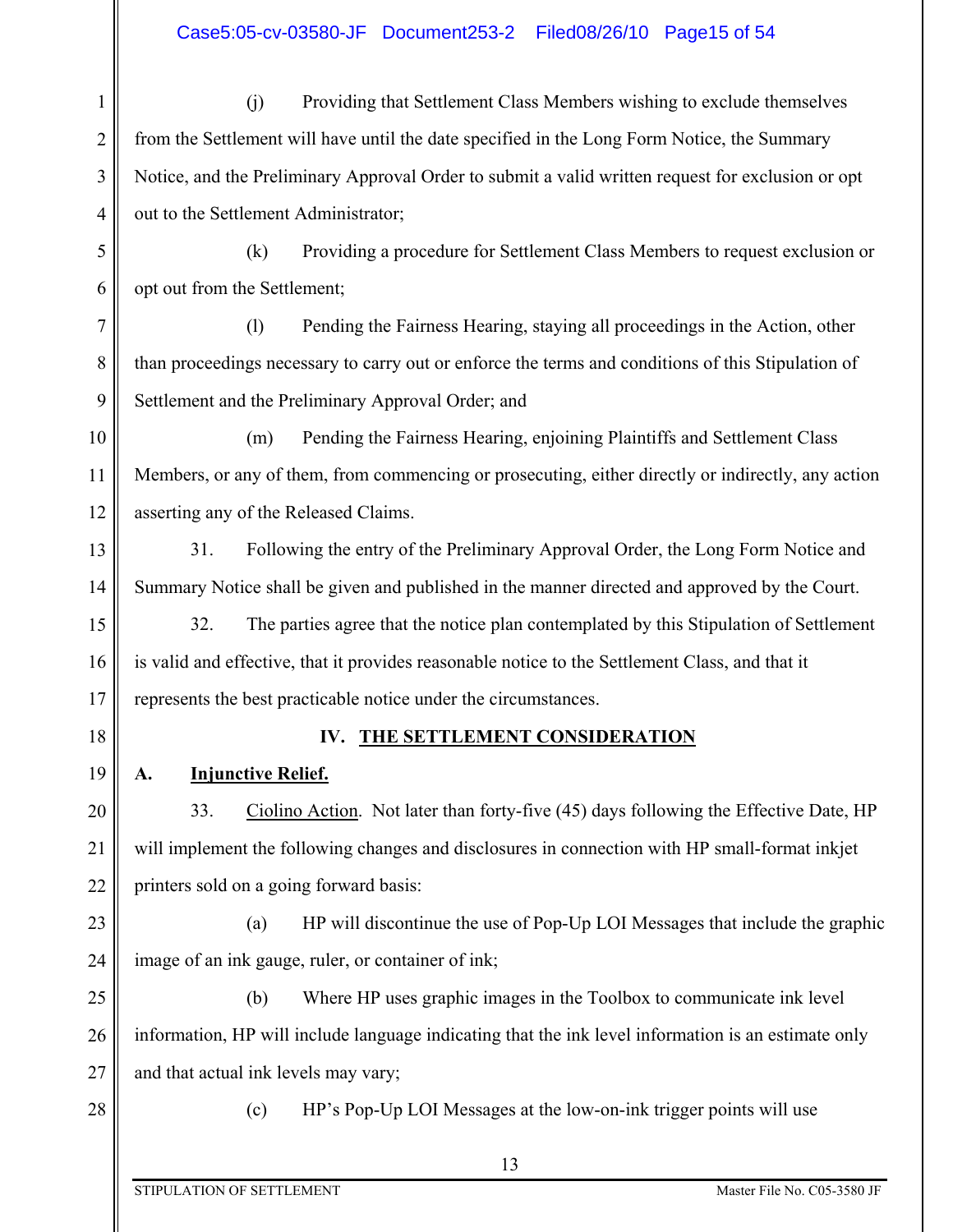(j) Providing that Settlement Class Members wishing to exclude themselves from the Settlement will have until the date specified in the Long Form Notice, the Summary Notice, and the Preliminary Approval Order to submit a valid written request for exclusion or opt out to the Settlement Administrator;

(k) Providing a procedure for Settlement Class Members to request exclusion or opt out from the Settlement;

(l) Pending the Fairness Hearing, staying all proceedings in the Action, other than proceedings necessary to carry out or enforce the terms and conditions of this Stipulation of Settlement and the Preliminary Approval Order; and

(m) Pending the Fairness Hearing, enjoining Plaintiffs and Settlement Class Members, or any of them, from commencing or prosecuting, either directly or indirectly, any action asserting any of the Released Claims.

31. Following the entry of the Preliminary Approval Order, the Long Form Notice and Summary Notice shall be given and published in the manner directed and approved by the Court.

32. The parties agree that the notice plan contemplated by this Stipulation of Settlement is valid and effective, that it provides reasonable notice to the Settlement Class, and that it represents the best practicable notice under the circumstances.

## IV. THE SETTLEMENT CONSIDERATION

### A. Injunctive Relief.

33. Ciolino Action. Not later than forty-five (45) days following the Effective Date, HP will implement the following changes and disclosures in connection with HP small-format inkjet printers sold on a going forward basis:

(a) HP will discontinue the use of Pop-Up LOI Messages that include the graphic image of an ink gauge, ruler, or container of ink;

(b) Where HP uses graphic images in the Toolbox to communicate ink level information, HP will include language indicating that the ink level information is an estimate only and that actual ink levels may vary;

(c) HP's Pop-Up LOI Messages at the low-on-ink trigger points will use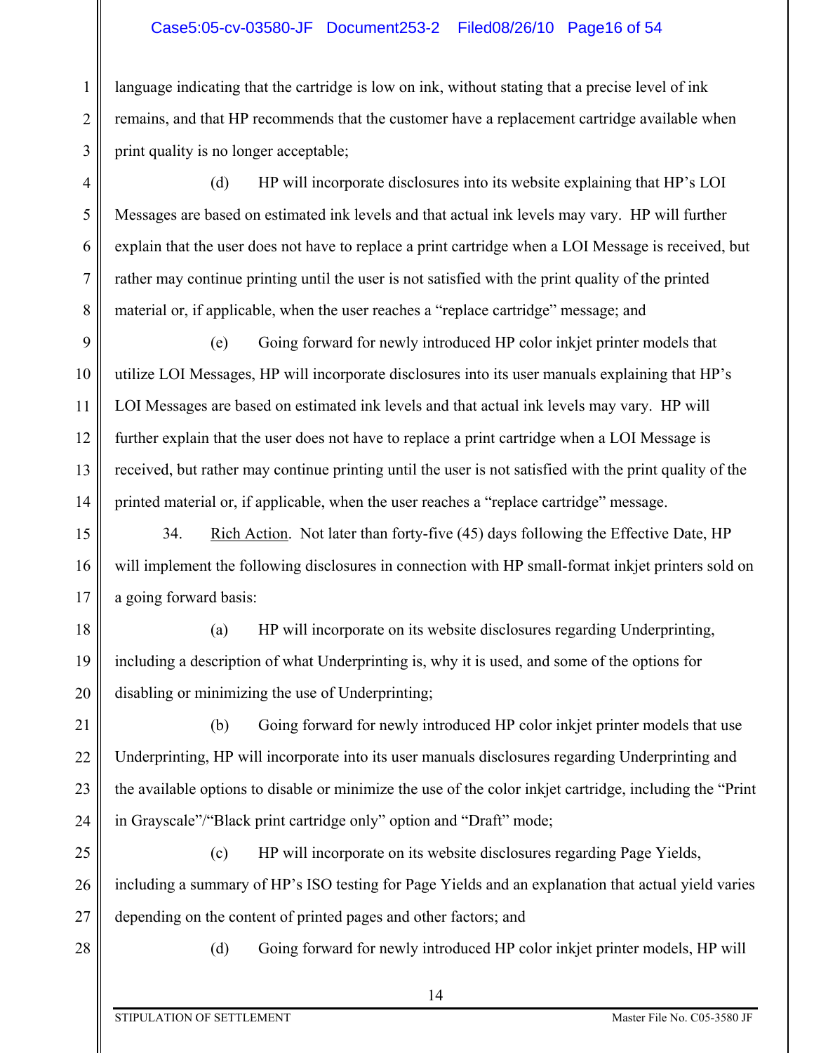language indicating that the cartridge is low on ink, without stating that a precise level of ink remains, and that HP recommends that the customer have a replacement cartridge available when print quality is no longer acceptable;

(d) HP will incorporate disclosures into its website explaining that HP's LOI Messages are based on estimated ink levels and that actual ink levels may vary. HP will further explain that the user does not have to replace a print cartridge when a LOI Message is received, but rather may continue printing until the user is not satisfied with the print quality of the printed material or, if applicable, when the user reaches a "replace cartridge" message; and

(e) Going forward for newly introduced HP color inkjet printer models that utilize LOI Messages, HP will incorporate disclosures into its user manuals explaining that HP's LOI Messages are based on estimated ink levels and that actual ink levels may vary. HP will further explain that the user does not have to replace a print cartridge when a LOI Message is received, but rather may continue printing until the user is not satisfied with the print quality of the printed material or, if applicable, when the user reaches a "replace cartridge" message.

34. Rich Action. Not later than forty-five (45) days following the Effective Date, HP will implement the following disclosures in connection with HP small-format inkjet printers sold on a going forward basis:

(a) HP will incorporate on its website disclosures regarding Underprinting, including a description of what Underprinting is, why it is used, and some of the options for disabling or minimizing the use of Underprinting;

(b) Going forward for newly introduced HP color inkjet printer models that use Underprinting, HP will incorporate into its user manuals disclosures regarding Underprinting and the available options to disable or minimize the use of the color inkjet cartridge, including the "Print in Grayscale"/"Black print cartridge only" option and "Draft" mode;

(c) HP will incorporate on its website disclosures regarding Page Yields, including a summary of HP's ISO testing for Page Yields and an explanation that actual yield varies depending on the content of printed pages and other factors; and

(d) Going forward for newly introduced HP color inkjet printer models, HP will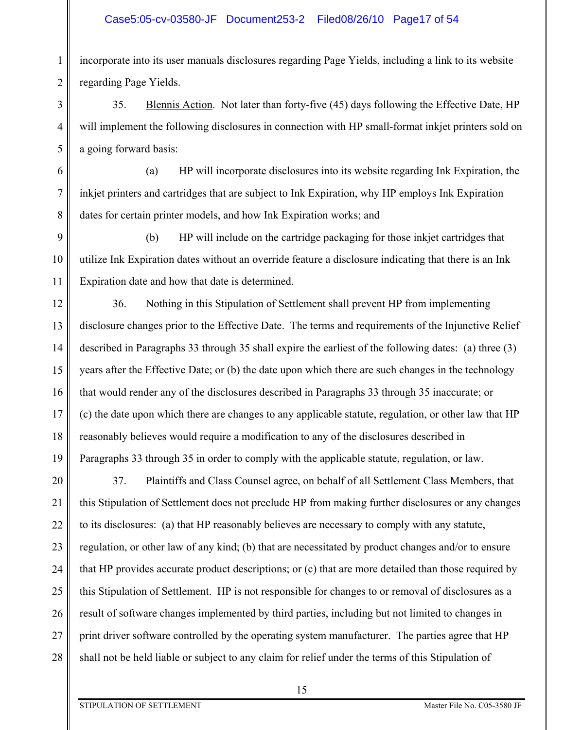incorporate into its user manuals disclosures regarding Page Yields, including a link to its website regarding Page Yields.

35. Blennis Action. Not later than forty-five (45) days following the Effective Date, HP will implement the following disclosures in connection with HP small-format inkjet printers sold on a going forward basis:

(a) HP will incorporate disclosures into its website regarding Ink Expiration, the inkjet printers and cartridges that are subject to Ink Expiration, why HP employs Ink Expiration dates for certain printer models, and how Ink Expiration works; and

(b) HP will include on the cartridge packaging for those inkjet cartridges that utilize Ink Expiration dates without an override feature a disclosure indicating that there is an Ink Expiration date and how that date is determined.

36. Nothing in this Stipulation of Settlement shall prevent HP from implementing disclosure changes prior to the Effective Date. The terms and requirements of the Injunctive Relief described in Paragraphs 33 through 35 shall expire the earliest of the following dates: (a) three (3) years after the Effective Date; or (b) the date upon which there are such changes in the technology that would render any of the disclosures described in Paragraphs 33 through 35 inaccurate; or (c) the date upon which there are changes to any applicable statute, regulation, or other law that HP reasonably believes would require a modification to any of the disclosures described in Paragraphs 33 through 35 in order to comply with the applicable statute, regulation, or law.

37. Plaintiffs and Class Counsel agree, on behalf of all Settlement Class Members, that this Stipulation of Settlement does not preclude HP from making further disclosures or any changes to its disclosures: (a) that HP reasonably believes are necessary to comply with any statute, regulation, or other law of any kind; (b) that are necessitated by product changes and/or to ensure that HP provides accurate product descriptions; or (c) that are more detailed than those required by this Stipulation of Settlement. HP is not responsible for changes to or removal of disclosures as a result of software changes implemented by third parties, including but not limited to changes in print driver software controlled by the operating system manufacturer. The parties agree that HP shall not be held liable or subject to any claim for relief under the terms of this Stipulation of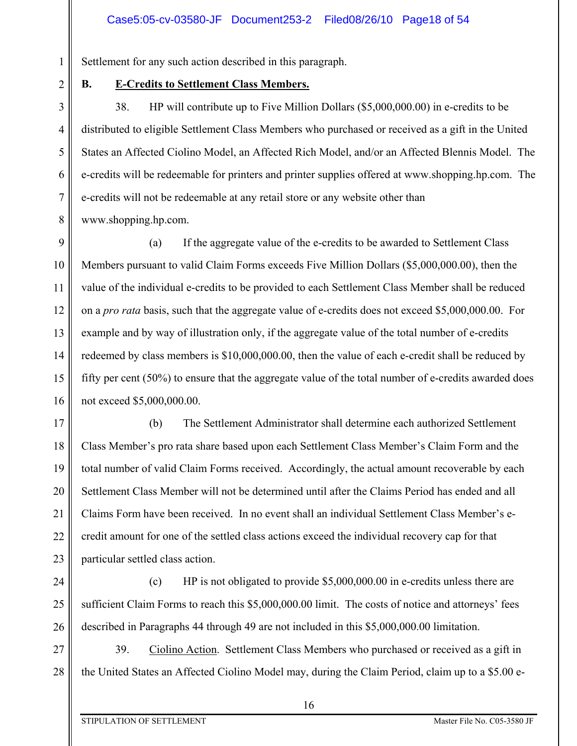Settlement for any such action described in this paragraph.

**B. <u>E-Credits to Settlement Class Members.</u>**

38. HP will contribute up to Five Million Dollars ($5,000,000.00) in e-credits to be distributed to eligible Settlement Class Members who purchased or received as a gift in the United States an Affected Ciolino Model, an Affected Rich Model, and/or an Affected Blennis Model. The e-credits will be redeemable for printers and printer supplies offered at www.shopping.hp.com. The e-credits will not be redeemable at any retail store or any website other than www.shopping.hp.com.

(a) If the aggregate value of the e-credits to be awarded to Settlement Class Members pursuant to valid Claim Forms exceeds Five Million Dollars ($5,000,000.00), then the value of the individual e-credits to be provided to each Settlement Class Member shall be reduced on a *pro rata* basis, such that the aggregate value of e-credits does not exceed $5,000,000.00. For example and by way of illustration only, if the aggregate value of the total number of e-credits redeemed by class members is $10,000,000.00, then the value of each e-credit shall be reduced by fifty per cent (50%) to ensure that the aggregate value of the total number of e-credits awarded does not exceed $5,000,000.00.

(b) The Settlement Administrator shall determine each authorized Settlement Class Member's pro rata share based upon each Settlement Class Member's Claim Form and the total number of valid Claim Forms received. Accordingly, the actual amount recoverable by each Settlement Class Member will not be determined until after the Claims Period has ended and all Claims Form have been received. In no event shall an individual Settlement Class Member's e-credit amount for one of the settled class actions exceed the individual recovery cap for that particular settled class action.

(c) HP is not obligated to provide $5,000,000.00 in e-credits unless there are sufficient Claim Forms to reach this $5,000,000.00 limit. The costs of notice and attorneys' fees described in Paragraphs 44 through 49 are not included in this $5,000,000.00 limitation.

39. <u>Ciolino Action</u>. Settlement Class Members who purchased or received as a gift in the United States an Affected Ciolino Model may, during the Claim Period, claim up to a $5.00 e-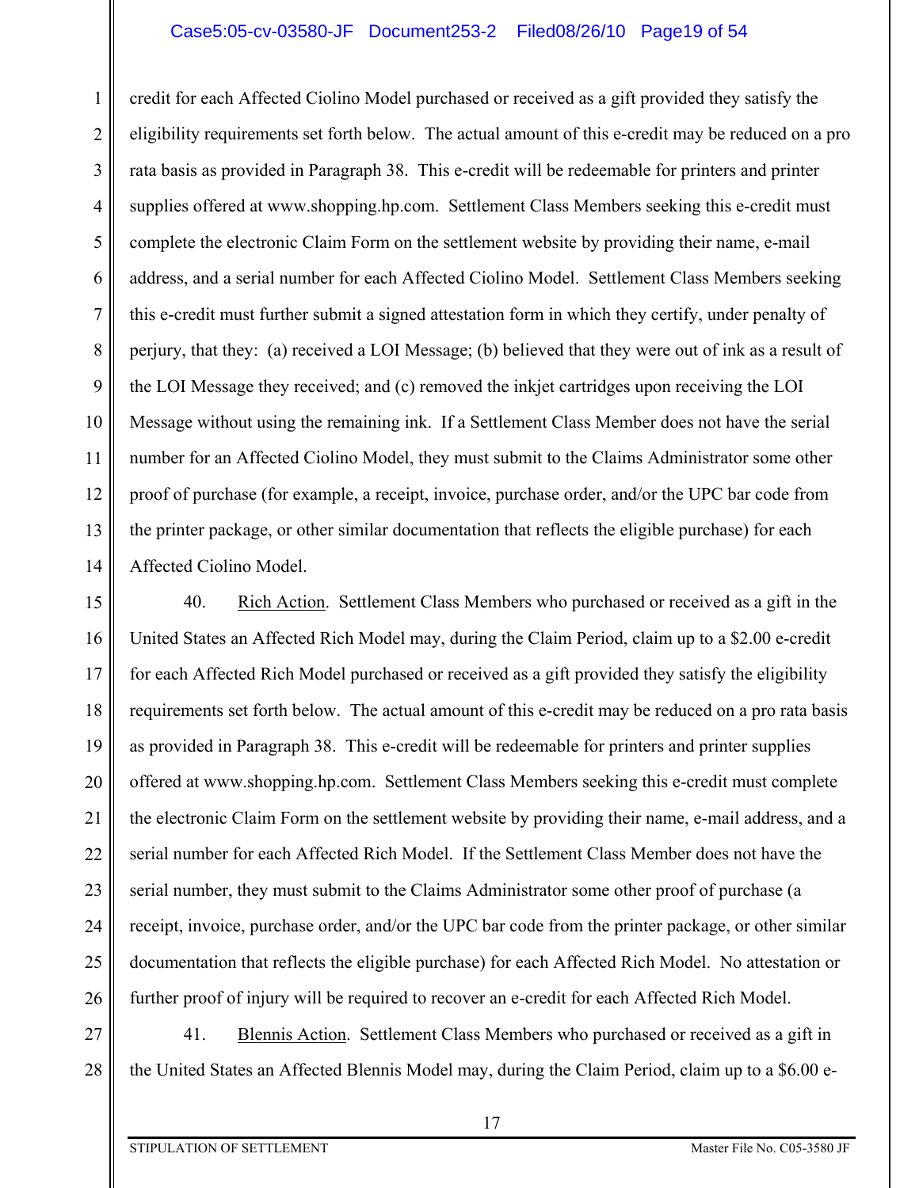credit for each Affected Ciolino Model purchased or received as a gift provided they satisfy the eligibility requirements set forth below. The actual amount of this e-credit may be reduced on a pro rata basis as provided in Paragraph 38. This e-credit will be redeemable for printers and printer supplies offered at www.shopping.hp.com. Settlement Class Members seeking this e-credit must complete the electronic Claim Form on the settlement website by providing their name, e-mail address, and a serial number for each Affected Ciolino Model. Settlement Class Members seeking this e-credit must further submit a signed attestation form in which they certify, under penalty of perjury, that they: (a) received a LOI Message; (b) believed that they were out of ink as a result of the LOI Message they received; and (c) removed the inkjet cartridges upon receiving the LOI Message without using the remaining ink. If a Settlement Class Member does not have the serial number for an Affected Ciolino Model, they must submit to the Claims Administrator some other proof of purchase (for example, a receipt, invoice, purchase order, and/or the UPC bar code from the printer package, or other similar documentation that reflects the eligible purchase) for each Affected Ciolino Model.

40. Rich Action. Settlement Class Members who purchased or received as a gift in the United States an Affected Rich Model may, during the Claim Period, claim up to a $2.00 e-credit for each Affected Rich Model purchased or received as a gift provided they satisfy the eligibility requirements set forth below. The actual amount of this e-credit may be reduced on a pro rata basis as provided in Paragraph 38. This e-credit will be redeemable for printers and printer supplies offered at www.shopping.hp.com. Settlement Class Members seeking this e-credit must complete the electronic Claim Form on the settlement website by providing their name, e-mail address, and a serial number for each Affected Rich Model. If the Settlement Class Member does not have the serial number, they must submit to the Claims Administrator some other proof of purchase (a receipt, invoice, purchase order, and/or the UPC bar code from the printer package, or other similar documentation that reflects the eligible purchase) for each Affected Rich Model. No attestation or further proof of injury will be required to recover an e-credit for each Affected Rich Model.

41. Blennis Action. Settlement Class Members who purchased or received as a gift in the United States an Affected Blennis Model may, during the Claim Period, claim up to a $6.00 e-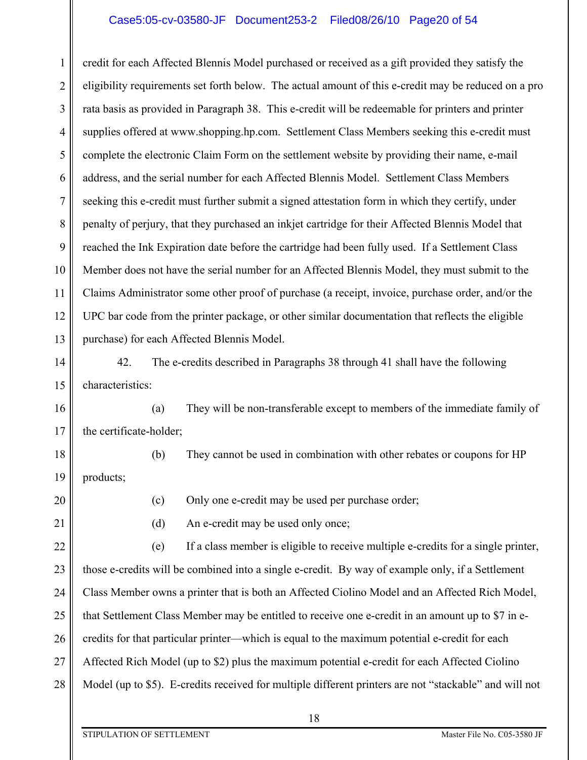credit for each Affected Blennis Model purchased or received as a gift provided they satisfy the eligibility requirements set forth below. The actual amount of this e-credit may be reduced on a pro rata basis as provided in Paragraph 38. This e-credit will be redeemable for printers and printer supplies offered at www.shopping.hp.com. Settlement Class Members seeking this e-credit must complete the electronic Claim Form on the settlement website by providing their name, e-mail address, and the serial number for each Affected Blennis Model. Settlement Class Members seeking this e-credit must further submit a signed attestation form in which they certify, under penalty of perjury, that they purchased an inkjet cartridge for their Affected Blennis Model that reached the Ink Expiration date before the cartridge had been fully used. If a Settlement Class Member does not have the serial number for an Affected Blennis Model, they must submit to the Claims Administrator some other proof of purchase (a receipt, invoice, purchase order, and/or the UPC bar code from the printer package, or other similar documentation that reflects the eligible purchase) for each Affected Blennis Model.

42. The e-credits described in Paragraphs 38 through 41 shall have the following characteristics:

(a) They will be non-transferable except to members of the immediate family of the certificate-holder;

(b) They cannot be used in combination with other rebates or coupons for HP products;

(c) Only one e-credit may be used per purchase order;

(d) An e-credit may be used only once;

(e) If a class member is eligible to receive multiple e-credits for a single printer, those e-credits will be combined into a single e-credit. By way of example only, if a Settlement Class Member owns a printer that is both an Affected Ciolino Model and an Affected Rich Model, that Settlement Class Member may be entitled to receive one e-credit in an amount up to $7 in e-credits for that particular printer—which is equal to the maximum potential e-credit for each Affected Rich Model (up to $2) plus the maximum potential e-credit for each Affected Ciolino Model (up to $5). E-credits received for multiple different printers are not "stackable" and will not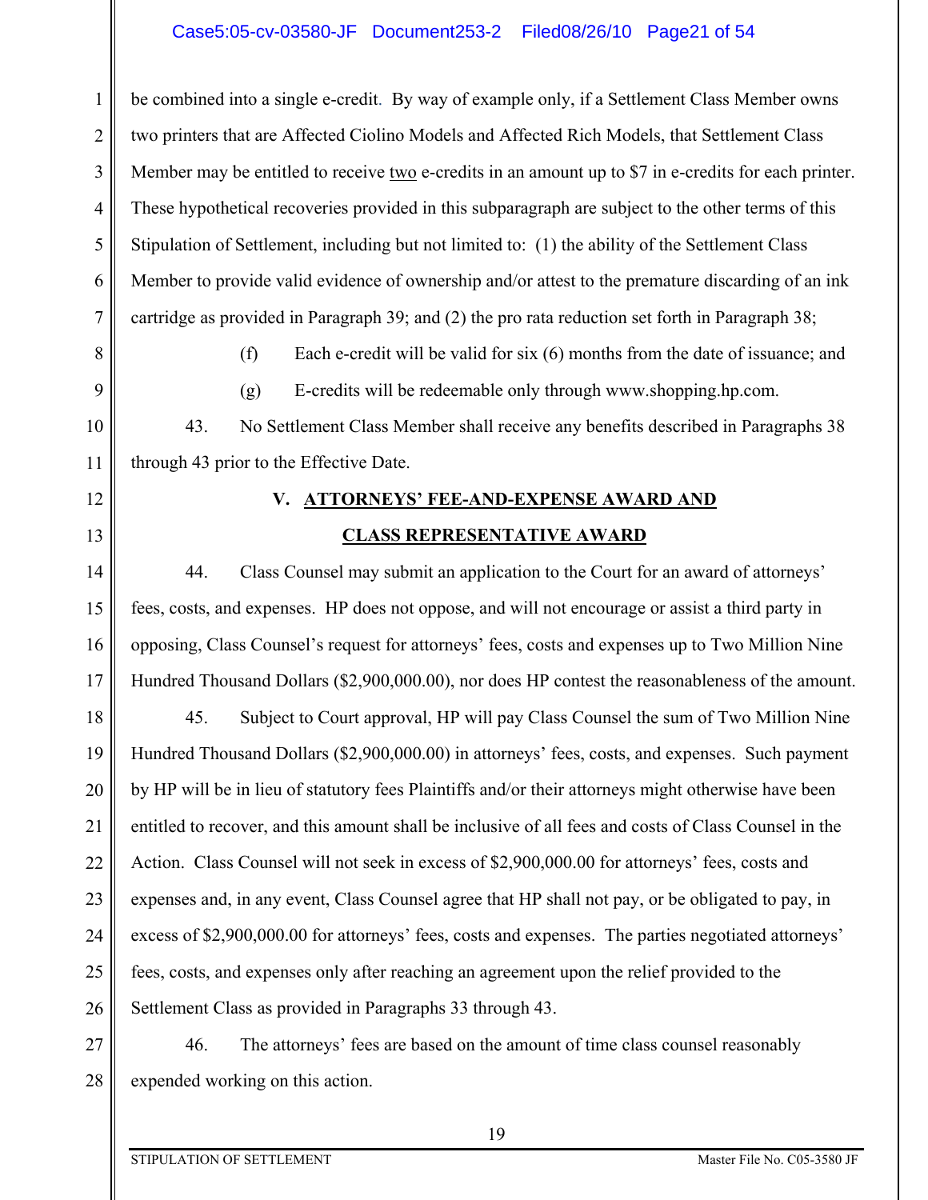be combined into a single e-credit. By way of example only, if a Settlement Class Member owns two printers that are Affected Ciolino Models and Affected Rich Models, that Settlement Class Member may be entitled to receive two e-credits in an amount up to $7 in e-credits for each printer. These hypothetical recoveries provided in this subparagraph are subject to the other terms of this Stipulation of Settlement, including but not limited to: (1) the ability of the Settlement Class Member to provide valid evidence of ownership and/or attest to the premature discarding of an ink cartridge as provided in Paragraph 39; and (2) the pro rata reduction set forth in Paragraph 38;

(f) Each e-credit will be valid for six (6) months from the date of issuance; and

(g) E-credits will be redeemable only through www.shopping.hp.com.

43. No Settlement Class Member shall receive any benefits described in Paragraphs 38 through 43 prior to the Effective Date.

## V. ATTORNEYS' FEE-AND-EXPENSE AWARD AND CLASS REPRESENTATIVE AWARD

44. Class Counsel may submit an application to the Court for an award of attorneys' fees, costs, and expenses. HP does not oppose, and will not encourage or assist a third party in opposing, Class Counsel's request for attorneys' fees, costs and expenses up to Two Million Nine Hundred Thousand Dollars ($2,900,000.00), nor does HP contest the reasonableness of the amount.

45. Subject to Court approval, HP will pay Class Counsel the sum of Two Million Nine Hundred Thousand Dollars ($2,900,000.00) in attorneys' fees, costs, and expenses. Such payment by HP will be in lieu of statutory fees Plaintiffs and/or their attorneys might otherwise have been entitled to recover, and this amount shall be inclusive of all fees and costs of Class Counsel in the Action. Class Counsel will not seek in excess of $2,900,000.00 for attorneys' fees, costs and expenses and, in any event, Class Counsel agree that HP shall not pay, or be obligated to pay, in excess of $2,900,000.00 for attorneys' fees, costs and expenses. The parties negotiated attorneys' fees, costs, and expenses only after reaching an agreement upon the relief provided to the Settlement Class as provided in Paragraphs 33 through 43.

46. The attorneys' fees are based on the amount of time class counsel reasonably expended working on this action.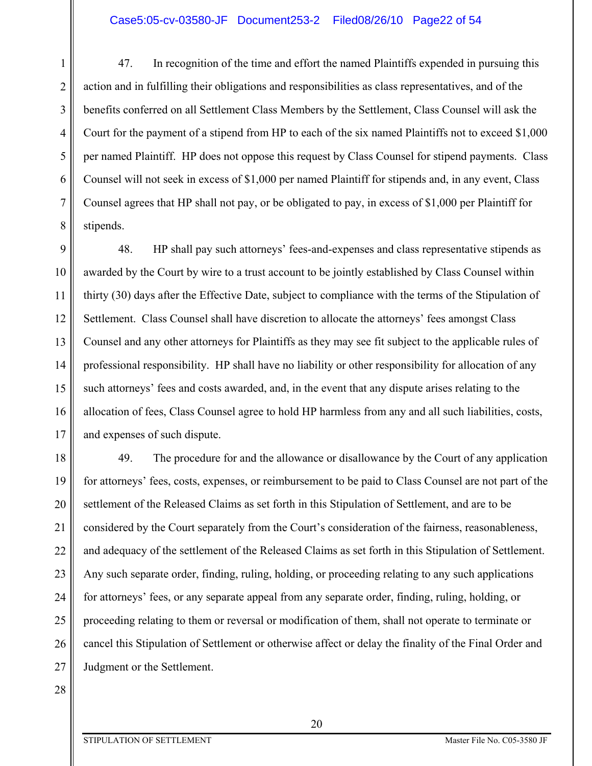47. In recognition of the time and effort the named Plaintiffs expended in pursuing this action and in fulfilling their obligations and responsibilities as class representatives, and of the benefits conferred on all Settlement Class Members by the Settlement, Class Counsel will ask the Court for the payment of a stipend from HP to each of the six named Plaintiffs not to exceed $1,000 per named Plaintiff. HP does not oppose this request by Class Counsel for stipend payments. Class Counsel will not seek in excess of $1,000 per named Plaintiff for stipends and, in any event, Class Counsel agrees that HP shall not pay, or be obligated to pay, in excess of $1,000 per Plaintiff for stipends.

48. HP shall pay such attorneys' fees-and-expenses and class representative stipends as awarded by the Court by wire to a trust account to be jointly established by Class Counsel within thirty (30) days after the Effective Date, subject to compliance with the terms of the Stipulation of Settlement. Class Counsel shall have discretion to allocate the attorneys' fees amongst Class Counsel and any other attorneys for Plaintiffs as they may see fit subject to the applicable rules of professional responsibility. HP shall have no liability or other responsibility for allocation of any such attorneys' fees and costs awarded, and, in the event that any dispute arises relating to the allocation of fees, Class Counsel agree to hold HP harmless from any and all such liabilities, costs, and expenses of such dispute.

49. The procedure for and the allowance or disallowance by the Court of any application for attorneys' fees, costs, expenses, or reimbursement to be paid to Class Counsel are not part of the settlement of the Released Claims as set forth in this Stipulation of Settlement, and are to be considered by the Court separately from the Court's consideration of the fairness, reasonableness, and adequacy of the settlement of the Released Claims as set forth in this Stipulation of Settlement. Any such separate order, finding, ruling, holding, or proceeding relating to any such applications for attorneys' fees, or any separate appeal from any separate order, finding, ruling, holding, or proceeding relating to them or reversal or modification of them, shall not operate to terminate or cancel this Stipulation of Settlement or otherwise affect or delay the finality of the Final Order and Judgment or the Settlement.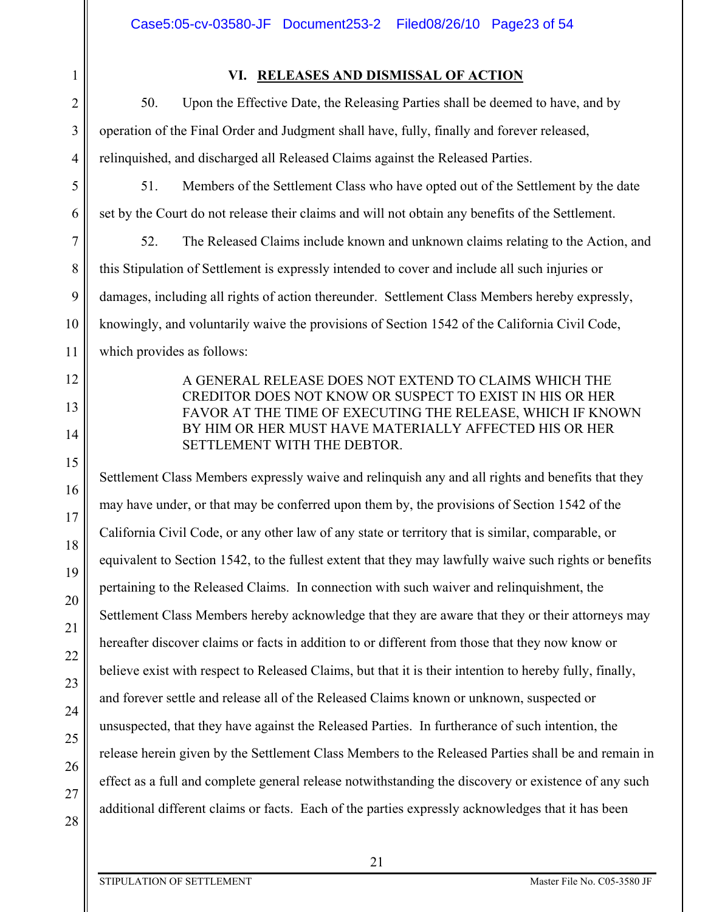## VI. RELEASES AND DISMISSAL OF ACTION

50. Upon the Effective Date, the Releasing Parties shall be deemed to have, and by operation of the Final Order and Judgment shall have, fully, finally and forever released, relinquished, and discharged all Released Claims against the Released Parties.

51. Members of the Settlement Class who have opted out of the Settlement by the date set by the Court do not release their claims and will not obtain any benefits of the Settlement.

52. The Released Claims include known and unknown claims relating to the Action, and this Stipulation of Settlement is expressly intended to cover and include all such injuries or damages, including all rights of action thereunder. Settlement Class Members hereby expressly, knowingly, and voluntarily waive the provisions of Section 1542 of the California Civil Code, which provides as follows:

> A GENERAL RELEASE DOES NOT EXTEND TO CLAIMS WHICH THE CREDITOR DOES NOT KNOW OR SUSPECT TO EXIST IN HIS OR HER FAVOR AT THE TIME OF EXECUTING THE RELEASE, WHICH IF KNOWN BY HIM OR HER MUST HAVE MATERIALLY AFFECTED HIS OR HER SETTLEMENT WITH THE DEBTOR.

Settlement Class Members expressly waive and relinquish any and all rights and benefits that they may have under, or that may be conferred upon them by, the provisions of Section 1542 of the California Civil Code, or any other law of any state or territory that is similar, comparable, or equivalent to Section 1542, to the fullest extent that they may lawfully waive such rights or benefits pertaining to the Released Claims. In connection with such waiver and relinquishment, the Settlement Class Members hereby acknowledge that they are aware that they or their attorneys may hereafter discover claims or facts in addition to or different from those that they now know or believe exist with respect to Released Claims, but that it is their intention to hereby fully, finally, and forever settle and release all of the Released Claims known or unknown, suspected or unsuspected, that they have against the Released Parties. In furtherance of such intention, the release herein given by the Settlement Class Members to the Released Parties shall be and remain in effect as a full and complete general release notwithstanding the discovery or existence of any such additional different claims or facts. Each of the parties expressly acknowledges that it has been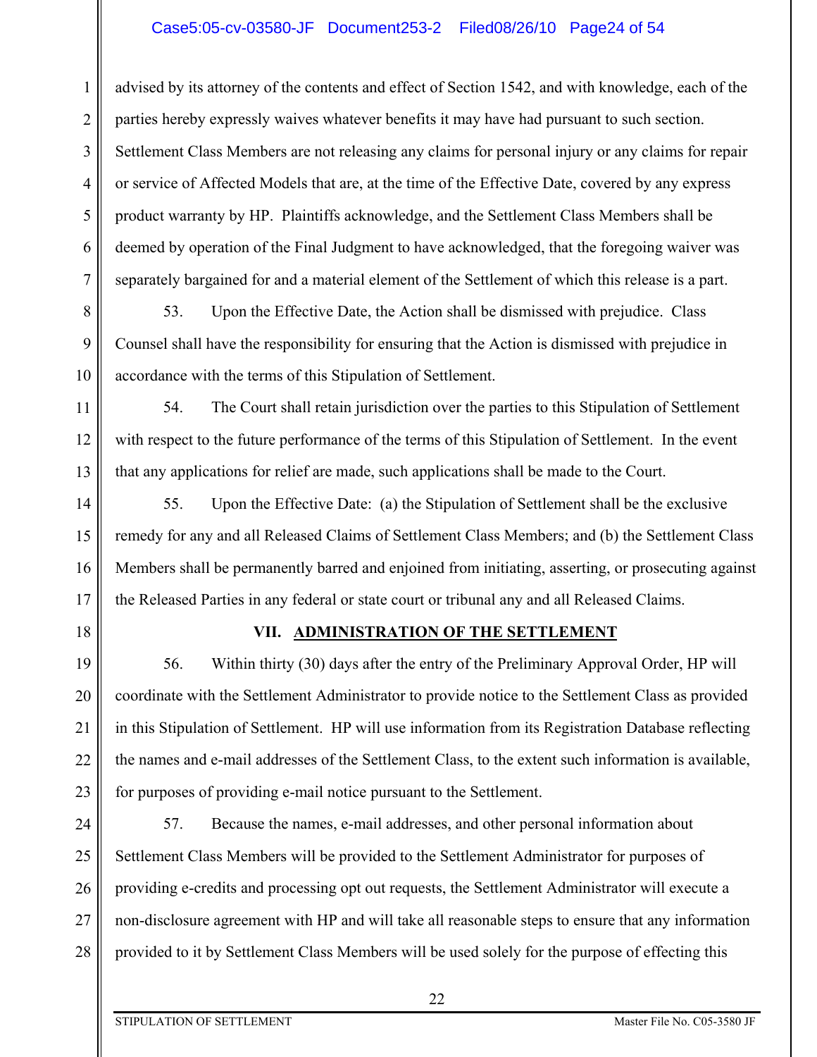advised by its attorney of the contents and effect of Section 1542, and with knowledge, each of the parties hereby expressly waives whatever benefits it may have had pursuant to such section. Settlement Class Members are not releasing any claims for personal injury or any claims for repair or service of Affected Models that are, at the time of the Effective Date, covered by any express product warranty by HP. Plaintiffs acknowledge, and the Settlement Class Members shall be deemed by operation of the Final Judgment to have acknowledged, that the foregoing waiver was separately bargained for and a material element of the Settlement of which this release is a part.

53. Upon the Effective Date, the Action shall be dismissed with prejudice. Class Counsel shall have the responsibility for ensuring that the Action is dismissed with prejudice in accordance with the terms of this Stipulation of Settlement.

54. The Court shall retain jurisdiction over the parties to this Stipulation of Settlement with respect to the future performance of the terms of this Stipulation of Settlement. In the event that any applications for relief are made, such applications shall be made to the Court.

55. Upon the Effective Date: (a) the Stipulation of Settlement shall be the exclusive remedy for any and all Released Claims of Settlement Class Members; and (b) the Settlement Class Members shall be permanently barred and enjoined from initiating, asserting, or prosecuting against the Released Parties in any federal or state court or tribunal any and all Released Claims.

## VII. ADMINISTRATION OF THE SETTLEMENT

56. Within thirty (30) days after the entry of the Preliminary Approval Order, HP will coordinate with the Settlement Administrator to provide notice to the Settlement Class as provided in this Stipulation of Settlement. HP will use information from its Registration Database reflecting the names and e-mail addresses of the Settlement Class, to the extent such information is available, for purposes of providing e-mail notice pursuant to the Settlement.

57. Because the names, e-mail addresses, and other personal information about Settlement Class Members will be provided to the Settlement Administrator for purposes of providing e-credits and processing opt out requests, the Settlement Administrator will execute a non-disclosure agreement with HP and will take all reasonable steps to ensure that any information provided to it by Settlement Class Members will be used solely for the purpose of effecting this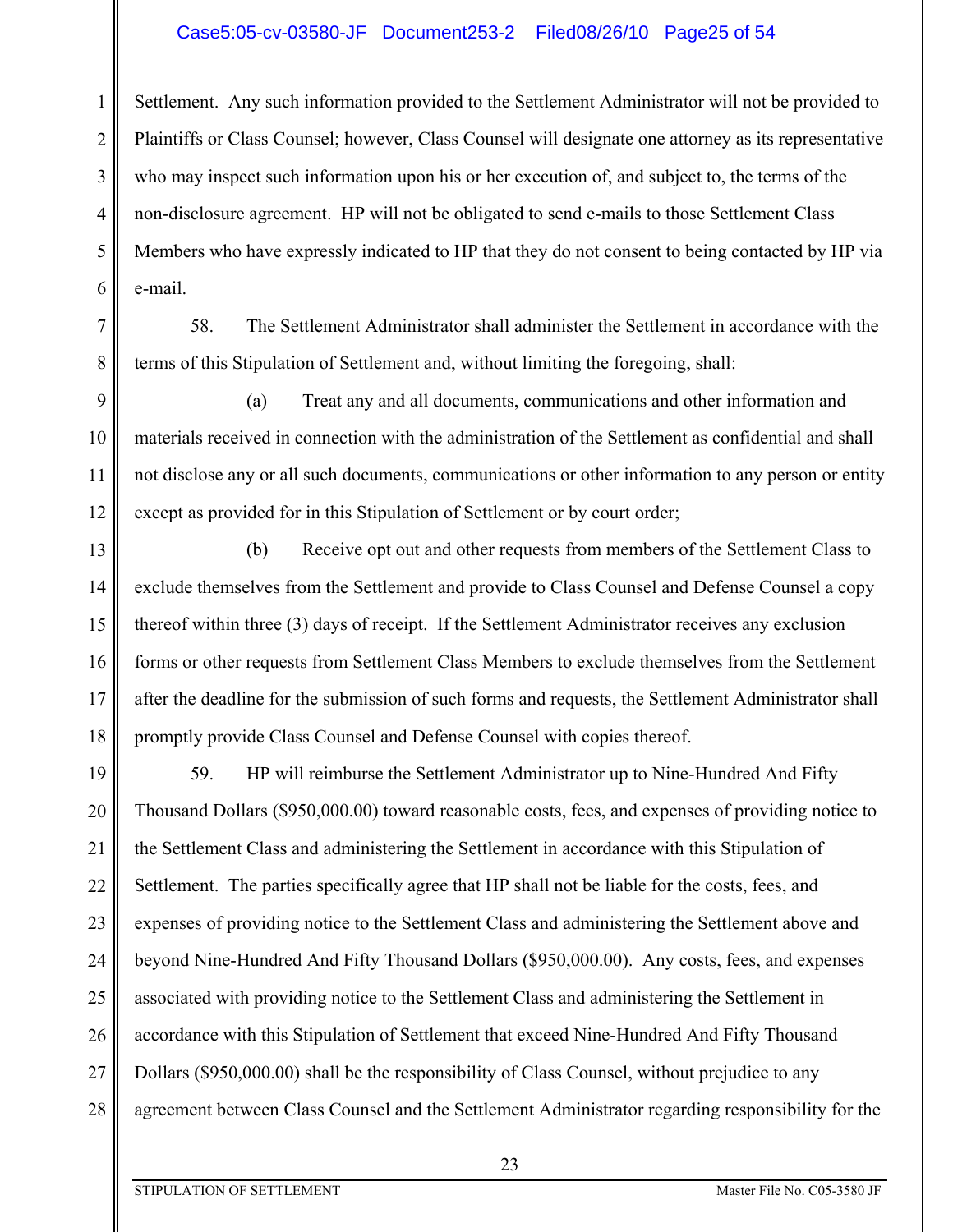Settlement. Any such information provided to the Settlement Administrator will not be provided to Plaintiffs or Class Counsel; however, Class Counsel will designate one attorney as its representative who may inspect such information upon his or her execution of, and subject to, the terms of the non-disclosure agreement. HP will not be obligated to send e-mails to those Settlement Class Members who have expressly indicated to HP that they do not consent to being contacted by HP via e-mail.

58. The Settlement Administrator shall administer the Settlement in accordance with the terms of this Stipulation of Settlement and, without limiting the foregoing, shall:

(a) Treat any and all documents, communications and other information and materials received in connection with the administration of the Settlement as confidential and shall not disclose any or all such documents, communications or other information to any person or entity except as provided for in this Stipulation of Settlement or by court order;

(b) Receive opt out and other requests from members of the Settlement Class to exclude themselves from the Settlement and provide to Class Counsel and Defense Counsel a copy thereof within three (3) days of receipt. If the Settlement Administrator receives any exclusion forms or other requests from Settlement Class Members to exclude themselves from the Settlement after the deadline for the submission of such forms and requests, the Settlement Administrator shall promptly provide Class Counsel and Defense Counsel with copies thereof.

59. HP will reimburse the Settlement Administrator up to Nine-Hundred And Fifty Thousand Dollars ($950,000.00) toward reasonable costs, fees, and expenses of providing notice to the Settlement Class and administering the Settlement in accordance with this Stipulation of Settlement. The parties specifically agree that HP shall not be liable for the costs, fees, and expenses of providing notice to the Settlement Class and administering the Settlement above and beyond Nine-Hundred And Fifty Thousand Dollars ($950,000.00). Any costs, fees, and expenses associated with providing notice to the Settlement Class and administering the Settlement in accordance with this Stipulation of Settlement that exceed Nine-Hundred And Fifty Thousand Dollars ($950,000.00) shall be the responsibility of Class Counsel, without prejudice to any agreement between Class Counsel and the Settlement Administrator regarding responsibility for the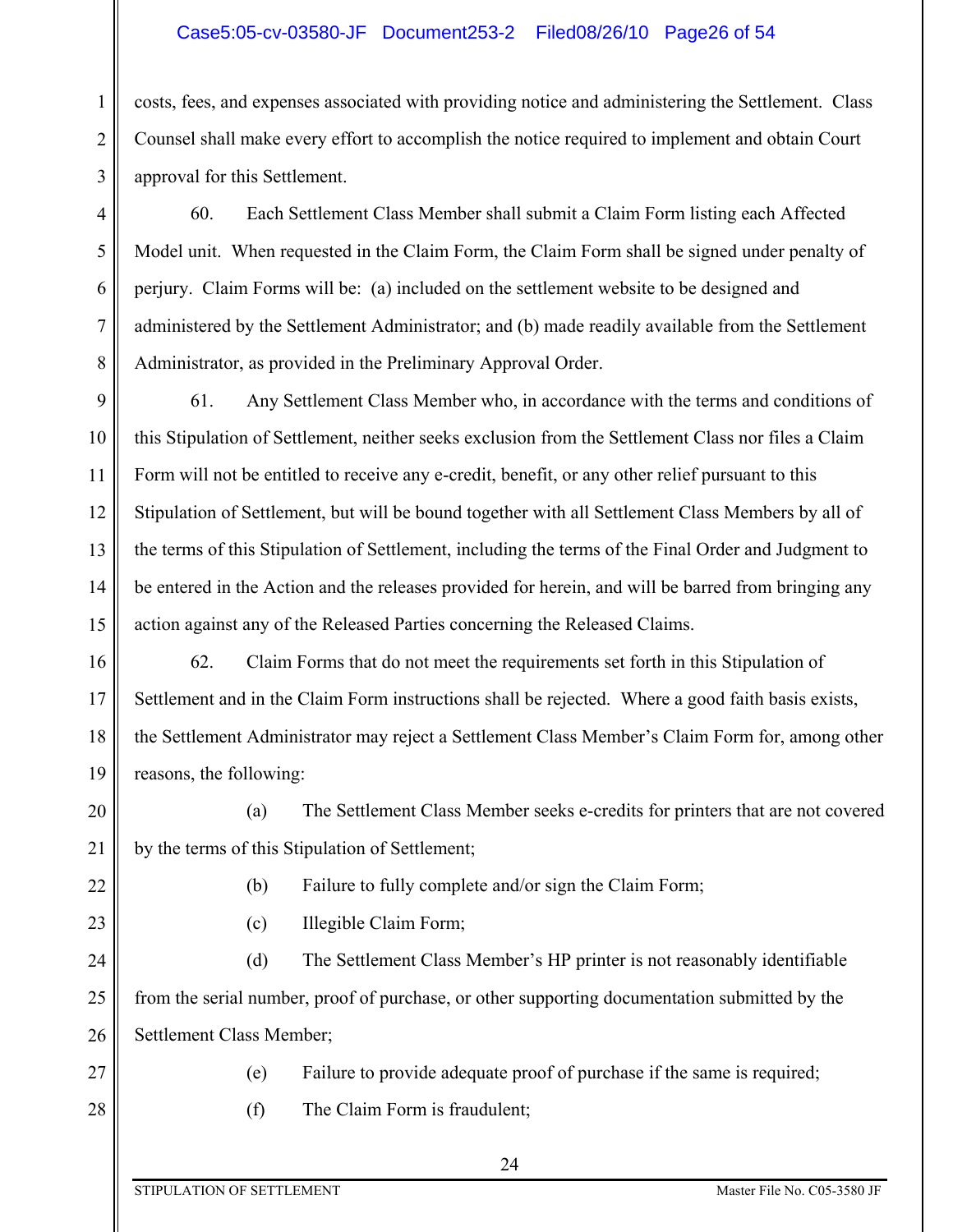costs, fees, and expenses associated with providing notice and administering the Settlement. Class Counsel shall make every effort to accomplish the notice required to implement and obtain Court approval for this Settlement.

60. Each Settlement Class Member shall submit a Claim Form listing each Affected Model unit. When requested in the Claim Form, the Claim Form shall be signed under penalty of perjury. Claim Forms will be: (a) included on the settlement website to be designed and administered by the Settlement Administrator; and (b) made readily available from the Settlement Administrator, as provided in the Preliminary Approval Order.

61. Any Settlement Class Member who, in accordance with the terms and conditions of this Stipulation of Settlement, neither seeks exclusion from the Settlement Class nor files a Claim Form will not be entitled to receive any e-credit, benefit, or any other relief pursuant to this Stipulation of Settlement, but will be bound together with all Settlement Class Members by all of the terms of this Stipulation of Settlement, including the terms of the Final Order and Judgment to be entered in the Action and the releases provided for herein, and will be barred from bringing any action against any of the Released Parties concerning the Released Claims.

62. Claim Forms that do not meet the requirements set forth in this Stipulation of Settlement and in the Claim Form instructions shall be rejected. Where a good faith basis exists, the Settlement Administrator may reject a Settlement Class Member's Claim Form for, among other reasons, the following:

(a) The Settlement Class Member seeks e-credits for printers that are not covered by the terms of this Stipulation of Settlement;

(b) Failure to fully complete and/or sign the Claim Form;

(c) Illegible Claim Form;

(d) The Settlement Class Member's HP printer is not reasonably identifiable from the serial number, proof of purchase, or other supporting documentation submitted by the Settlement Class Member;

(e) Failure to provide adequate proof of purchase if the same is required;

(f) The Claim Form is fraudulent;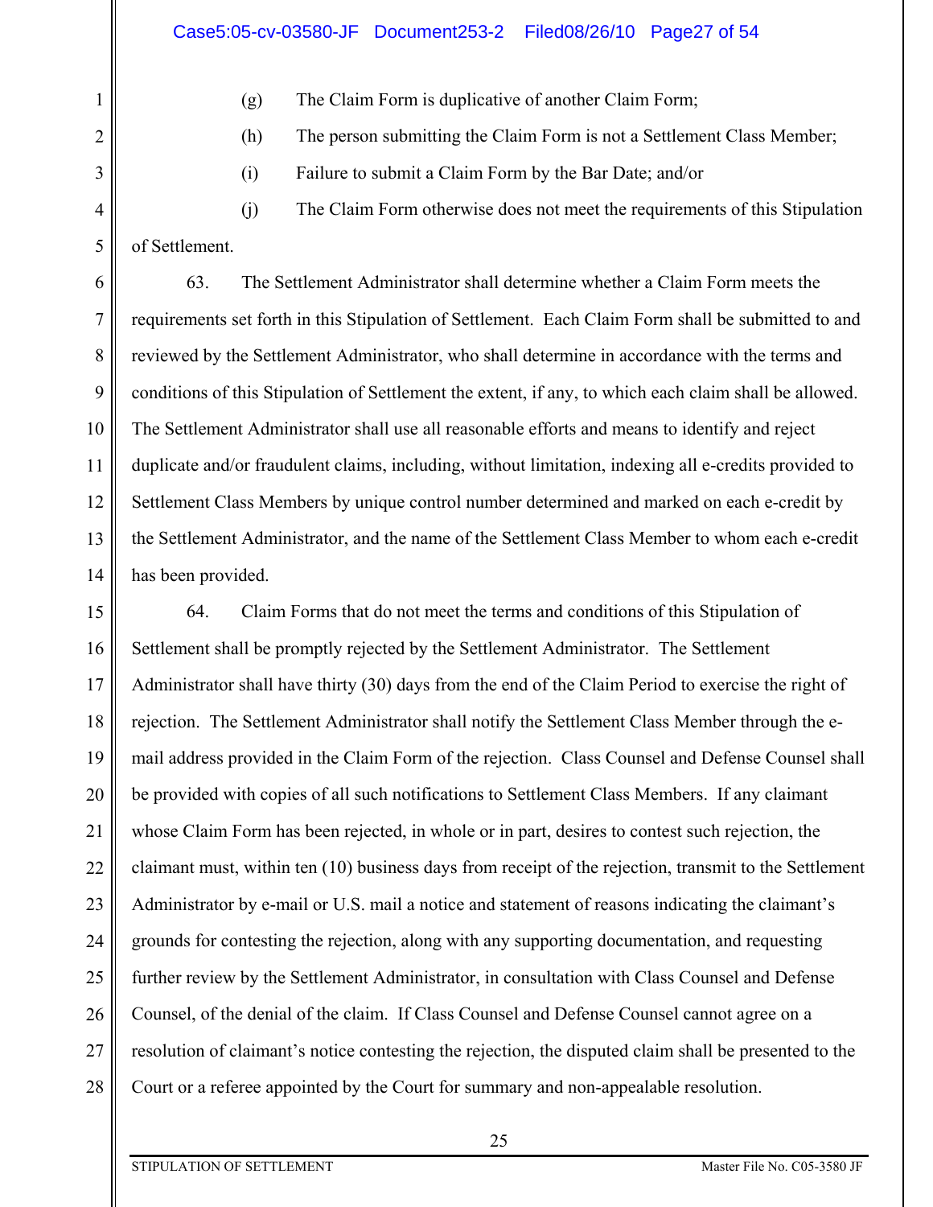(g) The Claim Form is duplicative of another Claim Form;

(h) The person submitting the Claim Form is not a Settlement Class Member;

(i) Failure to submit a Claim Form by the Bar Date; and/or

(j) The Claim Form otherwise does not meet the requirements of this Stipulation of Settlement.

63. The Settlement Administrator shall determine whether a Claim Form meets the requirements set forth in this Stipulation of Settlement. Each Claim Form shall be submitted to and reviewed by the Settlement Administrator, who shall determine in accordance with the terms and conditions of this Stipulation of Settlement the extent, if any, to which each claim shall be allowed. The Settlement Administrator shall use all reasonable efforts and means to identify and reject duplicate and/or fraudulent claims, including, without limitation, indexing all e-credits provided to Settlement Class Members by unique control number determined and marked on each e-credit by the Settlement Administrator, and the name of the Settlement Class Member to whom each e-credit has been provided.

64. Claim Forms that do not meet the terms and conditions of this Stipulation of Settlement shall be promptly rejected by the Settlement Administrator. The Settlement Administrator shall have thirty (30) days from the end of the Claim Period to exercise the right of rejection. The Settlement Administrator shall notify the Settlement Class Member through the e-mail address provided in the Claim Form of the rejection. Class Counsel and Defense Counsel shall be provided with copies of all such notifications to Settlement Class Members. If any claimant whose Claim Form has been rejected, in whole or in part, desires to contest such rejection, the claimant must, within ten (10) business days from receipt of the rejection, transmit to the Settlement Administrator by e-mail or U.S. mail a notice and statement of reasons indicating the claimant's grounds for contesting the rejection, along with any supporting documentation, and requesting further review by the Settlement Administrator, in consultation with Class Counsel and Defense Counsel, of the denial of the claim. If Class Counsel and Defense Counsel cannot agree on a resolution of claimant's notice contesting the rejection, the disputed claim shall be presented to the Court or a referee appointed by the Court for summary and non-appealable resolution.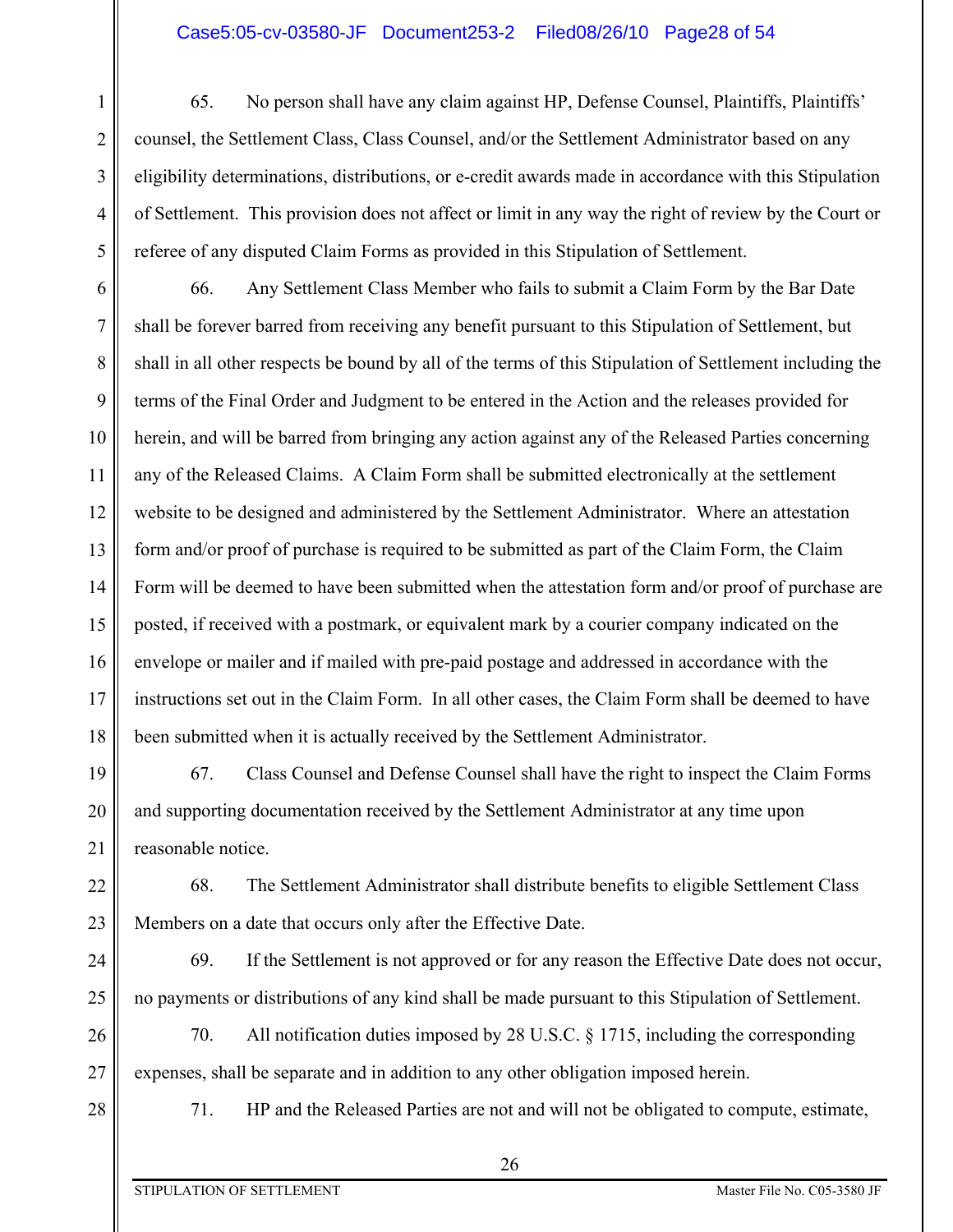65. No person shall have any claim against HP, Defense Counsel, Plaintiffs, Plaintiffs' counsel, the Settlement Class, Class Counsel, and/or the Settlement Administrator based on any eligibility determinations, distributions, or e-credit awards made in accordance with this Stipulation of Settlement. This provision does not affect or limit in any way the right of review by the Court or referee of any disputed Claim Forms as provided in this Stipulation of Settlement.

66. Any Settlement Class Member who fails to submit a Claim Form by the Bar Date shall be forever barred from receiving any benefit pursuant to this Stipulation of Settlement, but shall in all other respects be bound by all of the terms of this Stipulation of Settlement including the terms of the Final Order and Judgment to be entered in the Action and the releases provided for herein, and will be barred from bringing any action against any of the Released Parties concerning any of the Released Claims. A Claim Form shall be submitted electronically at the settlement website to be designed and administered by the Settlement Administrator. Where an attestation form and/or proof of purchase is required to be submitted as part of the Claim Form, the Claim Form will be deemed to have been submitted when the attestation form and/or proof of purchase are posted, if received with a postmark, or equivalent mark by a courier company indicated on the envelope or mailer and if mailed with pre-paid postage and addressed in accordance with the instructions set out in the Claim Form. In all other cases, the Claim Form shall be deemed to have been submitted when it is actually received by the Settlement Administrator.

67. Class Counsel and Defense Counsel shall have the right to inspect the Claim Forms and supporting documentation received by the Settlement Administrator at any time upon reasonable notice.

68. The Settlement Administrator shall distribute benefits to eligible Settlement Class Members on a date that occurs only after the Effective Date.

69. If the Settlement is not approved or for any reason the Effective Date does not occur, no payments or distributions of any kind shall be made pursuant to this Stipulation of Settlement.

70. All notification duties imposed by 28 U.S.C. § 1715, including the corresponding expenses, shall be separate and in addition to any other obligation imposed herein.

71. HP and the Released Parties are not and will not be obligated to compute, estimate,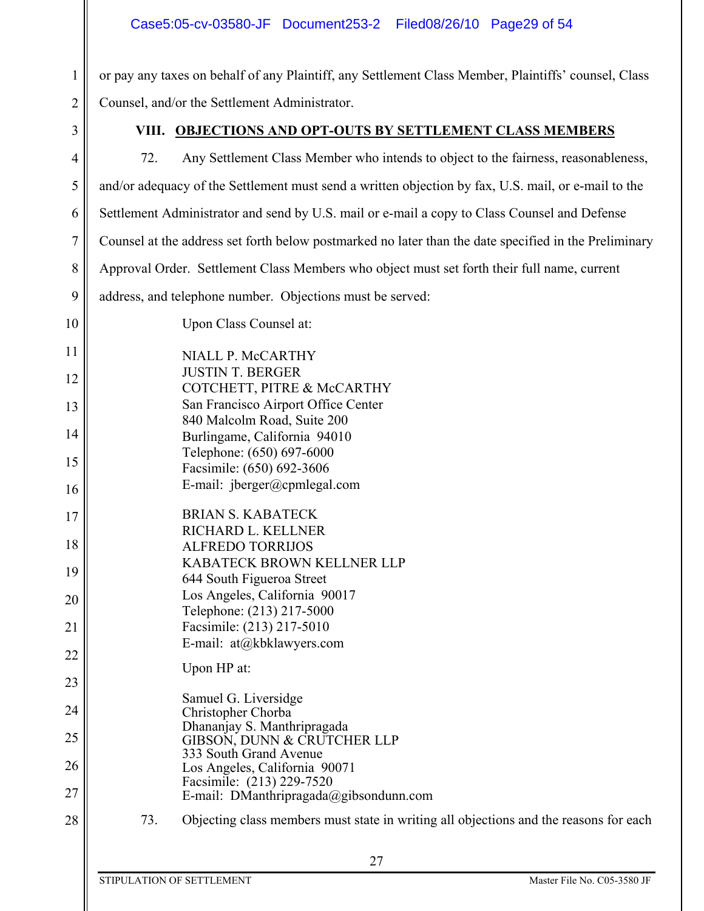or pay any taxes on behalf of any Plaintiff, any Settlement Class Member, Plaintiffs' counsel, Class Counsel, and/or the Settlement Administrator.

## VIII. OBJECTIONS AND OPT-OUTS BY SETTLEMENT CLASS MEMBERS

72. Any Settlement Class Member who intends to object to the fairness, reasonableness, and/or adequacy of the Settlement must send a written objection by fax, U.S. mail, or e-mail to the Settlement Administrator and send by U.S. mail or e-mail a copy to Class Counsel and Defense Counsel at the address set forth below postmarked no later than the date specified in the Preliminary Approval Order. Settlement Class Members who object must set forth their full name, current address, and telephone number. Objections must be served:

Upon Class Counsel at:

NIALL P. McCARTHY
JUSTIN T. BERGER
COTCHETT, PITRE & McCARTHY
San Francisco Airport Office Center
840 Malcolm Road, Suite 200
Burlingame, California 94010
Telephone: (650) 697-6000
Facsimile: (650) 692-3606
E-mail: jberger@cpmlegal.com

BRIAN S. KABATECK
RICHARD L. KELLNER
ALFREDO TORRIJOS
KABATECK BROWN KELLNER LLP
644 South Figueroa Street
Los Angeles, California 90017
Telephone: (213) 217-5000
Facsimile: (213) 217-5010
E-mail: at@kbklawyers.com

Upon HP at:

Samuel G. Liversidge
Christopher Chorba
Dhananjay S. Manthripragada
GIBSON, DUNN & CRUTCHER LLP
333 South Grand Avenue
Los Angeles, California 90071
Facsimile: (213) 229-7520
E-mail: DManthripragada@gibsondunn.com

73. Objecting class members must state in writing all objections and the reasons for each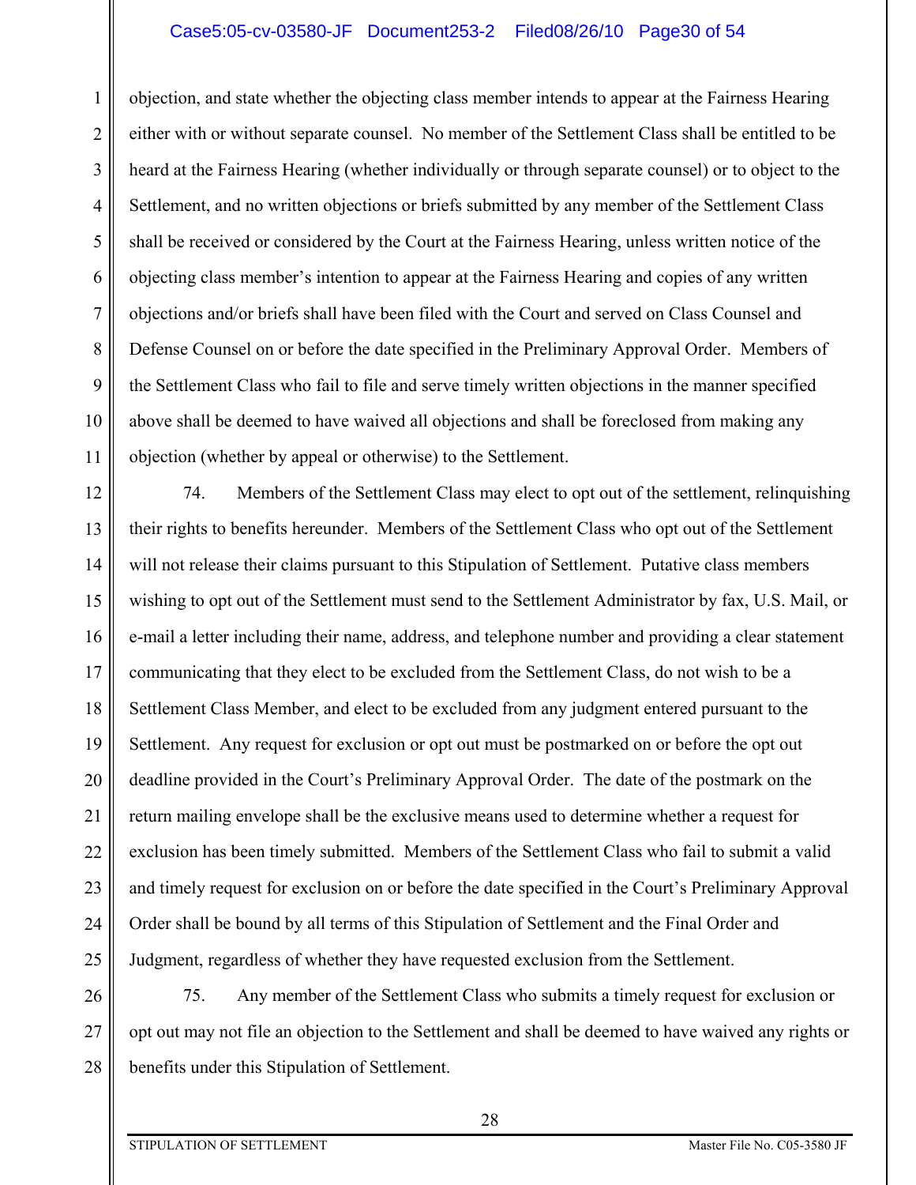objection, and state whether the objecting class member intends to appear at the Fairness Hearing either with or without separate counsel. No member of the Settlement Class shall be entitled to be heard at the Fairness Hearing (whether individually or through separate counsel) or to object to the Settlement, and no written objections or briefs submitted by any member of the Settlement Class shall be received or considered by the Court at the Fairness Hearing, unless written notice of the objecting class member's intention to appear at the Fairness Hearing and copies of any written objections and/or briefs shall have been filed with the Court and served on Class Counsel and Defense Counsel on or before the date specified in the Preliminary Approval Order. Members of the Settlement Class who fail to file and serve timely written objections in the manner specified above shall be deemed to have waived all objections and shall be foreclosed from making any objection (whether by appeal or otherwise) to the Settlement.

74. Members of the Settlement Class may elect to opt out of the settlement, relinquishing their rights to benefits hereunder. Members of the Settlement Class who opt out of the Settlement will not release their claims pursuant to this Stipulation of Settlement. Putative class members wishing to opt out of the Settlement must send to the Settlement Administrator by fax, U.S. Mail, or e-mail a letter including their name, address, and telephone number and providing a clear statement communicating that they elect to be excluded from the Settlement Class, do not wish to be a Settlement Class Member, and elect to be excluded from any judgment entered pursuant to the Settlement. Any request for exclusion or opt out must be postmarked on or before the opt out deadline provided in the Court's Preliminary Approval Order. The date of the postmark on the return mailing envelope shall be the exclusive means used to determine whether a request for exclusion has been timely submitted. Members of the Settlement Class who fail to submit a valid and timely request for exclusion on or before the date specified in the Court's Preliminary Approval Order shall be bound by all terms of this Stipulation of Settlement and the Final Order and Judgment, regardless of whether they have requested exclusion from the Settlement.

75. Any member of the Settlement Class who submits a timely request for exclusion or opt out may not file an objection to the Settlement and shall be deemed to have waived any rights or benefits under this Stipulation of Settlement.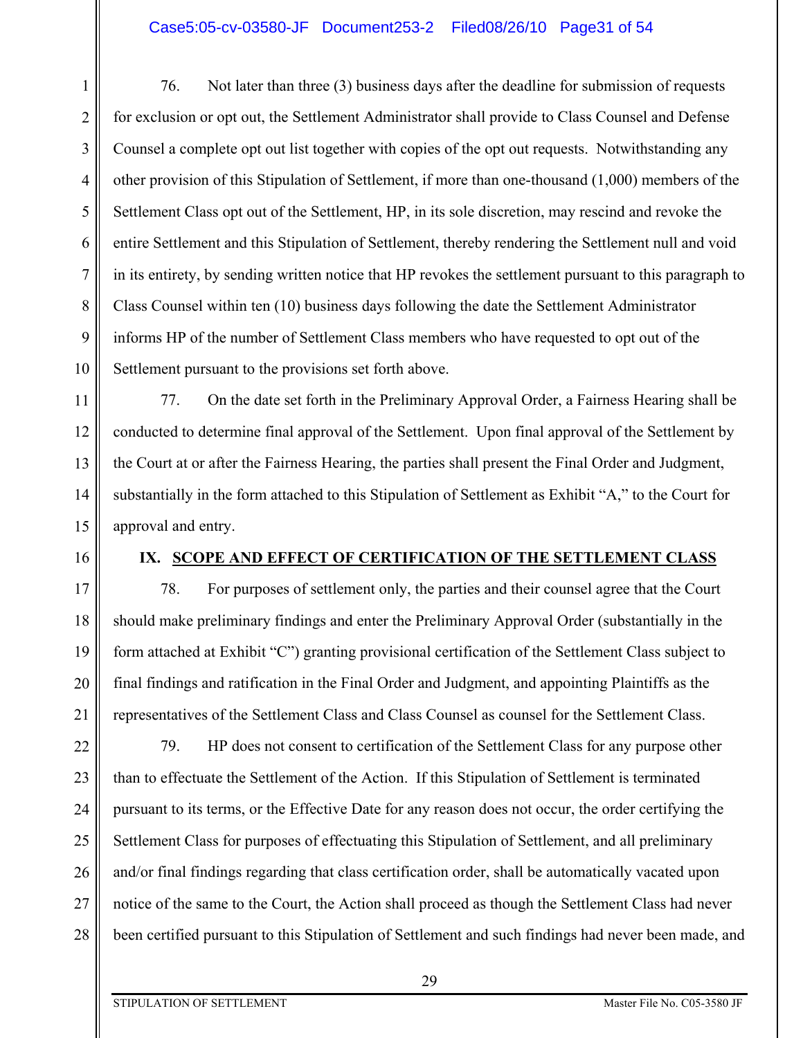76. Not later than three (3) business days after the deadline for submission of requests for exclusion or opt out, the Settlement Administrator shall provide to Class Counsel and Defense Counsel a complete opt out list together with copies of the opt out requests. Notwithstanding any other provision of this Stipulation of Settlement, if more than one-thousand (1,000) members of the Settlement Class opt out of the Settlement, HP, in its sole discretion, may rescind and revoke the entire Settlement and this Stipulation of Settlement, thereby rendering the Settlement null and void in its entirety, by sending written notice that HP revokes the settlement pursuant to this paragraph to Class Counsel within ten (10) business days following the date the Settlement Administrator informs HP of the number of Settlement Class members who have requested to opt out of the Settlement pursuant to the provisions set forth above.

77. On the date set forth in the Preliminary Approval Order, a Fairness Hearing shall be conducted to determine final approval of the Settlement. Upon final approval of the Settlement by the Court at or after the Fairness Hearing, the parties shall present the Final Order and Judgment, substantially in the form attached to this Stipulation of Settlement as Exhibit "A," to the Court for approval and entry.

## IX. SCOPE AND EFFECT OF CERTIFICATION OF THE SETTLEMENT CLASS

78. For purposes of settlement only, the parties and their counsel agree that the Court should make preliminary findings and enter the Preliminary Approval Order (substantially in the form attached at Exhibit "C") granting provisional certification of the Settlement Class subject to final findings and ratification in the Final Order and Judgment, and appointing Plaintiffs as the representatives of the Settlement Class and Class Counsel as counsel for the Settlement Class.

79. HP does not consent to certification of the Settlement Class for any purpose other than to effectuate the Settlement of the Action. If this Stipulation of Settlement is terminated pursuant to its terms, or the Effective Date for any reason does not occur, the order certifying the Settlement Class for purposes of effectuating this Stipulation of Settlement, and all preliminary and/or final findings regarding that class certification order, shall be automatically vacated upon notice of the same to the Court, the Action shall proceed as though the Settlement Class had never been certified pursuant to this Stipulation of Settlement and such findings had never been made, and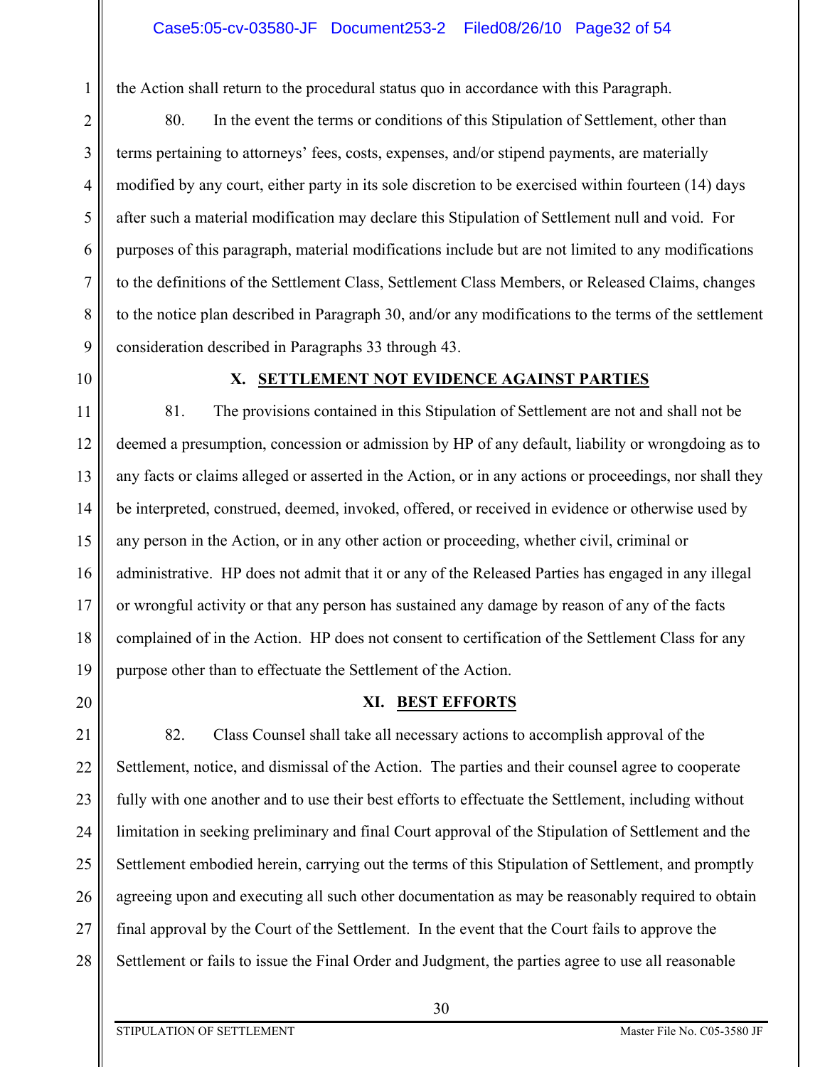the Action shall return to the procedural status quo in accordance with this Paragraph.

80. In the event the terms or conditions of this Stipulation of Settlement, other than terms pertaining to attorneys' fees, costs, expenses, and/or stipend payments, are materially modified by any court, either party in its sole discretion to be exercised within fourteen (14) days after such a material modification may declare this Stipulation of Settlement null and void. For purposes of this paragraph, material modifications include but are not limited to any modifications to the definitions of the Settlement Class, Settlement Class Members, or Released Claims, changes to the notice plan described in Paragraph 30, and/or any modifications to the terms of the settlement consideration described in Paragraphs 33 through 43.

## X. SETTLEMENT NOT EVIDENCE AGAINST PARTIES

81. The provisions contained in this Stipulation of Settlement are not and shall not be deemed a presumption, concession or admission by HP of any default, liability or wrongdoing as to any facts or claims alleged or asserted in the Action, or in any actions or proceedings, nor shall they be interpreted, construed, deemed, invoked, offered, or received in evidence or otherwise used by any person in the Action, or in any other action or proceeding, whether civil, criminal or administrative. HP does not admit that it or any of the Released Parties has engaged in any illegal or wrongful activity or that any person has sustained any damage by reason of any of the facts complained of in the Action. HP does not consent to certification of the Settlement Class for any purpose other than to effectuate the Settlement of the Action.

## XI. BEST EFFORTS

82. Class Counsel shall take all necessary actions to accomplish approval of the Settlement, notice, and dismissal of the Action. The parties and their counsel agree to cooperate fully with one another and to use their best efforts to effectuate the Settlement, including without limitation in seeking preliminary and final Court approval of the Stipulation of Settlement and the Settlement embodied herein, carrying out the terms of this Stipulation of Settlement, and promptly agreeing upon and executing all such other documentation as may be reasonably required to obtain final approval by the Court of the Settlement. In the event that the Court fails to approve the Settlement or fails to issue the Final Order and Judgment, the parties agree to use all reasonable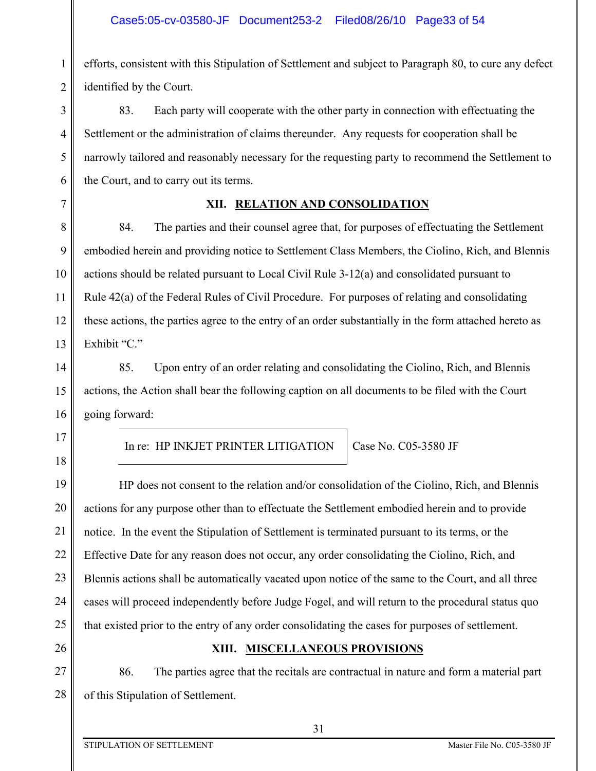efforts, consistent with this Stipulation of Settlement and subject to Paragraph 80, to cure any defect identified by the Court.

83. Each party will cooperate with the other party in connection with effectuating the Settlement or the administration of claims thereunder. Any requests for cooperation shall be narrowly tailored and reasonably necessary for the requesting party to recommend the Settlement to the Court, and to carry out its terms.

## XII. RELATION AND CONSOLIDATION

84. The parties and their counsel agree that, for purposes of effectuating the Settlement embodied herein and providing notice to Settlement Class Members, the Ciolino, Rich, and Blennis actions should be related pursuant to Local Civil Rule 3-12(a) and consolidated pursuant to Rule 42(a) of the Federal Rules of Civil Procedure. For purposes of relating and consolidating these actions, the parties agree to the entry of an order substantially in the form attached hereto as Exhibit "C."

85. Upon entry of an order relating and consolidating the Ciolino, Rich, and Blennis actions, the Action shall bear the following caption on all documents to be filed with the Court going forward:

| In re: HP INKJET PRINTER LITIGATION | Case No. C05-3580 JF |
|---|---|

HP does not consent to the relation and/or consolidation of the Ciolino, Rich, and Blennis actions for any purpose other than to effectuate the Settlement embodied herein and to provide notice. In the event the Stipulation of Settlement is terminated pursuant to its terms, or the Effective Date for any reason does not occur, any order consolidating the Ciolino, Rich, and Blennis actions shall be automatically vacated upon notice of the same to the Court, and all three cases will proceed independently before Judge Fogel, and will return to the procedural status quo that existed prior to the entry of any order consolidating the cases for purposes of settlement.

## XIII. MISCELLANEOUS PROVISIONS

86. The parties agree that the recitals are contractual in nature and form a material part of this Stipulation of Settlement.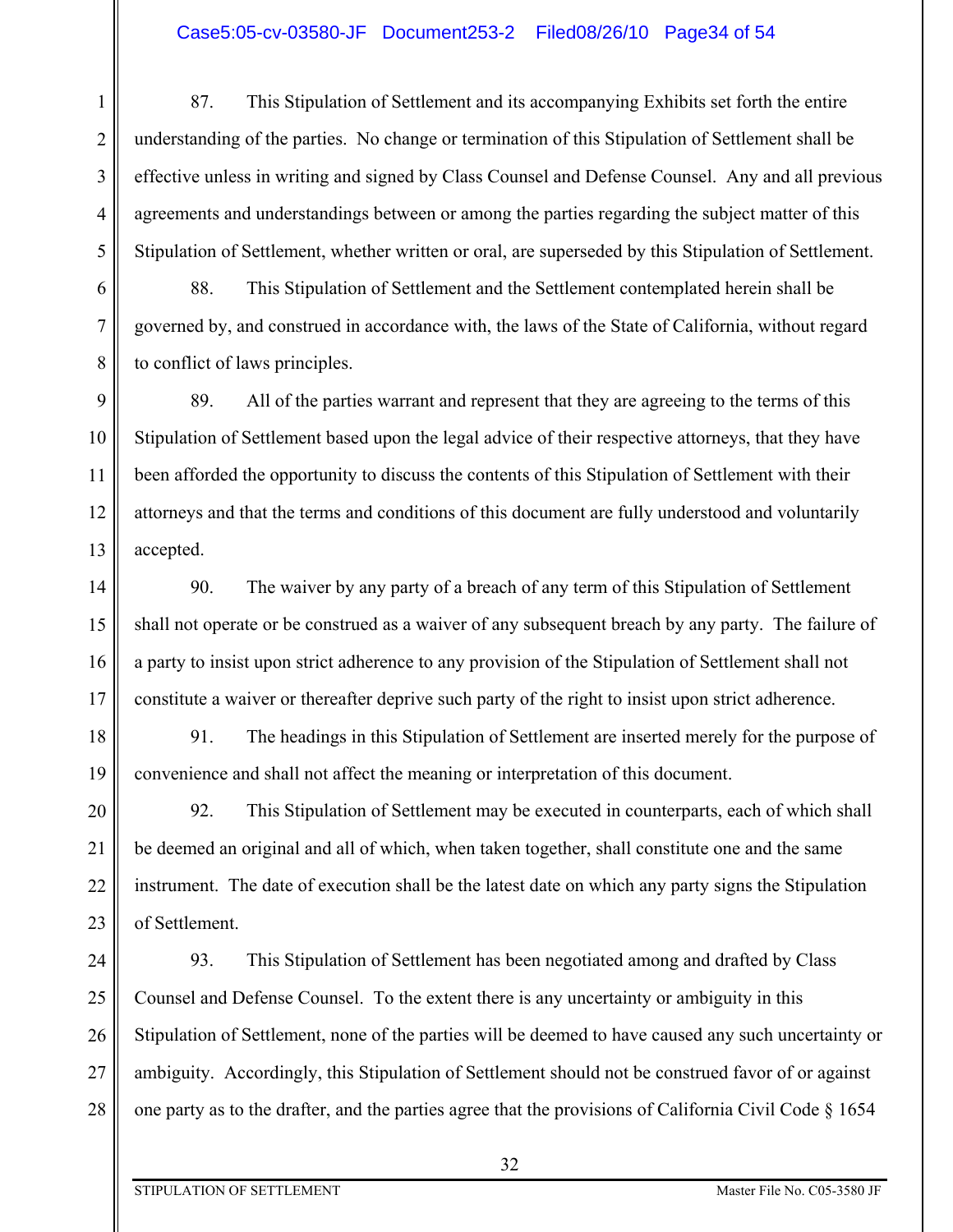87. This Stipulation of Settlement and its accompanying Exhibits set forth the entire understanding of the parties. No change or termination of this Stipulation of Settlement shall be effective unless in writing and signed by Class Counsel and Defense Counsel. Any and all previous agreements and understandings between or among the parties regarding the subject matter of this Stipulation of Settlement, whether written or oral, are superseded by this Stipulation of Settlement.

88. This Stipulation of Settlement and the Settlement contemplated herein shall be governed by, and construed in accordance with, the laws of the State of California, without regard to conflict of laws principles.

89. All of the parties warrant and represent that they are agreeing to the terms of this Stipulation of Settlement based upon the legal advice of their respective attorneys, that they have been afforded the opportunity to discuss the contents of this Stipulation of Settlement with their attorneys and that the terms and conditions of this document are fully understood and voluntarily accepted.

90. The waiver by any party of a breach of any term of this Stipulation of Settlement shall not operate or be construed as a waiver of any subsequent breach by any party. The failure of a party to insist upon strict adherence to any provision of the Stipulation of Settlement shall not constitute a waiver or thereafter deprive such party of the right to insist upon strict adherence.

91. The headings in this Stipulation of Settlement are inserted merely for the purpose of convenience and shall not affect the meaning or interpretation of this document.

92. This Stipulation of Settlement may be executed in counterparts, each of which shall be deemed an original and all of which, when taken together, shall constitute one and the same instrument. The date of execution shall be the latest date on which any party signs the Stipulation of Settlement.

93. This Stipulation of Settlement has been negotiated among and drafted by Class Counsel and Defense Counsel. To the extent there is any uncertainty or ambiguity in this Stipulation of Settlement, none of the parties will be deemed to have caused any such uncertainty or ambiguity. Accordingly, this Stipulation of Settlement should not be construed favor of or against one party as to the drafter, and the parties agree that the provisions of California Civil Code § 1654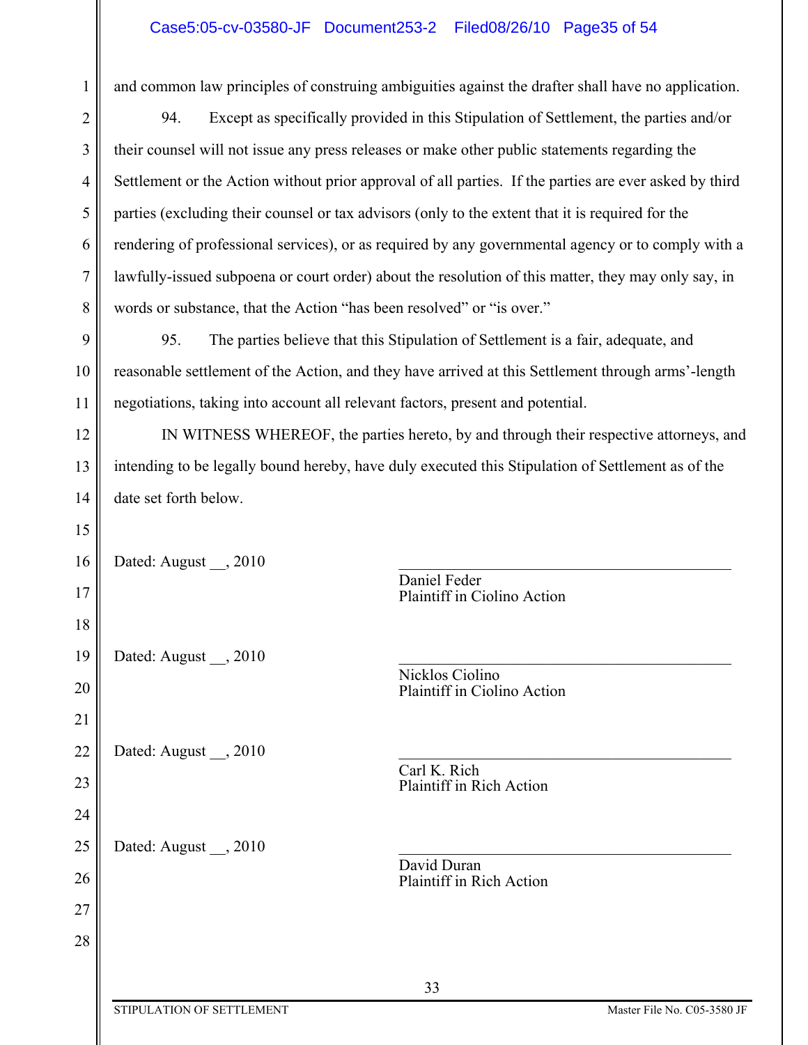and common law principles of construing ambiguities against the drafter shall have no application.

94. Except as specifically provided in this Stipulation of Settlement, the parties and/or their counsel will not issue any press releases or make other public statements regarding the Settlement or the Action without prior approval of all parties. If the parties are ever asked by third parties (excluding their counsel or tax advisors (only to the extent that it is required for the rendering of professional services), or as required by any governmental agency or to comply with a lawfully-issued subpoena or court order) about the resolution of this matter, they may only say, in words or substance, that the Action "has been resolved" or "is over."

95. The parties believe that this Stipulation of Settlement is a fair, adequate, and reasonable settlement of the Action, and they have arrived at this Settlement through arms'-length negotiations, taking into account all relevant factors, present and potential.

IN WITNESS WHEREOF, the parties hereto, by and through their respective attorneys, and intending to be legally bound hereby, have duly executed this Stipulation of Settlement as of the date set forth below.

Dated: August __, 2010

\_\_\_\_\_\_\_\_\_\_\_\_\_\_\_\_\_\_\_\_\_\_\_\_\_\_\_\_\_\_\_\_\_\_\_\_\_\_\_\_
Daniel Feder
Plaintiff in Ciolino Action

Dated: August __, 2010

\_\_\_\_\_\_\_\_\_\_\_\_\_\_\_\_\_\_\_\_\_\_\_\_\_\_\_\_\_\_\_\_\_\_\_\_\_\_\_\_
Nicklos Ciolino
Plaintiff in Ciolino Action

Dated: August __, 2010

\_\_\_\_\_\_\_\_\_\_\_\_\_\_\_\_\_\_\_\_\_\_\_\_\_\_\_\_\_\_\_\_\_\_\_\_\_\_\_\_
Carl K. Rich
Plaintiff in Rich Action

Dated: August __, 2010

\_\_\_\_\_\_\_\_\_\_\_\_\_\_\_\_\_\_\_\_\_\_\_\_\_\_\_\_\_\_\_\_\_\_\_\_\_\_\_\_
David Duran
Plaintiff in Rich Action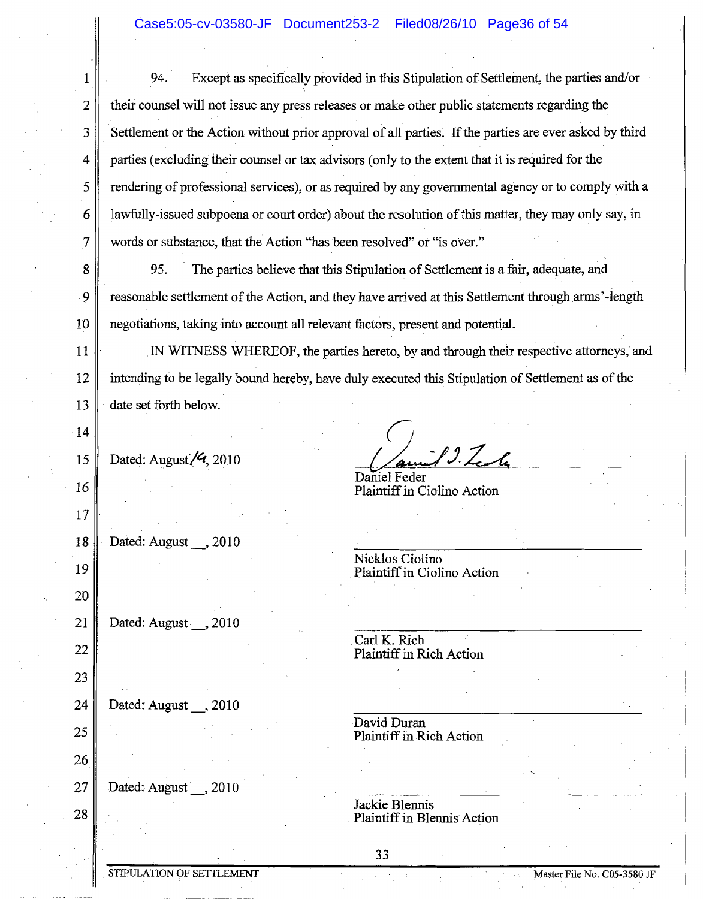94. Except as specifically provided in this Stipulation of Settlement, the parties and/or their counsel will not issue any press releases or make other public statements regarding the Settlement or the Action without prior approval of all parties. If the parties are ever asked by third parties (excluding their counsel or tax advisors (only to the extent that it is required for the rendering of professional services), or as required by any governmental agency or to comply with a lawfully-issued subpoena or court order) about the resolution of this matter, they may only say, in words or substance, that the Action "has been resolved" or "is over."

95. The parties believe that this Stipulation of Settlement is a fair, adequate, and reasonable settlement of the Action, and they have arrived at this Settlement through arms'-length negotiations, taking into account all relevant factors, present and potential.

IN WITNESS WHEREOF, the parties hereto, by and through their respective attorneys, and intending to be legally bound hereby, have duly executed this Stipulation of Settlement as of the date set forth below.

Dated: August 19, 2010

Daniel Feder
Plaintiff in Ciolino Action

Dated: August __, 2010

Nicklos Ciolino
Plaintiff in Ciolino Action

Dated: August __, 2010

Carl K. Rich
Plaintiff in Rich Action

Dated: August __, 2010

David Duran
Plaintiff in Rich Action

Dated: August __, 2010

Jackie Blennis
Plaintiff in Blennis Action

STIPULATION OF SETTLEMENT — Master File No. C05-3580 JF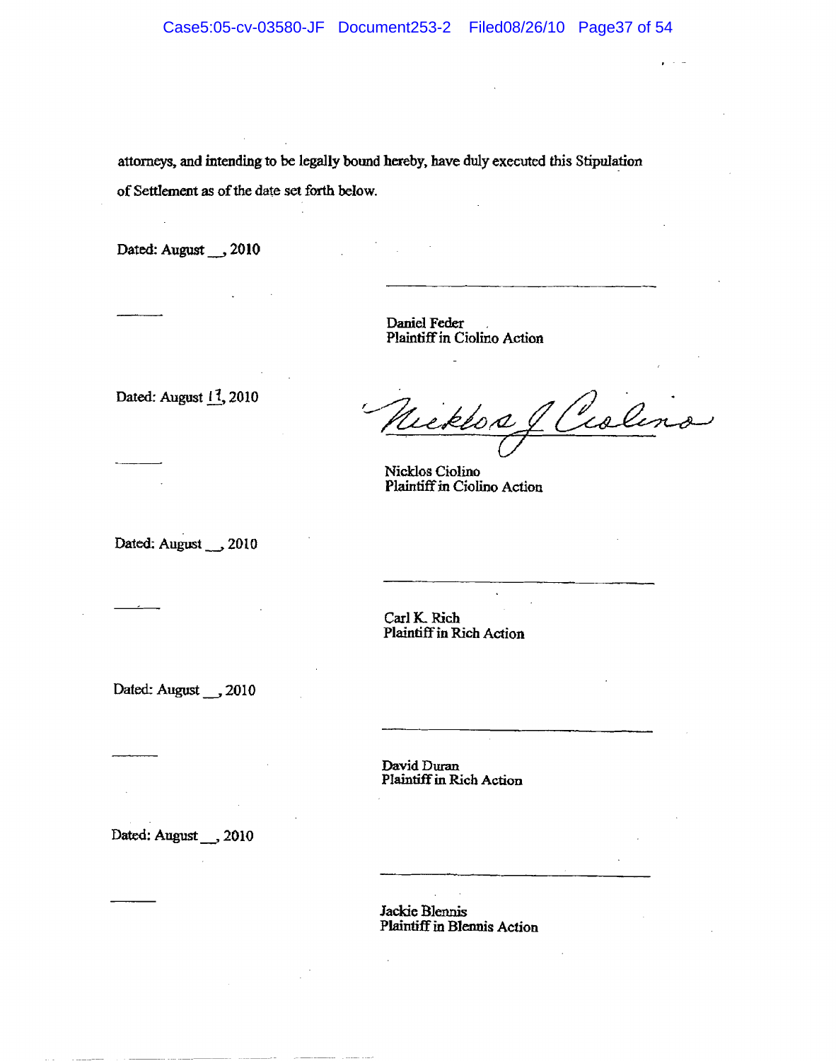attorneys, and intending to be legally bound hereby, have duly executed this Stipulation of Settlement as of the date set forth below.

Dated: August __, 2010

_______________________________
Daniel Feder
Plaintiff in Ciolino Action

Dated: August 17, 2010

*Nicklos J Ciolino*
_______________________________
Nicklos Ciolino
Plaintiff in Ciolino Action

Dated: August __, 2010

_______________________________
Carl K. Rich
Plaintiff in Rich Action

Dated: August __, 2010

_______________________________
David Duran
Plaintiff in Rich Action

Dated: August __, 2010

_______________________________
Jackie Blennis
Plaintiff in Blennis Action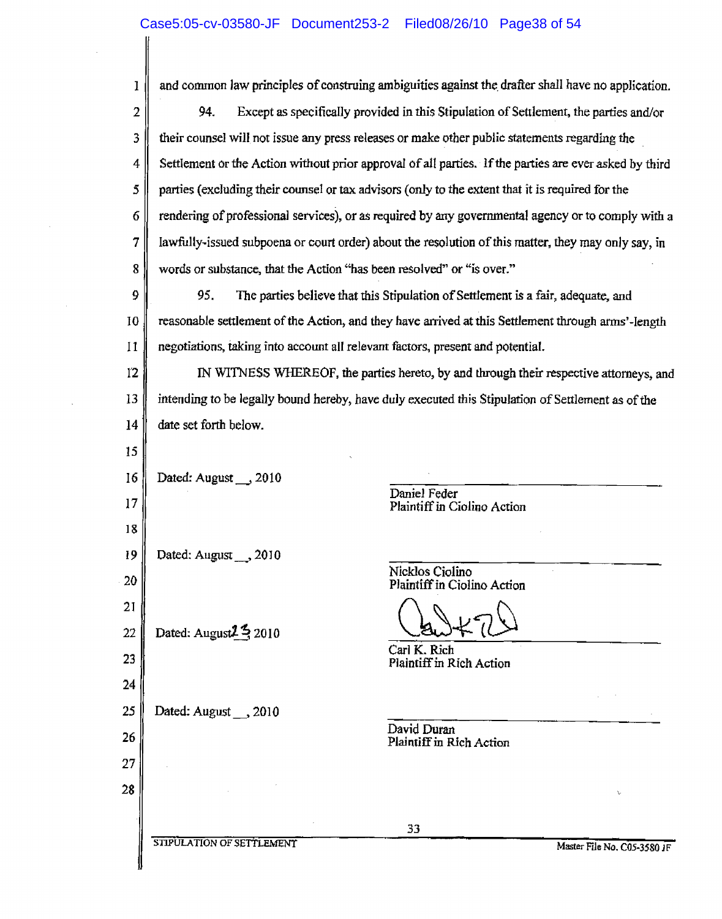and common law principles of construing ambiguities against the drafter shall have no application.

94. Except as specifically provided in this Stipulation of Settlement, the parties and/or their counsel will not issue any press releases or make other public statements regarding the Settlement or the Action without prior approval of all parties. If the parties are ever asked by third parties (excluding their counsel or tax advisors (only to the extent that it is required for the rendering of professional services), or as required by any governmental agency or to comply with a lawfully-issued subpoena or court order) about the resolution of this matter, they may only say, in words or substance, that the Action "has been resolved" or "is over."

95. The parties believe that this Stipulation of Settlement is a fair, adequate, and reasonable settlement of the Action, and they have arrived at this Settlement through arms'-length negotiations, taking into account all relevant factors, present and potential.

IN WITNESS WHEREOF, the parties hereto, by and through their respective attorneys, and intending to be legally bound hereby, have duly executed this Stipulation of Settlement as of the date set forth below.

Dated: August __, 2010

______________________________
Daniel Feder
Plaintiff in Ciolino Action

Dated: August __, 2010

______________________________
Nicklos Ciolino
Plaintiff in Ciolino Action

Dated: August 23 2010

[signature]
______________________________
Carl K. Rich
Plaintiff in Rich Action

Dated: August __, 2010

______________________________
David Duran
Plaintiff in Rich Action

STIPULATION OF SETTLEMENT — Master File No. C05-3580 JF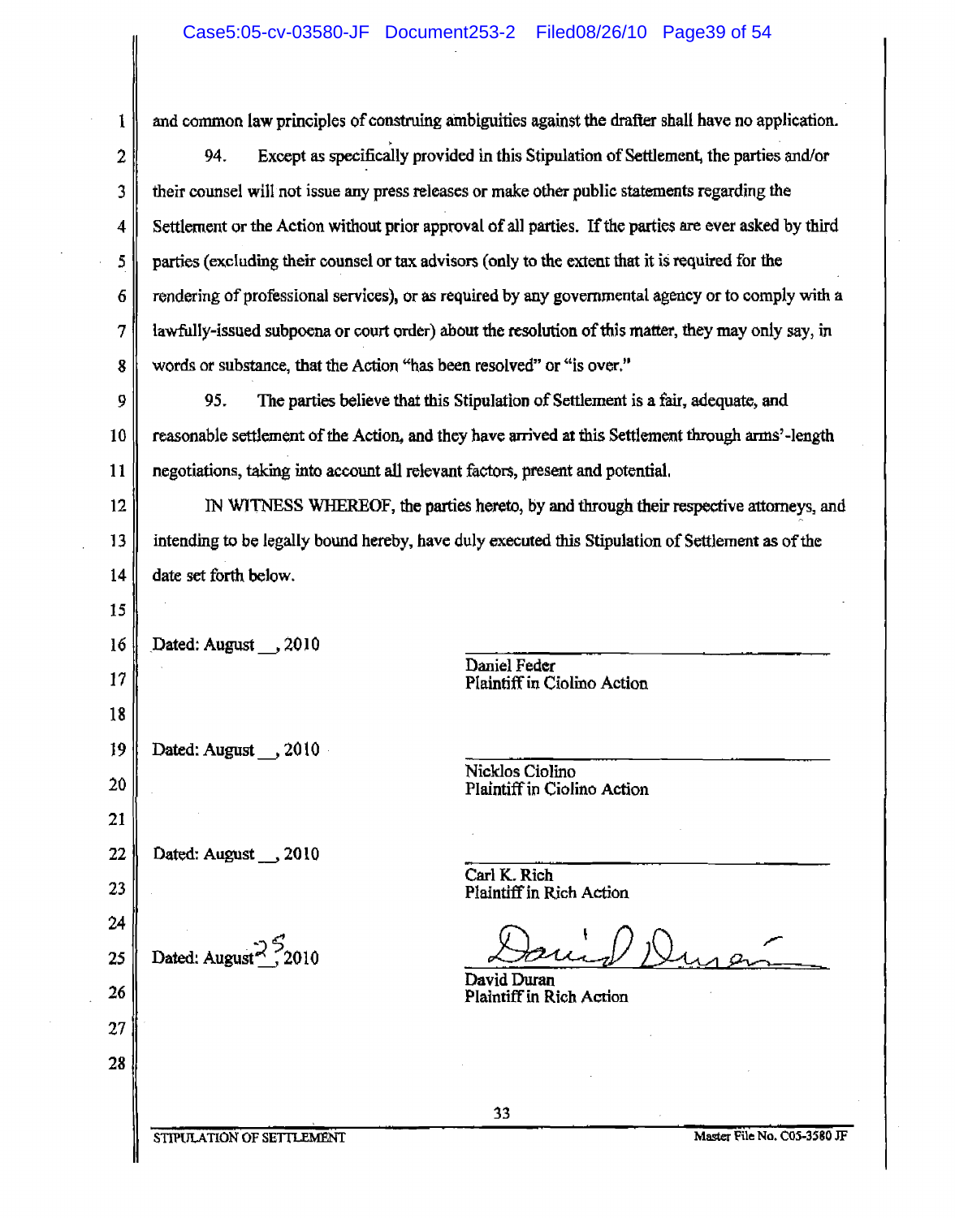and common law principles of construing ambiguities against the drafter shall have no application.

94. Except as specifically provided in this Stipulation of Settlement, the parties and/or their counsel will not issue any press releases or make other public statements regarding the Settlement or the Action without prior approval of all parties. If the parties are ever asked by third parties (excluding their counsel or tax advisors (only to the extent that it is required for the rendering of professional services), or as required by any governmental agency or to comply with a lawfully-issued subpoena or court order) about the resolution of this matter, they may only say, in words or substance, that the Action "has been resolved" or "is over."

95. The parties believe that this Stipulation of Settlement is a fair, adequate, and reasonable settlement of the Action, and they have arrived at this Settlement through arms'-length negotiations, taking into account all relevant factors, present and potential.

IN WITNESS WHEREOF, the parties hereto, by and through their respective attorneys, and intending to be legally bound hereby, have duly executed this Stipulation of Settlement as of the date set forth below.

Dated: August __, 2010

_______________________
Daniel Feder
Plaintiff in Ciolino Action

Dated: August __, 2010

_______________________
Nicklos Ciolino
Plaintiff in Ciolino Action

Dated: August __, 2010

_______________________
Carl K. Rich
Plaintiff in Rich Action

Dated: August 25, 2010

[signature]
David Duran
Plaintiff in Rich Action

STIPULATION OF SETTLEMENT — Master File No. C05-3580 JF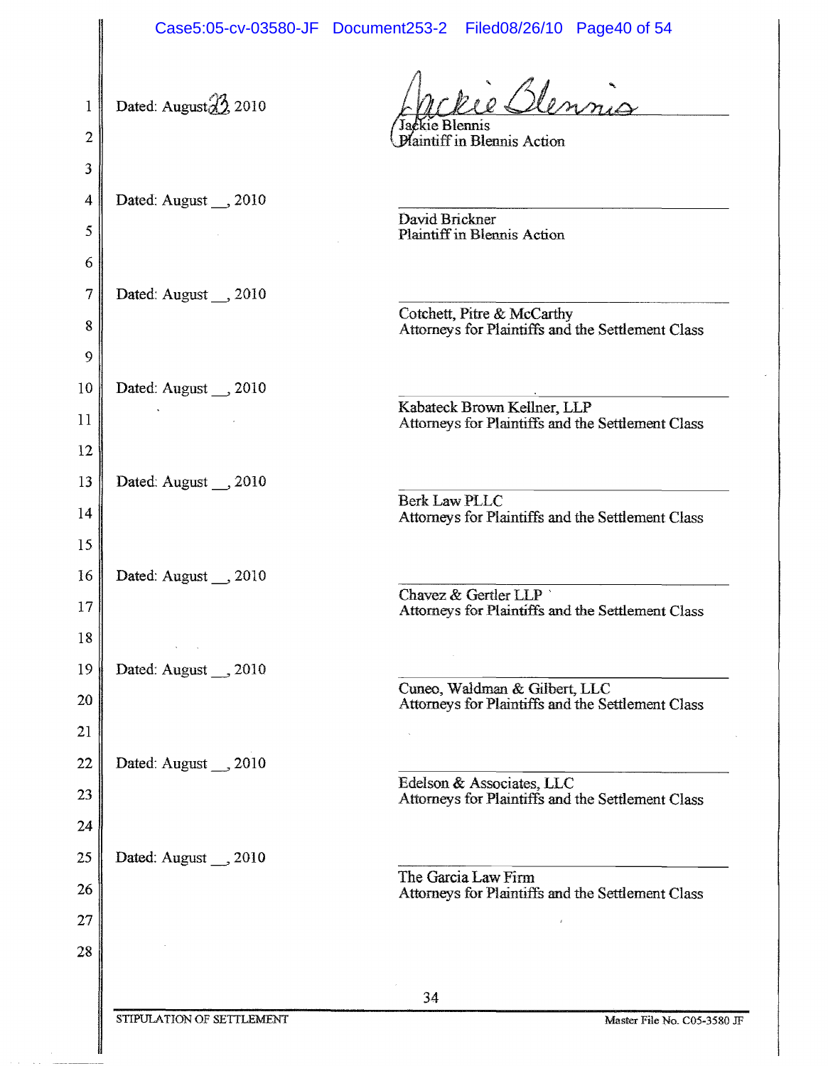Dated: August 23, 2010

*Jackie Blennis*

Jackie Blennis
Plaintiff in Blennis Action

Dated: August __, 2010

\_\_\_\_\_\_\_\_\_\_\_\_\_\_\_\_\_\_\_\_\_\_\_\_\_\_\_\_\_\_
David Brickner
Plaintiff in Blennis Action

Dated: August __, 2010

\_\_\_\_\_\_\_\_\_\_\_\_\_\_\_\_\_\_\_\_\_\_\_\_\_\_\_\_\_\_
Cotchett, Pitre & McCarthy
Attorneys for Plaintiffs and the Settlement Class

Dated: August __, 2010

\_\_\_\_\_\_\_\_\_\_\_\_\_\_\_\_\_\_\_\_\_\_\_\_\_\_\_\_\_\_
Kabateck Brown Kellner, LLP
Attorneys for Plaintiffs and the Settlement Class

Dated: August __, 2010

\_\_\_\_\_\_\_\_\_\_\_\_\_\_\_\_\_\_\_\_\_\_\_\_\_\_\_\_\_\_
Berk Law PLLC
Attorneys for Plaintiffs and the Settlement Class

Dated: August __, 2010

\_\_\_\_\_\_\_\_\_\_\_\_\_\_\_\_\_\_\_\_\_\_\_\_\_\_\_\_\_\_
Chavez & Gertler LLP
Attorneys for Plaintiffs and the Settlement Class

Dated: August __, 2010

\_\_\_\_\_\_\_\_\_\_\_\_\_\_\_\_\_\_\_\_\_\_\_\_\_\_\_\_\_\_
Cuneo, Waldman & Gilbert, LLC
Attorneys for Plaintiffs and the Settlement Class

Dated: August __, 2010

\_\_\_\_\_\_\_\_\_\_\_\_\_\_\_\_\_\_\_\_\_\_\_\_\_\_\_\_\_\_
Edelson & Associates, LLC
Attorneys for Plaintiffs and the Settlement Class

Dated: August __, 2010

\_\_\_\_\_\_\_\_\_\_\_\_\_\_\_\_\_\_\_\_\_\_\_\_\_\_\_\_\_\_
The Garcia Law Firm
Attorneys for Plaintiffs and the Settlement Class

STIPULATION OF SETTLEMENT — Master File No. C05-3580 JF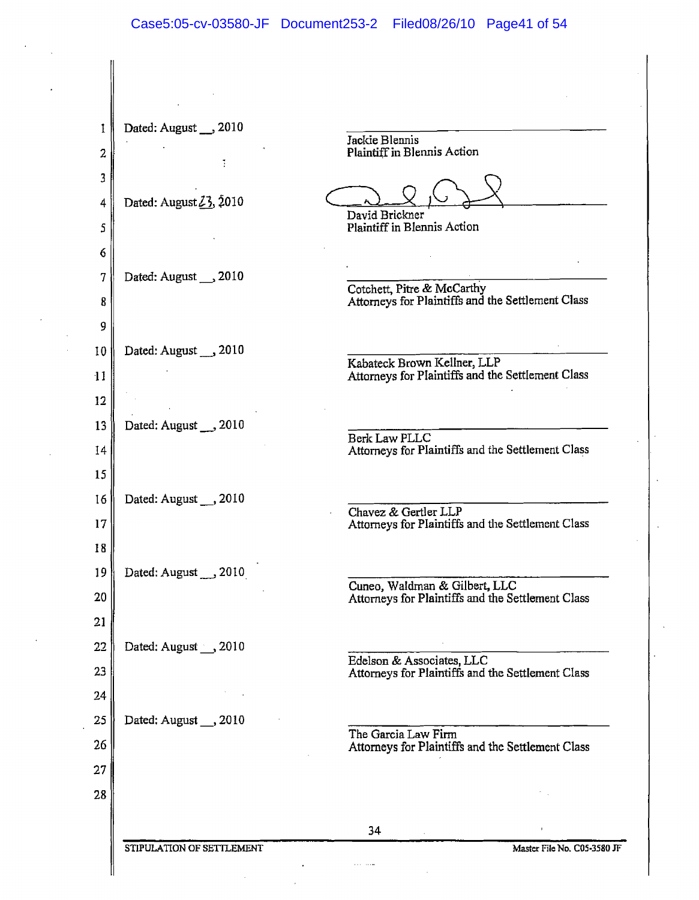Dated: August __, 2010

\_\_\_\_\_\_\_\_\_\_\_\_\_\_\_\_\_\_\_\_\_\_\_\_\_\_\_\_\_\_
Jackie Blennis
Plaintiff in Blennis Action

Dated: August 23, 2010

\_\_\_\_\_\_\_\_\_\_\_\_\_\_\_\_\_\_\_\_\_\_\_\_\_\_\_\_\_\_
David Brickner
Plaintiff in Blennis Action

Dated: August __, 2010

\_\_\_\_\_\_\_\_\_\_\_\_\_\_\_\_\_\_\_\_\_\_\_\_\_\_\_\_\_\_
Cotchett, Pitre & McCarthy
Attorneys for Plaintiffs and the Settlement Class

Dated: August __, 2010

\_\_\_\_\_\_\_\_\_\_\_\_\_\_\_\_\_\_\_\_\_\_\_\_\_\_\_\_\_\_
Kabateck Brown Kellner, LLP
Attorneys for Plaintiffs and the Settlement Class

Dated: August __, 2010

\_\_\_\_\_\_\_\_\_\_\_\_\_\_\_\_\_\_\_\_\_\_\_\_\_\_\_\_\_\_
Berk Law PLLC
Attorneys for Plaintiffs and the Settlement Class

Dated: August __, 2010

\_\_\_\_\_\_\_\_\_\_\_\_\_\_\_\_\_\_\_\_\_\_\_\_\_\_\_\_\_\_
Chavez & Gertler LLP
Attorneys for Plaintiffs and the Settlement Class

Dated: August __, 2010

\_\_\_\_\_\_\_\_\_\_\_\_\_\_\_\_\_\_\_\_\_\_\_\_\_\_\_\_\_\_
Cuneo, Waldman & Gilbert, LLC
Attorneys for Plaintiffs and the Settlement Class

Dated: August __, 2010

\_\_\_\_\_\_\_\_\_\_\_\_\_\_\_\_\_\_\_\_\_\_\_\_\_\_\_\_\_\_
Edelson & Associates, LLC
Attorneys for Plaintiffs and the Settlement Class

Dated: August __, 2010

\_\_\_\_\_\_\_\_\_\_\_\_\_\_\_\_\_\_\_\_\_\_\_\_\_\_\_\_\_\_
The Garcia Law Firm
Attorneys for Plaintiffs and the Settlement Class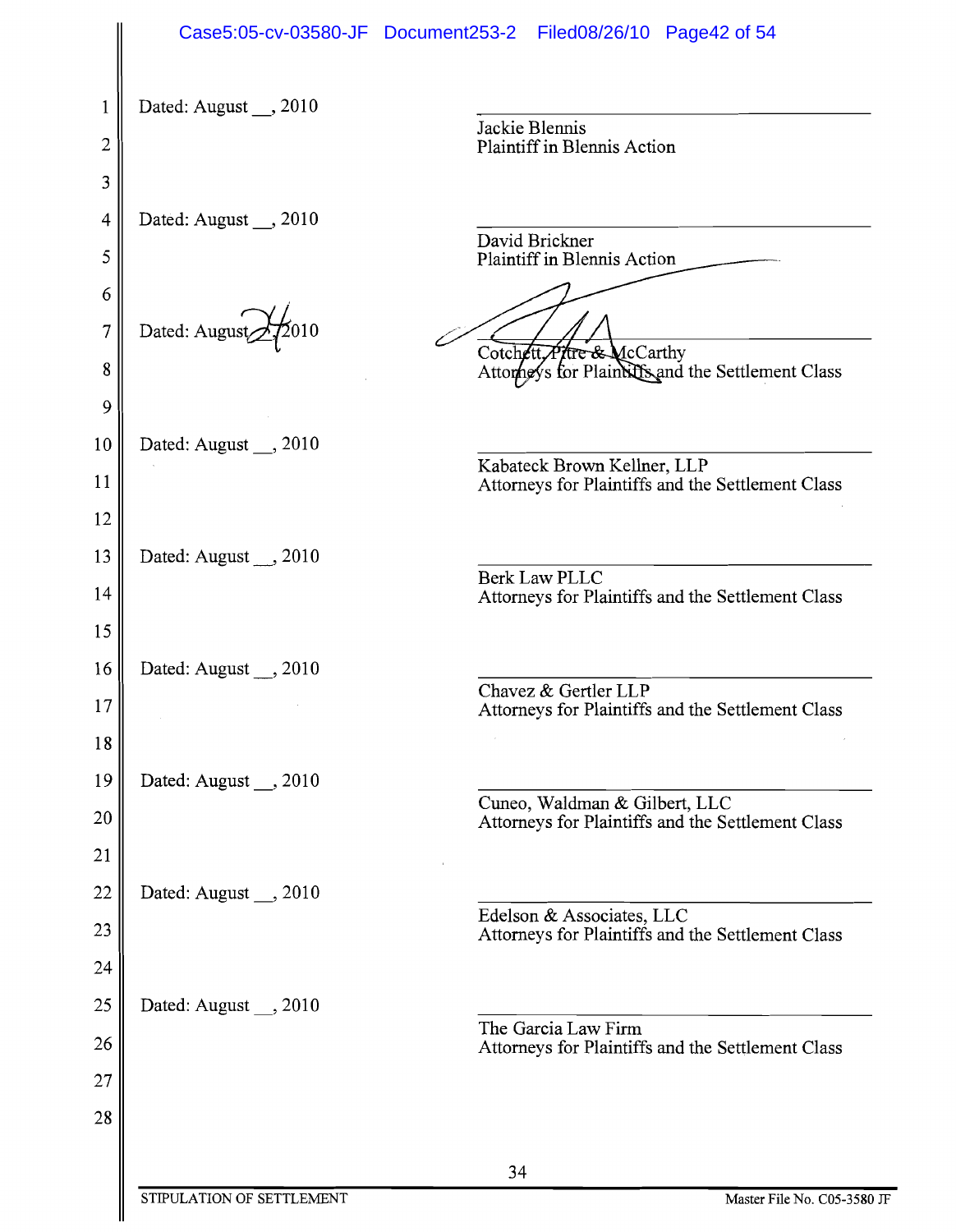Dated: August __, 2010

\_\_\_\_\_\_\_\_\_\_\_\_\_\_\_\_\_\_\_\_\_\_\_\_\_\_\_\_\_\_
Jackie Blennis
Plaintiff in Blennis Action

Dated: August __, 2010

\_\_\_\_\_\_\_\_\_\_\_\_\_\_\_\_\_\_\_\_\_\_\_\_\_\_\_\_\_\_
David Brickner
Plaintiff in Blennis Action

Dated: August 24, 2010

\_\_\_\_\_\_\_\_\_\_\_\_\_\_\_\_\_\_\_\_\_\_\_\_\_\_\_\_\_\_
Cotchett, Pitre & McCarthy
Attorneys for Plaintiffs and the Settlement Class

Dated: August __, 2010

\_\_\_\_\_\_\_\_\_\_\_\_\_\_\_\_\_\_\_\_\_\_\_\_\_\_\_\_\_\_
Kabateck Brown Kellner, LLP
Attorneys for Plaintiffs and the Settlement Class

Dated: August __, 2010

\_\_\_\_\_\_\_\_\_\_\_\_\_\_\_\_\_\_\_\_\_\_\_\_\_\_\_\_\_\_
Berk Law PLLC
Attorneys for Plaintiffs and the Settlement Class

Dated: August __, 2010

\_\_\_\_\_\_\_\_\_\_\_\_\_\_\_\_\_\_\_\_\_\_\_\_\_\_\_\_\_\_
Chavez & Gertler LLP
Attorneys for Plaintiffs and the Settlement Class

Dated: August __, 2010

\_\_\_\_\_\_\_\_\_\_\_\_\_\_\_\_\_\_\_\_\_\_\_\_\_\_\_\_\_\_
Cuneo, Waldman & Gilbert, LLC
Attorneys for Plaintiffs and the Settlement Class

Dated: August __, 2010

\_\_\_\_\_\_\_\_\_\_\_\_\_\_\_\_\_\_\_\_\_\_\_\_\_\_\_\_\_\_
Edelson & Associates, LLC
Attorneys for Plaintiffs and the Settlement Class

Dated: August __, 2010

\_\_\_\_\_\_\_\_\_\_\_\_\_\_\_\_\_\_\_\_\_\_\_\_\_\_\_\_\_\_
The Garcia Law Firm
Attorneys for Plaintiffs and the Settlement Class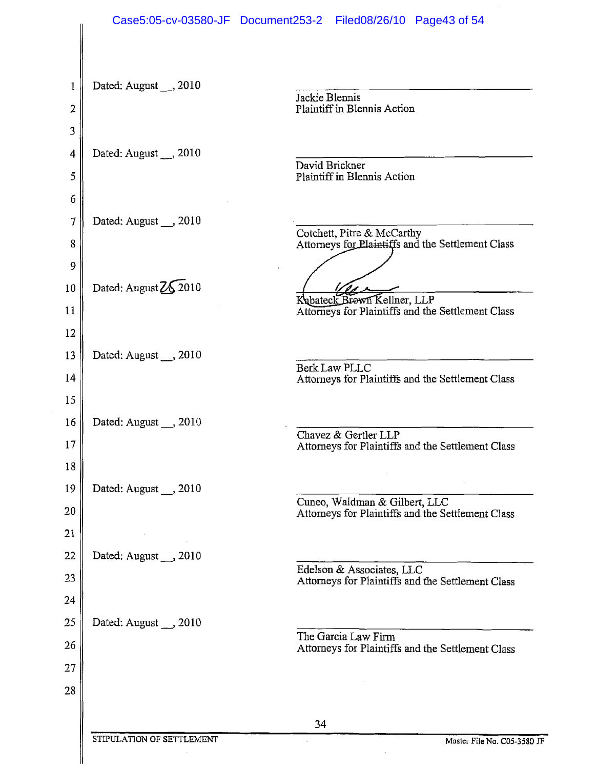Dated: August __, 2010

Jackie Blennis
Plaintiff in Blennis Action

Dated: August __, 2010

David Brickner
Plaintiff in Blennis Action

Dated: August __, 2010

Cotchett, Pitre & McCarthy
Attorneys for Plaintiffs and the Settlement Class

Dated: August 26 2010

Kabateck Brown Kellner, LLP
Attorneys for Plaintiffs and the Settlement Class

Dated: August __, 2010

Berk Law PLLC
Attorneys for Plaintiffs and the Settlement Class

Dated: August __, 2010

Chavez & Gertler LLP
Attorneys for Plaintiffs and the Settlement Class

Dated: August __, 2010

Cuneo, Waldman & Gilbert, LLC
Attorneys for Plaintiffs and the Settlement Class

Dated: August __, 2010

Edelson & Associates, LLC
Attorneys for Plaintiffs and the Settlement Class

Dated: August __, 2010

The Garcia Law Firm
Attorneys for Plaintiffs and the Settlement Class

STIPULATION OF SETTLEMENT — Master File No. C05-3580 JF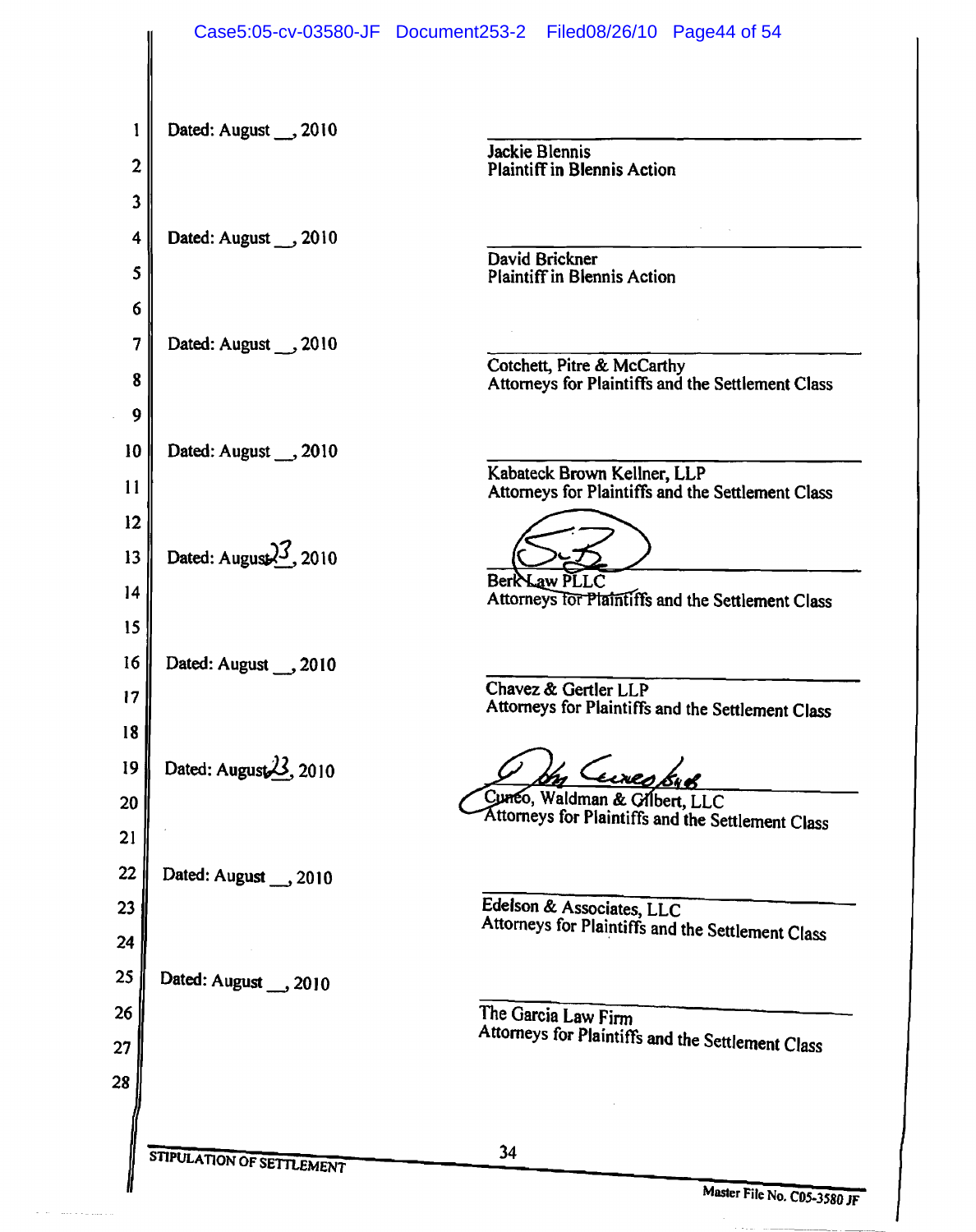Dated: August __, 2010

\_\_\_\_\_\_\_\_\_\_\_\_\_\_\_\_\_\_\_\_\_\_\_\_\_\_\_\_\_\_\_\_
Jackie Blennis
Plaintiff in Blennis Action

Dated: August __, 2010

\_\_\_\_\_\_\_\_\_\_\_\_\_\_\_\_\_\_\_\_\_\_\_\_\_\_\_\_\_\_\_\_
David Brickner
Plaintiff in Blennis Action

Dated: August __, 2010

\_\_\_\_\_\_\_\_\_\_\_\_\_\_\_\_\_\_\_\_\_\_\_\_\_\_\_\_\_\_\_\_
Cotchett, Pitre & McCarthy
Attorneys for Plaintiffs and the Settlement Class

Dated: August __, 2010

\_\_\_\_\_\_\_\_\_\_\_\_\_\_\_\_\_\_\_\_\_\_\_\_\_\_\_\_\_\_\_\_
Kabateck Brown Kellner, LLP
Attorneys for Plaintiffs and the Settlement Class

Dated: August 23, 2010

\_\_\_\_\_\_\_\_\_\_\_\_\_\_\_\_\_\_\_\_\_\_\_\_\_\_\_\_\_\_\_\_
Berk Law PLLC
Attorneys for Plaintiffs and the Settlement Class

Dated: August __, 2010

\_\_\_\_\_\_\_\_\_\_\_\_\_\_\_\_\_\_\_\_\_\_\_\_\_\_\_\_\_\_\_\_
Chavez & Gertler LLP
Attorneys for Plaintiffs and the Settlement Class

Dated: August 23, 2010

\_\_\_\_\_\_\_\_\_\_\_\_\_\_\_\_\_\_\_\_\_\_\_\_\_\_\_\_\_\_\_\_
Cuneo, Waldman & Gilbert, LLC
Attorneys for Plaintiffs and the Settlement Class

Dated: August __, 2010

\_\_\_\_\_\_\_\_\_\_\_\_\_\_\_\_\_\_\_\_\_\_\_\_\_\_\_\_\_\_\_\_
Edelson & Associates, LLC
Attorneys for Plaintiffs and the Settlement Class

Dated: August __, 2010

\_\_\_\_\_\_\_\_\_\_\_\_\_\_\_\_\_\_\_\_\_\_\_\_\_\_\_\_\_\_\_\_
The Garcia Law Firm
Attorneys for Plaintiffs and the Settlement Class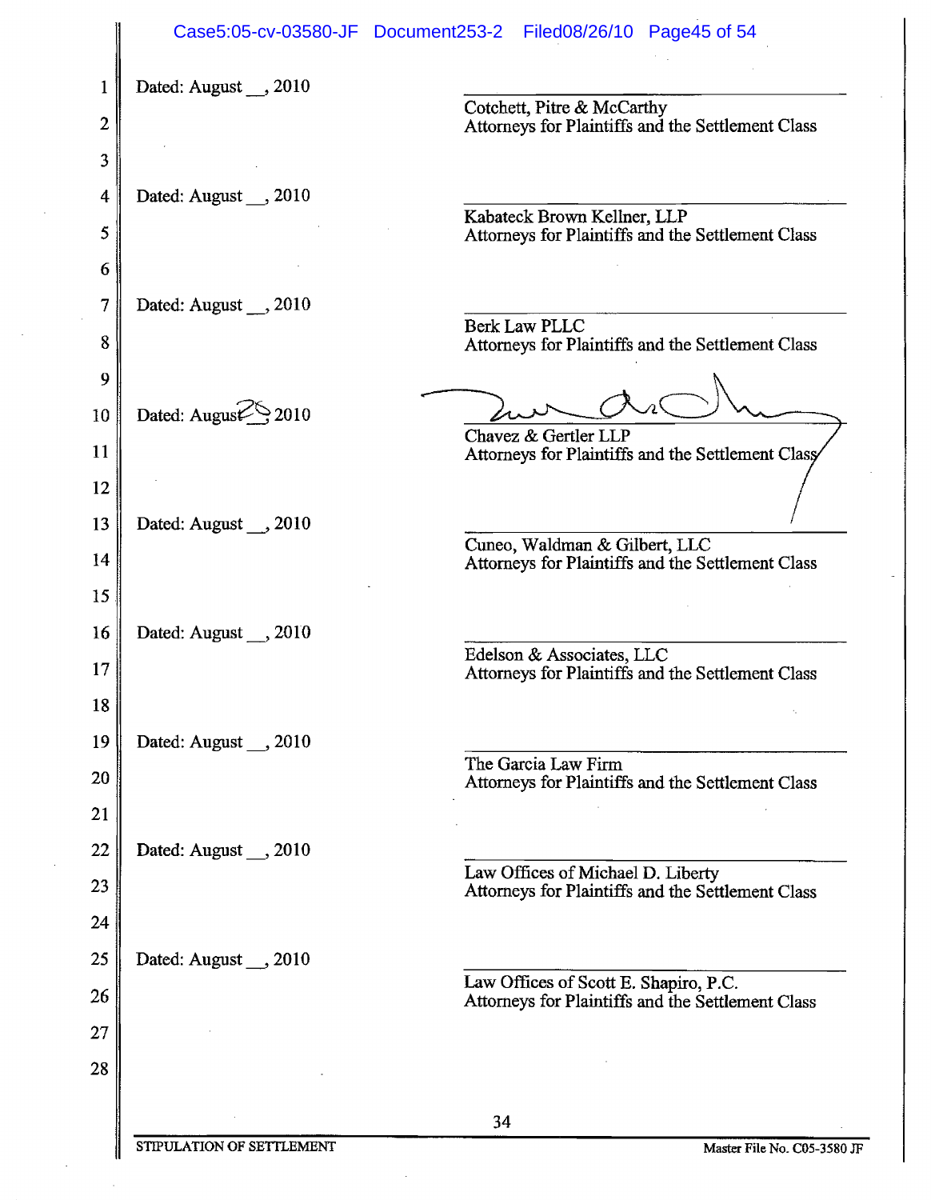Dated: August __, 2010

______________________________
Cotchett, Pitre & McCarthy
Attorneys for Plaintiffs and the Settlement Class

Dated: August __, 2010

______________________________
Kabateck Brown Kellner, LLP
Attorneys for Plaintiffs and the Settlement Class

Dated: August __, 2010

______________________________
Berk Law PLLC
Attorneys for Plaintiffs and the Settlement Class

Dated: August 28, 2010

______________________________
Chavez & Gertler LLP
Attorneys for Plaintiffs and the Settlement Class

Dated: August __, 2010

______________________________
Cuneo, Waldman & Gilbert, LLC
Attorneys for Plaintiffs and the Settlement Class

Dated: August __, 2010

______________________________
Edelson & Associates, LLC
Attorneys for Plaintiffs and the Settlement Class

Dated: August __, 2010

______________________________
The Garcia Law Firm
Attorneys for Plaintiffs and the Settlement Class

Dated: August __, 2010

______________________________
Law Offices of Michael D. Liberty
Attorneys for Plaintiffs and the Settlement Class

Dated: August __, 2010

______________________________
Law Offices of Scott E. Shapiro, P.C.
Attorneys for Plaintiffs and the Settlement Class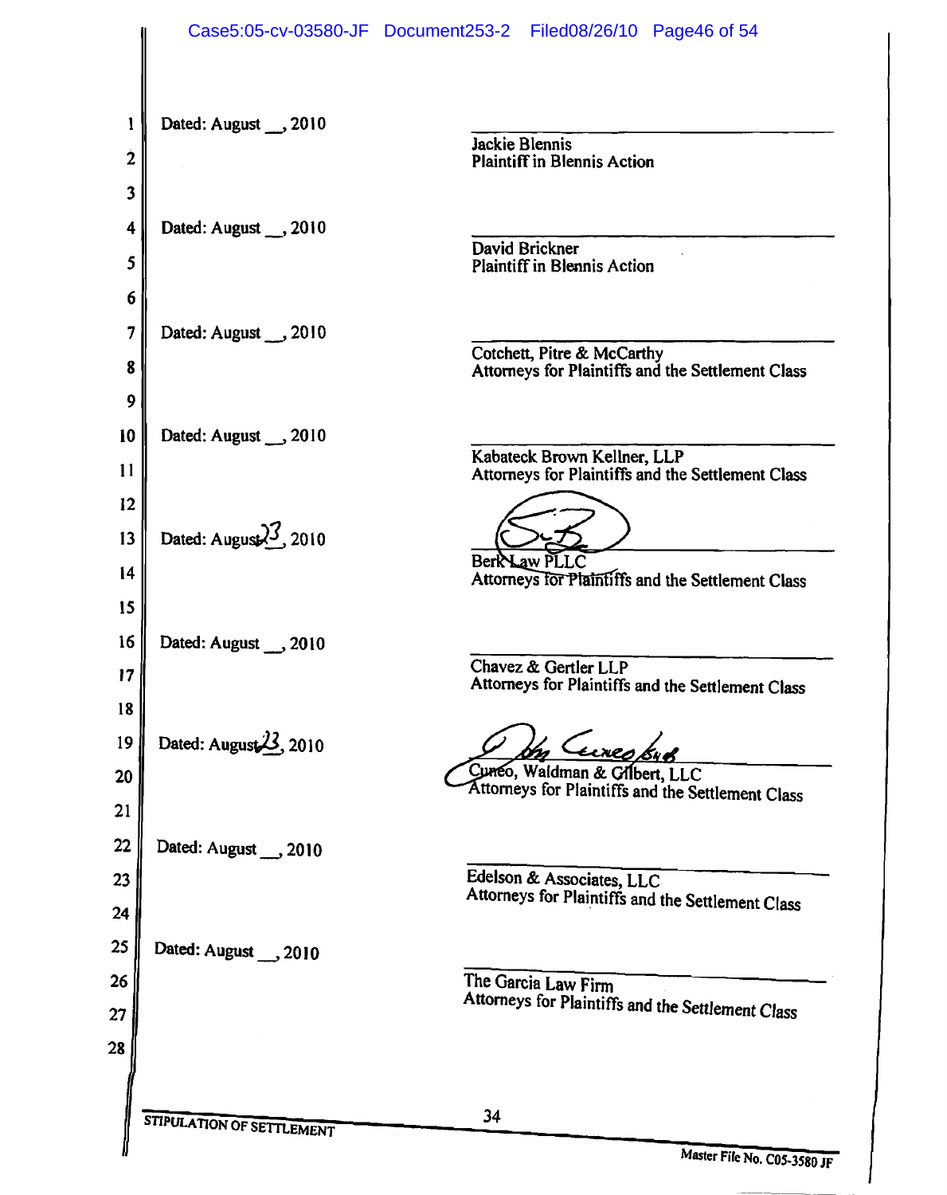Dated: August __, 2010

\_\_\_\_\_\_\_\_\_\_\_\_\_\_\_\_\_\_\_\_\_\_\_\_\_\_\_\_\_\_
Jackie Blennis
Plaintiff in Blennis Action

Dated: August __, 2010

\_\_\_\_\_\_\_\_\_\_\_\_\_\_\_\_\_\_\_\_\_\_\_\_\_\_\_\_\_\_
David Brickner
Plaintiff in Blennis Action

Dated: August __, 2010

\_\_\_\_\_\_\_\_\_\_\_\_\_\_\_\_\_\_\_\_\_\_\_\_\_\_\_\_\_\_
Cotchett, Pitre & McCarthy
Attorneys for Plaintiffs and the Settlement Class

Dated: August __, 2010

\_\_\_\_\_\_\_\_\_\_\_\_\_\_\_\_\_\_\_\_\_\_\_\_\_\_\_\_\_\_
Kabateck Brown Kellner, LLP
Attorneys for Plaintiffs and the Settlement Class

Dated: August 23, 2010

\_\_\_\_\_\_\_\_\_\_\_\_\_\_\_\_\_\_\_\_\_\_\_\_\_\_\_\_\_\_
Berk Law PLLC
Attorneys for Plaintiffs and the Settlement Class

Dated: August __, 2010

\_\_\_\_\_\_\_\_\_\_\_\_\_\_\_\_\_\_\_\_\_\_\_\_\_\_\_\_\_\_
Chavez & Gertler LLP
Attorneys for Plaintiffs and the Settlement Class

Dated: August 23, 2010

\_\_\_\_\_\_\_\_\_\_\_\_\_\_\_\_\_\_\_\_\_\_\_\_\_\_\_\_\_\_
Cuneo, Waldman & Gilbert, LLC
Attorneys for Plaintiffs and the Settlement Class

Dated: August __, 2010

\_\_\_\_\_\_\_\_\_\_\_\_\_\_\_\_\_\_\_\_\_\_\_\_\_\_\_\_\_\_
Edelson & Associates, LLC
Attorneys for Plaintiffs and the Settlement Class

Dated: August __, 2010

\_\_\_\_\_\_\_\_\_\_\_\_\_\_\_\_\_\_\_\_\_\_\_\_\_\_\_\_\_\_
The Garcia Law Firm
Attorneys for Plaintiffs and the Settlement Class

STIPULATION OF SETTLEMENT

Master File No. C05-3580 JF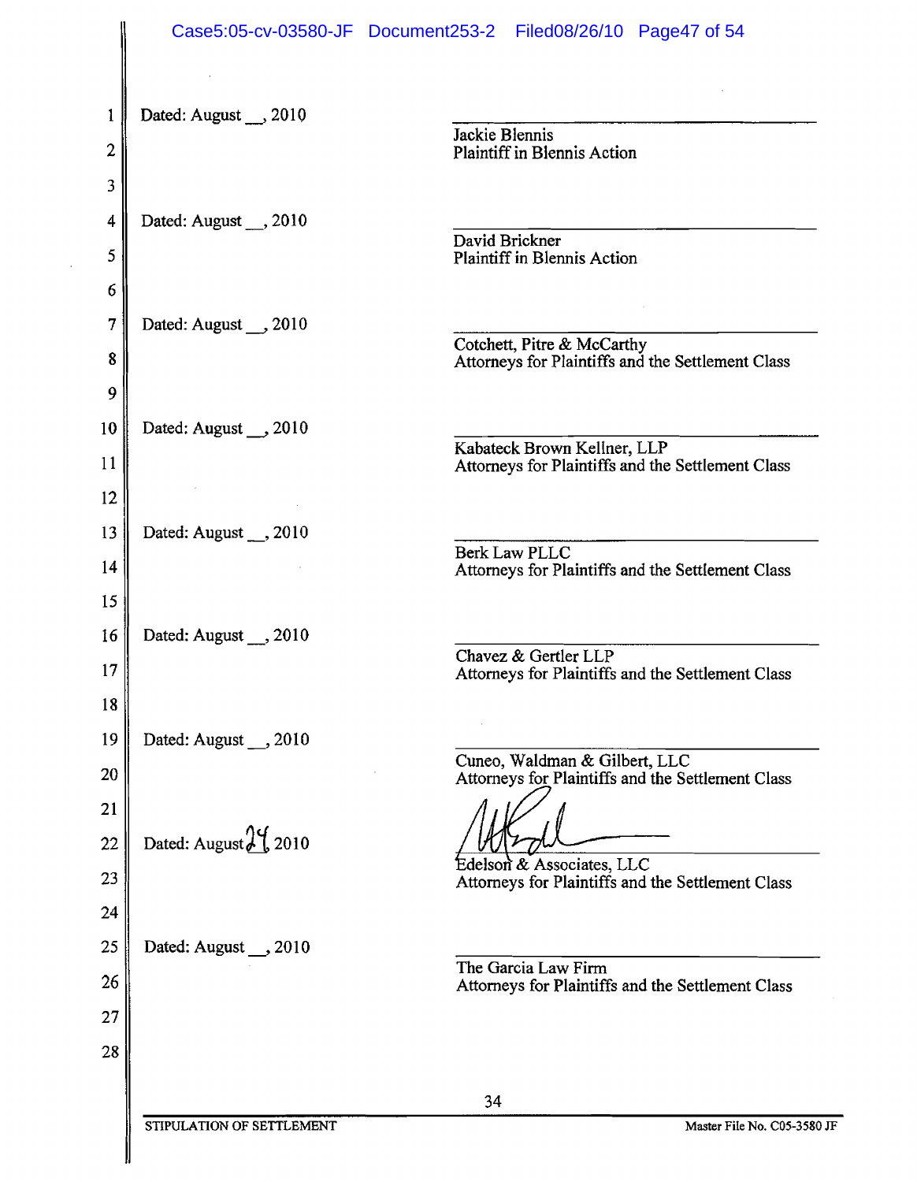Dated: August __, 2010

______________________________
Jackie Blennis
Plaintiff in Blennis Action

Dated: August __, 2010

______________________________
David Brickner
Plaintiff in Blennis Action

Dated: August __, 2010

______________________________
Cotchett, Pitre & McCarthy
Attorneys for Plaintiffs and the Settlement Class

Dated: August __, 2010

______________________________
Kabateck Brown Kellner, LLP
Attorneys for Plaintiffs and the Settlement Class

Dated: August __, 2010

______________________________
Berk Law PLLC
Attorneys for Plaintiffs and the Settlement Class

Dated: August __, 2010

______________________________
Chavez & Gertler LLP
Attorneys for Plaintiffs and the Settlement Class

Dated: August __, 2010

______________________________
Cuneo, Waldman & Gilbert, LLC
Attorneys for Plaintiffs and the Settlement Class

Dated: August 24, 2010

______________________________
Edelson & Associates, LLC
Attorneys for Plaintiffs and the Settlement Class

Dated: August __, 2010

______________________________
The Garcia Law Firm
Attorneys for Plaintiffs and the Settlement Class

STIPULATION OF SETTLEMENT — Master File No. C05-3580 JF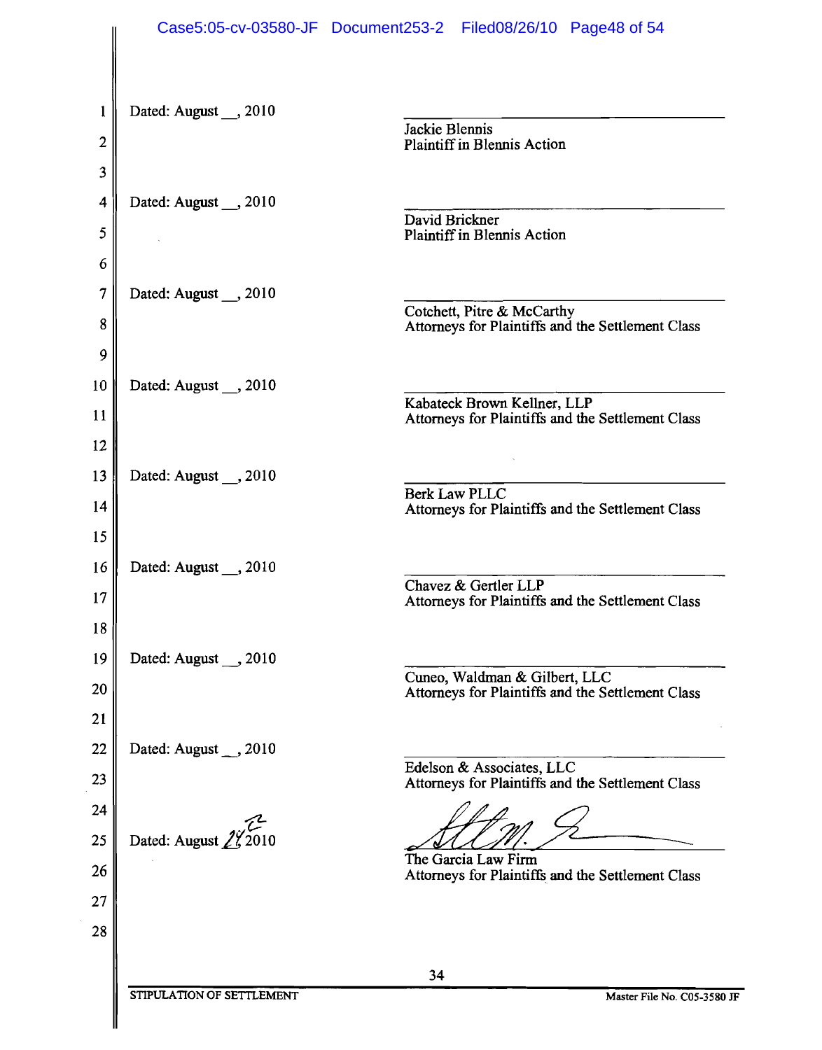Dated: August __, 2010

\_\_\_\_\_\_\_\_\_\_\_\_\_\_\_\_\_\_\_\_\_\_\_\_\_\_\_\_\_\_
Jackie Blennis
Plaintiff in Blennis Action

Dated: August __, 2010

\_\_\_\_\_\_\_\_\_\_\_\_\_\_\_\_\_\_\_\_\_\_\_\_\_\_\_\_\_\_
David Brickner
Plaintiff in Blennis Action

Dated: August __, 2010

\_\_\_\_\_\_\_\_\_\_\_\_\_\_\_\_\_\_\_\_\_\_\_\_\_\_\_\_\_\_
Cotchett, Pitre & McCarthy
Attorneys for Plaintiffs and the Settlement Class

Dated: August __, 2010

\_\_\_\_\_\_\_\_\_\_\_\_\_\_\_\_\_\_\_\_\_\_\_\_\_\_\_\_\_\_
Kabateck Brown Kellner, LLP
Attorneys for Plaintiffs and the Settlement Class

Dated: August __, 2010

\_\_\_\_\_\_\_\_\_\_\_\_\_\_\_\_\_\_\_\_\_\_\_\_\_\_\_\_\_\_
Berk Law PLLC
Attorneys for Plaintiffs and the Settlement Class

Dated: August __, 2010

\_\_\_\_\_\_\_\_\_\_\_\_\_\_\_\_\_\_\_\_\_\_\_\_\_\_\_\_\_\_
Chavez & Gertler LLP
Attorneys for Plaintiffs and the Settlement Class

Dated: August __, 2010

\_\_\_\_\_\_\_\_\_\_\_\_\_\_\_\_\_\_\_\_\_\_\_\_\_\_\_\_\_\_
Cuneo, Waldman & Gilbert, LLC
Attorneys for Plaintiffs and the Settlement Class

Dated: August __, 2010

\_\_\_\_\_\_\_\_\_\_\_\_\_\_\_\_\_\_\_\_\_\_\_\_\_\_\_\_\_\_
Edelson & Associates, LLC
Attorneys for Plaintiffs and the Settlement Class

Dated: August 24, 2010

[signature]
The Garcia Law Firm
Attorneys for Plaintiffs and the Settlement Class

STIPULATION OF SETTLEMENT — Master File No. C05-3580 JF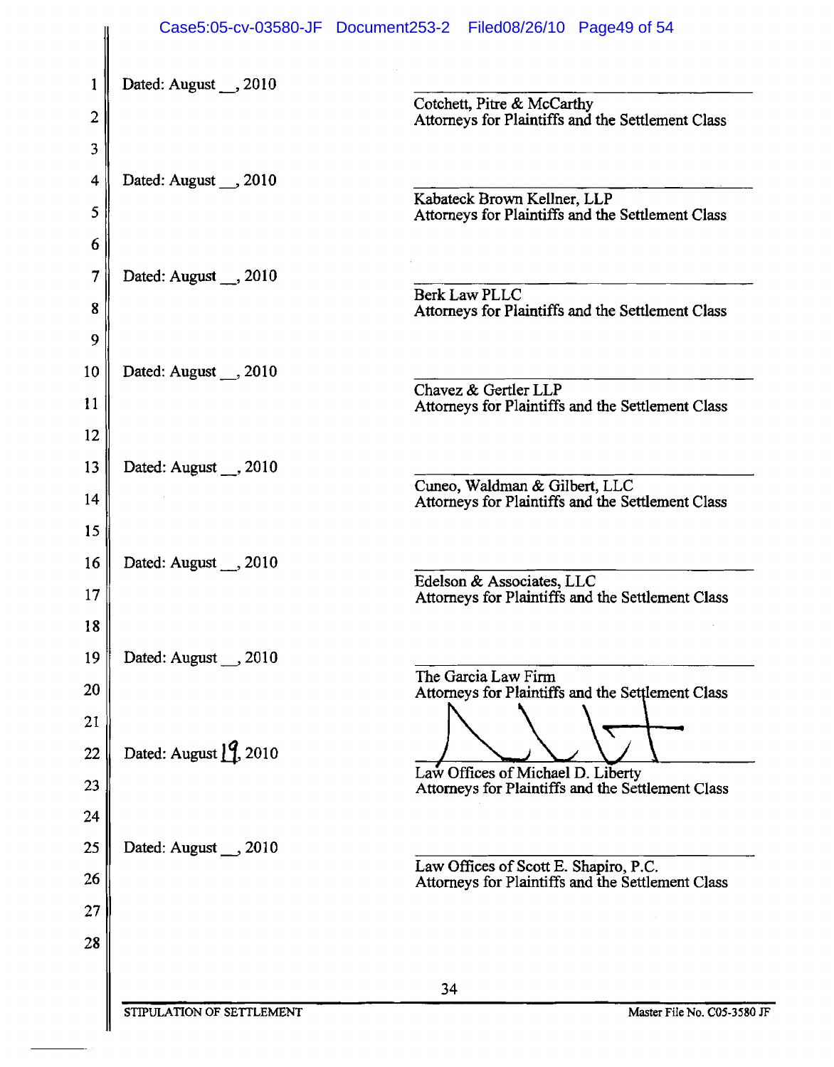Dated: August __, 2010

\_\_\_\_\_\_\_\_\_\_\_\_\_\_\_\_\_\_\_\_\_\_\_\_\_\_\_\_\_\_\_\_
Cotchett, Pitre & McCarthy
Attorneys for Plaintiffs and the Settlement Class

Dated: August __, 2010

\_\_\_\_\_\_\_\_\_\_\_\_\_\_\_\_\_\_\_\_\_\_\_\_\_\_\_\_\_\_\_\_
Kabateck Brown Kellner, LLP
Attorneys for Plaintiffs and the Settlement Class

Dated: August __, 2010

\_\_\_\_\_\_\_\_\_\_\_\_\_\_\_\_\_\_\_\_\_\_\_\_\_\_\_\_\_\_\_\_
Berk Law PLLC
Attorneys for Plaintiffs and the Settlement Class

Dated: August __, 2010

\_\_\_\_\_\_\_\_\_\_\_\_\_\_\_\_\_\_\_\_\_\_\_\_\_\_\_\_\_\_\_\_
Chavez & Gertler LLP
Attorneys for Plaintiffs and the Settlement Class

Dated: August __, 2010

\_\_\_\_\_\_\_\_\_\_\_\_\_\_\_\_\_\_\_\_\_\_\_\_\_\_\_\_\_\_\_\_
Cuneo, Waldman & Gilbert, LLC
Attorneys for Plaintiffs and the Settlement Class

Dated: August __, 2010

\_\_\_\_\_\_\_\_\_\_\_\_\_\_\_\_\_\_\_\_\_\_\_\_\_\_\_\_\_\_\_\_
Edelson & Associates, LLC
Attorneys for Plaintiffs and the Settlement Class

Dated: August __, 2010

\_\_\_\_\_\_\_\_\_\_\_\_\_\_\_\_\_\_\_\_\_\_\_\_\_\_\_\_\_\_\_\_
The Garcia Law Firm
Attorneys for Plaintiffs and the Settlement Class

Dated: August 19, 2010

\_\_\_\_\_\_\_\_\_\_\_\_\_\_\_\_\_\_\_\_\_\_\_\_\_\_\_\_\_\_\_\_
Law Offices of Michael D. Liberty
Attorneys for Plaintiffs and the Settlement Class

Dated: August __, 2010

\_\_\_\_\_\_\_\_\_\_\_\_\_\_\_\_\_\_\_\_\_\_\_\_\_\_\_\_\_\_\_\_
Law Offices of Scott E. Shapiro, P.C.
Attorneys for Plaintiffs and the Settlement Class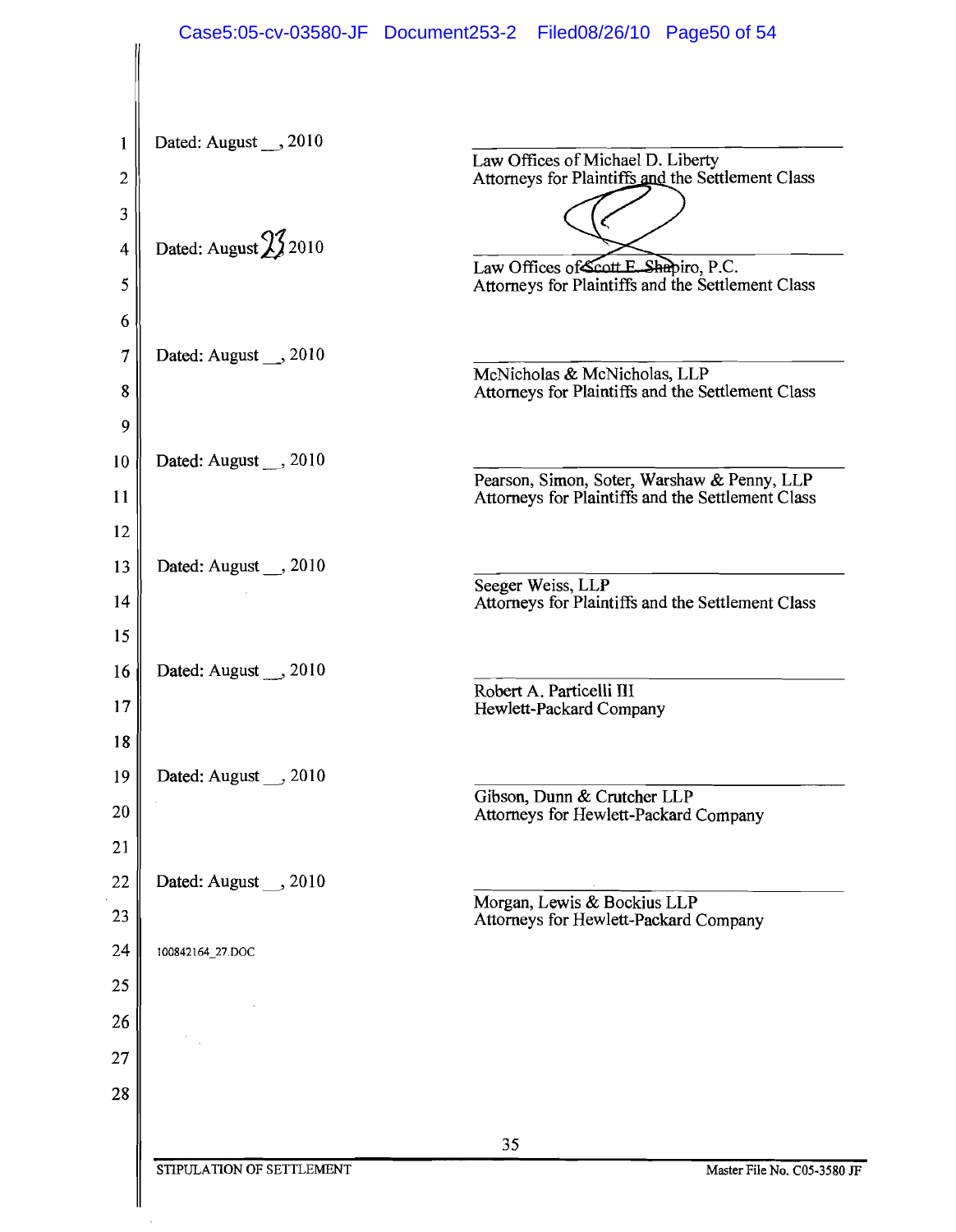Dated: August __, 2010

\_\_\_\_\_\_\_\_\_\_\_\_\_\_\_\_\_\_\_\_\_\_\_\_\_\_\_\_\_\_
Law Offices of Michael D. Liberty
Attorneys for Plaintiffs and the Settlement Class

Dated: August 23 2010

\_\_\_\_\_\_\_\_\_\_\_\_\_\_\_\_\_\_\_\_\_\_\_\_\_\_\_\_\_\_
Law Offices of Scott E. Shapiro, P.C.
Attorneys for Plaintiffs and the Settlement Class

Dated: August __, 2010

\_\_\_\_\_\_\_\_\_\_\_\_\_\_\_\_\_\_\_\_\_\_\_\_\_\_\_\_\_\_
McNicholas & McNicholas, LLP
Attorneys for Plaintiffs and the Settlement Class

Dated: August __, 2010

\_\_\_\_\_\_\_\_\_\_\_\_\_\_\_\_\_\_\_\_\_\_\_\_\_\_\_\_\_\_
Pearson, Simon, Soter, Warshaw & Penny, LLP
Attorneys for Plaintiffs and the Settlement Class

Dated: August __, 2010

\_\_\_\_\_\_\_\_\_\_\_\_\_\_\_\_\_\_\_\_\_\_\_\_\_\_\_\_\_\_
Seeger Weiss, LLP
Attorneys for Plaintiffs and the Settlement Class

Dated: August __, 2010

\_\_\_\_\_\_\_\_\_\_\_\_\_\_\_\_\_\_\_\_\_\_\_\_\_\_\_\_\_\_
Robert A. Particelli III
Hewlett-Packard Company

Dated: August __, 2010

\_\_\_\_\_\_\_\_\_\_\_\_\_\_\_\_\_\_\_\_\_\_\_\_\_\_\_\_\_\_
Gibson, Dunn & Crutcher LLP
Attorneys for Hewlett-Packard Company

Dated: August __, 2010

\_\_\_\_\_\_\_\_\_\_\_\_\_\_\_\_\_\_\_\_\_\_\_\_\_\_\_\_\_\_
Morgan, Lewis & Bockius LLP
Attorneys for Hewlett-Packard Company

100842164_27.DOC

STIPULATION OF SETTLEMENT — Master File No. C05-3580 JF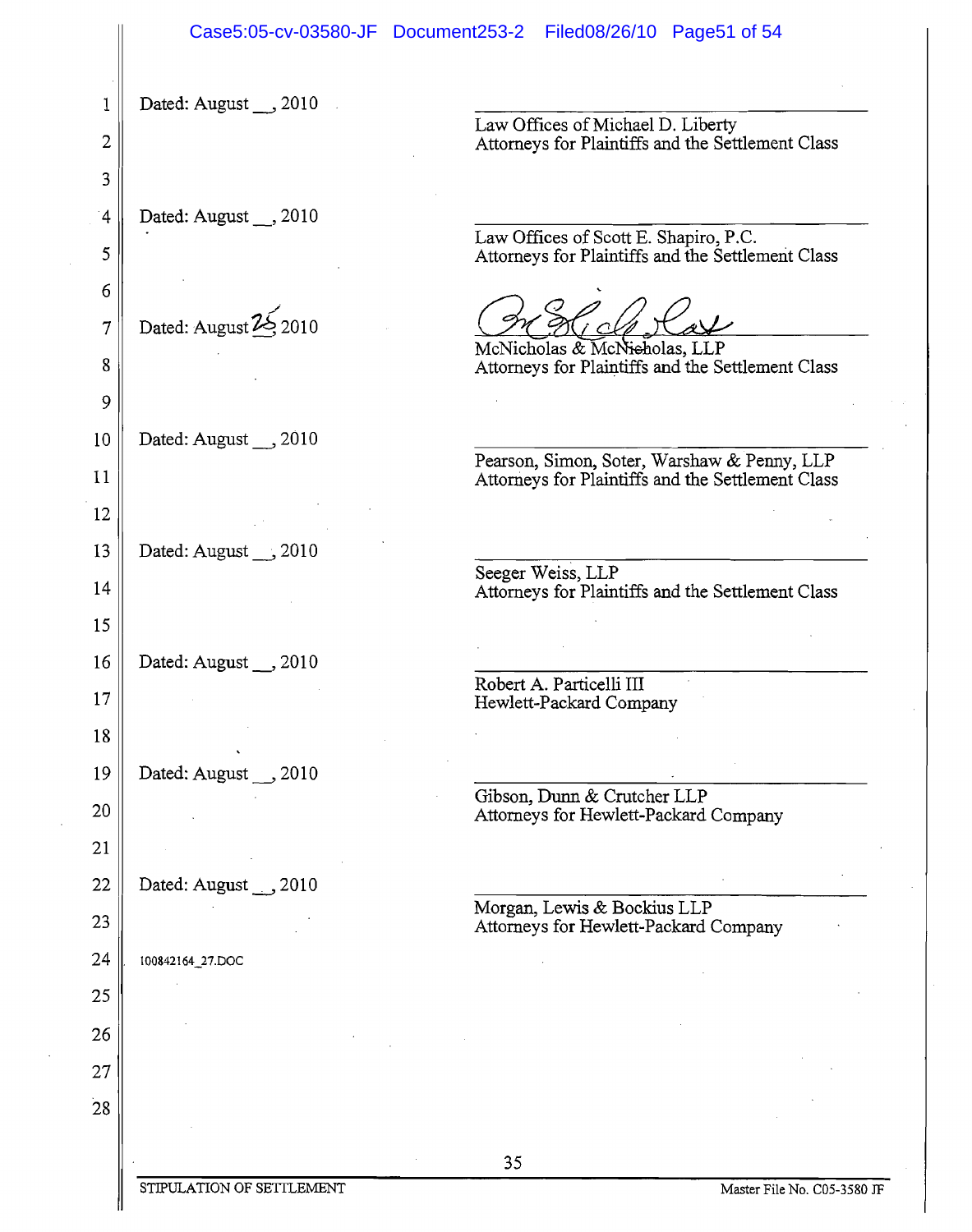Dated: August __, 2010

\_\_\_\_\_\_\_\_\_\_\_\_\_\_\_\_\_\_\_\_\_\_\_\_\_\_\_\_\_\_\_\_
Law Offices of Michael D. Liberty
Attorneys for Plaintiffs and the Settlement Class

Dated: August __, 2010

\_\_\_\_\_\_\_\_\_\_\_\_\_\_\_\_\_\_\_\_\_\_\_\_\_\_\_\_\_\_\_\_
Law Offices of Scott E. Shapiro, P.C.
Attorneys for Plaintiffs and the Settlement Class

Dated: August 25 2010

\_\_\_\_\_\_\_\_\_\_\_\_\_\_\_\_\_\_\_\_\_\_\_\_\_\_\_\_\_\_\_\_
McNicholas & McNicholas, LLP
Attorneys for Plaintiffs and the Settlement Class

Dated: August __, 2010

\_\_\_\_\_\_\_\_\_\_\_\_\_\_\_\_\_\_\_\_\_\_\_\_\_\_\_\_\_\_\_\_
Pearson, Simon, Soter, Warshaw & Penny, LLP
Attorneys for Plaintiffs and the Settlement Class

Dated: August __, 2010

\_\_\_\_\_\_\_\_\_\_\_\_\_\_\_\_\_\_\_\_\_\_\_\_\_\_\_\_\_\_\_\_
Seeger Weiss, LLP
Attorneys for Plaintiffs and the Settlement Class

Dated: August __, 2010

\_\_\_\_\_\_\_\_\_\_\_\_\_\_\_\_\_\_\_\_\_\_\_\_\_\_\_\_\_\_\_\_
Robert A. Particelli III
Hewlett-Packard Company

Dated: August __, 2010

\_\_\_\_\_\_\_\_\_\_\_\_\_\_\_\_\_\_\_\_\_\_\_\_\_\_\_\_\_\_\_\_
Gibson, Dunn & Crutcher LLP
Attorneys for Hewlett-Packard Company

Dated: August __, 2010

\_\_\_\_\_\_\_\_\_\_\_\_\_\_\_\_\_\_\_\_\_\_\_\_\_\_\_\_\_\_\_\_
Morgan, Lewis & Bockius LLP
Attorneys for Hewlett-Packard Company

100842164_27.DOC

STIPULATION OF SETTLEMENT — Master File No. C05-3580 JF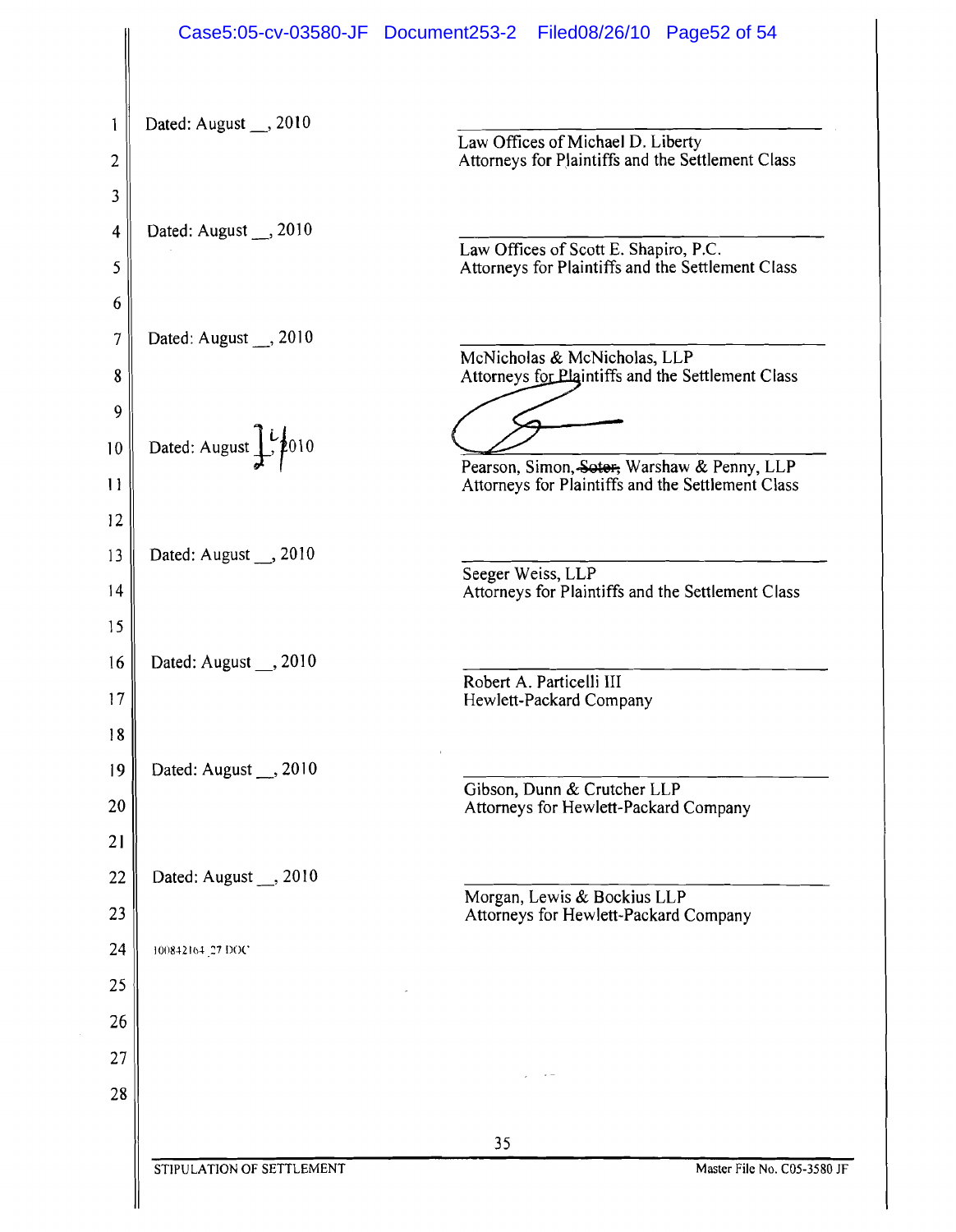Dated: August __, 2010

\_\_\_\_\_\_\_\_\_\_\_\_\_\_\_\_\_\_\_\_\_\_\_\_\_\_\_\_\_\_\_\_
Law Offices of Michael D. Liberty
Attorneys for Plaintiffs and the Settlement Class

Dated: August __, 2010

\_\_\_\_\_\_\_\_\_\_\_\_\_\_\_\_\_\_\_\_\_\_\_\_\_\_\_\_\_\_\_\_
Law Offices of Scott E. Shapiro, P.C.
Attorneys for Plaintiffs and the Settlement Class

Dated: August __, 2010

\_\_\_\_\_\_\_\_\_\_\_\_\_\_\_\_\_\_\_\_\_\_\_\_\_\_\_\_\_\_\_\_
McNicholas & McNicholas, LLP
Attorneys for Plaintiffs and the Settlement Class

Dated: August 14, 2010

\_\_\_\_\_\_\_\_\_\_\_\_\_\_\_\_\_\_\_\_\_\_\_\_\_\_\_\_\_\_\_\_
Pearson, Simon, ~~Soter,~~ Warshaw & Penny, LLP
Attorneys for Plaintiffs and the Settlement Class

Dated: August __, 2010

\_\_\_\_\_\_\_\_\_\_\_\_\_\_\_\_\_\_\_\_\_\_\_\_\_\_\_\_\_\_\_\_
Seeger Weiss, LLP
Attorneys for Plaintiffs and the Settlement Class

Dated: August __, 2010

\_\_\_\_\_\_\_\_\_\_\_\_\_\_\_\_\_\_\_\_\_\_\_\_\_\_\_\_\_\_\_\_
Robert A. Particelli III
Hewlett-Packard Company

Dated: August __, 2010

\_\_\_\_\_\_\_\_\_\_\_\_\_\_\_\_\_\_\_\_\_\_\_\_\_\_\_\_\_\_\_\_
Gibson, Dunn & Crutcher LLP
Attorneys for Hewlett-Packard Company

Dated: August __, 2010

\_\_\_\_\_\_\_\_\_\_\_\_\_\_\_\_\_\_\_\_\_\_\_\_\_\_\_\_\_\_\_\_
Morgan, Lewis & Bockius LLP
Attorneys for Hewlett-Packard Company

100842164_27.DOC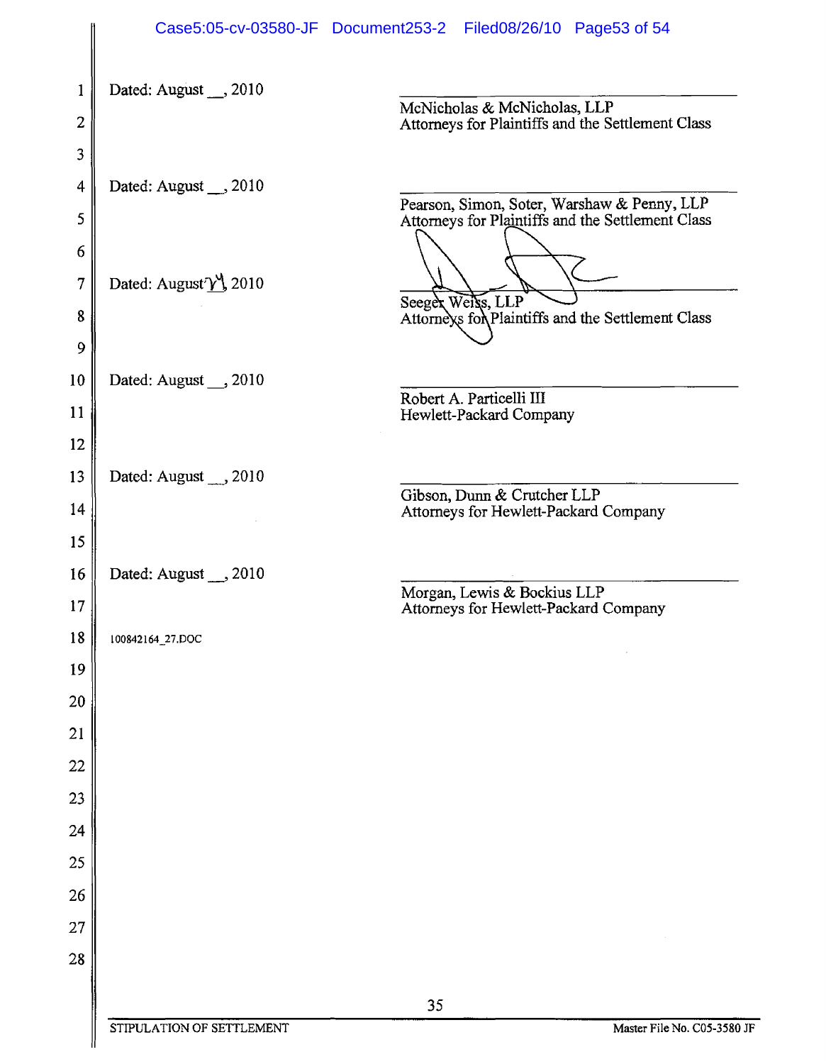Dated: August __, 2010

\_\_\_\_\_\_\_\_\_\_\_\_\_\_\_\_\_\_\_\_\_\_\_\_\_\_\_\_\_\_\_\_
McNicholas & McNicholas, LLP
Attorneys for Plaintiffs and the Settlement Class

Dated: August __, 2010

\_\_\_\_\_\_\_\_\_\_\_\_\_\_\_\_\_\_\_\_\_\_\_\_\_\_\_\_\_\_\_\_
Pearson, Simon, Soter, Warshaw & Penny, LLP
Attorneys for Plaintiffs and the Settlement Class

Dated: August 24, 2010

\_\_\_\_\_\_\_\_\_\_\_\_\_\_\_\_\_\_\_\_\_\_\_\_\_\_\_\_\_\_\_\_
Seeger Weiss, LLP
Attorneys for Plaintiffs and the Settlement Class

Dated: August __, 2010

\_\_\_\_\_\_\_\_\_\_\_\_\_\_\_\_\_\_\_\_\_\_\_\_\_\_\_\_\_\_\_\_
Robert A. Particelli III
Hewlett-Packard Company

Dated: August __, 2010

\_\_\_\_\_\_\_\_\_\_\_\_\_\_\_\_\_\_\_\_\_\_\_\_\_\_\_\_\_\_\_\_
Gibson, Dunn & Crutcher LLP
Attorneys for Hewlett-Packard Company

Dated: August __, 2010

\_\_\_\_\_\_\_\_\_\_\_\_\_\_\_\_\_\_\_\_\_\_\_\_\_\_\_\_\_\_\_\_
Morgan, Lewis & Bockius LLP
Attorneys for Hewlett-Packard Company

100842164_27.DOC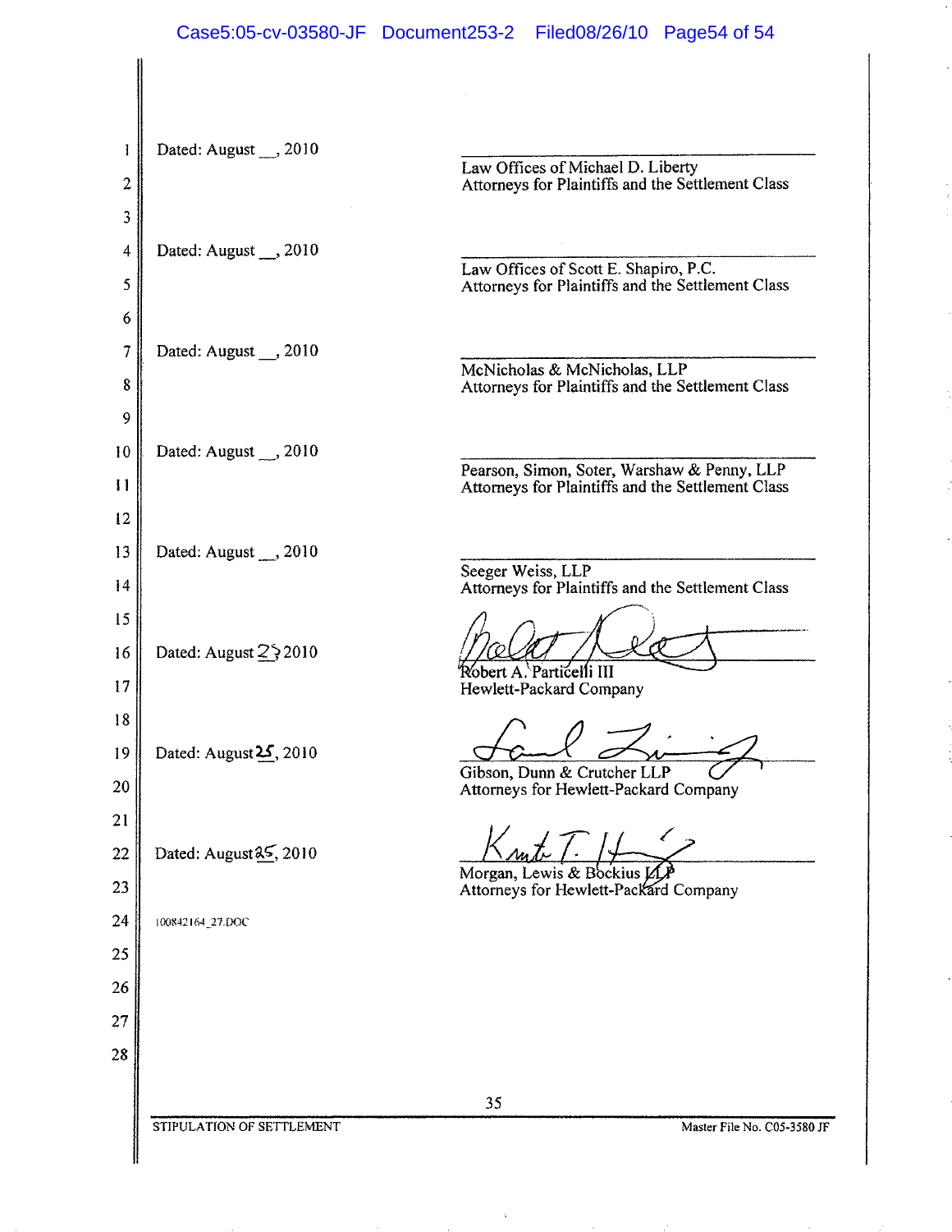Dated: August __, 2010

\_\_\_\_\_\_\_\_\_\_\_\_\_\_\_\_\_\_\_\_\_\_\_\_\_\_\_\_\_\_\_\_\_\_\_\_\_\_\_\_
Law Offices of Michael D. Liberty
Attorneys for Plaintiffs and the Settlement Class

Dated: August __, 2010

\_\_\_\_\_\_\_\_\_\_\_\_\_\_\_\_\_\_\_\_\_\_\_\_\_\_\_\_\_\_\_\_\_\_\_\_\_\_\_\_
Law Offices of Scott E. Shapiro, P.C.
Attorneys for Plaintiffs and the Settlement Class

Dated: August __, 2010

\_\_\_\_\_\_\_\_\_\_\_\_\_\_\_\_\_\_\_\_\_\_\_\_\_\_\_\_\_\_\_\_\_\_\_\_\_\_\_\_
McNicholas & McNicholas, LLP
Attorneys for Plaintiffs and the Settlement Class

Dated: August __, 2010

\_\_\_\_\_\_\_\_\_\_\_\_\_\_\_\_\_\_\_\_\_\_\_\_\_\_\_\_\_\_\_\_\_\_\_\_\_\_\_\_
Pearson, Simon, Soter, Warshaw & Penny, LLP
Attorneys for Plaintiffs and the Settlement Class

Dated: August __, 2010

\_\_\_\_\_\_\_\_\_\_\_\_\_\_\_\_\_\_\_\_\_\_\_\_\_\_\_\_\_\_\_\_\_\_\_\_\_\_\_\_
Seeger Weiss, LLP
Attorneys for Plaintiffs and the Settlement Class

Dated: August 25, 2010

\_\_\_\_\_\_\_\_\_\_\_\_\_\_\_\_\_\_\_\_\_\_\_\_\_\_\_\_\_\_\_\_\_\_\_\_\_\_\_\_
Robert A. Particelli III
Hewlett-Packard Company

Dated: August 25, 2010

\_\_\_\_\_\_\_\_\_\_\_\_\_\_\_\_\_\_\_\_\_\_\_\_\_\_\_\_\_\_\_\_\_\_\_\_\_\_\_\_
Gibson, Dunn & Crutcher LLP
Attorneys for Hewlett-Packard Company

Dated: August 25, 2010

\_\_\_\_\_\_\_\_\_\_\_\_\_\_\_\_\_\_\_\_\_\_\_\_\_\_\_\_\_\_\_\_\_\_\_\_\_\_\_\_
Morgan, Lewis & Bockius LLP
Attorneys for Hewlett-Packard Company

100842164_27.DOC

STIPULATION OF SETTLEMENT — Master File No. C05-3580 JF